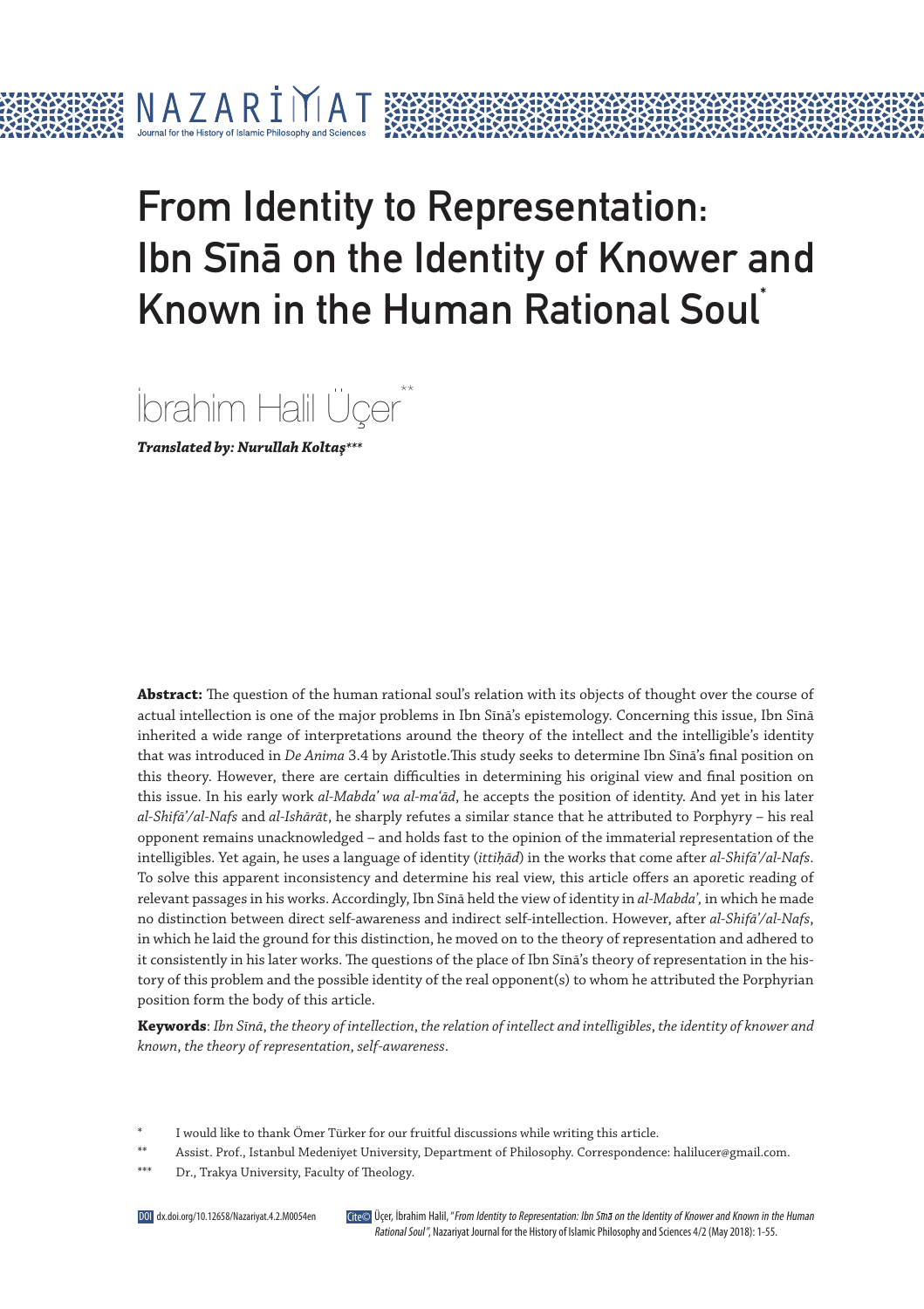# From Identity to Representation: Ibn Sīnā on the Identity of Knower and Known in the Human Rational Soul*

İbrahim Halil Üçer**

***Translated by: Nurullah Koltaş****\****

**Abstract:** The question of the human rational soul's relation with its objects of thought over the course of actual intellection is one of the major problems in Ibn Sīnā's epistemology. Concerning this issue, Ibn Sīnā inherited a wide range of interpretations around the theory of the intellect and the intelligible's identity that was introduced in *De Anima* 3.4 by Aristotle.This study seeks to determine Ibn Sīnā's final position on this theory. However, there are certain difficulties in determining his original view and final position on this issue. In his early work *al-Mabdaʾ wa al-maʿād*, he accepts the position of identity. And yet in his later *al-Shifāʾ/al-Nafs* and *al-Ishārāt*, he sharply refutes a similar stance that he attributed to Porphyry – his real opponent remains unacknowledged – and holds fast to the opinion of the immaterial representation of the intelligibles. Yet again, he uses a language of identity (*ittiḥād*) in the works that come after *al-Shifāʾ/al-Nafs*. To solve this apparent inconsistency and determine his real view, this article offers an aporetic reading of relevant passages in his works. Accordingly, Ibn Sīnā held the view of identity in *al-Mabdaʾ*, in which he made no distinction between direct self-awareness and indirect self-intellection. However, after *al-Shifāʾ/al-Nafs*, in which he laid the ground for this distinction, he moved on to the theory of representation and adhered to it consistently in his later works. The questions of the place of Ibn Sīnā's theory of representation in the history of this problem and the possible identity of the real opponent(s) to whom he attributed the Porphyrian position form the body of this article.

**Keywords**: *Ibn Sīnā, the theory of intellection, the relation of intellect and intelligibles, the identity of knower and known, the theory of representation, self-awareness*.

\* I would like to thank Ömer Türker for our fruitful discussions while writing this article.

\*\* Assist. Prof., Istanbul Medeniyet University, Department of Philosophy. Correspondence: halilucer@gmail.com.

\*\*\* Dr., Trakya University, Faculty of Theology.

DOI dx.doi.org/10.12658/Nazariyat.4.2.M0054en

Cite© Üçer, İbrahim Halil, "*From Identity to Representation: Ibn Sīnā on the Identity of Knower and Known in the Human Rational Soul*", Nazariyat Journal for the History of Islamic Philosophy and Sciences 4/2 (May 2018): 1-55.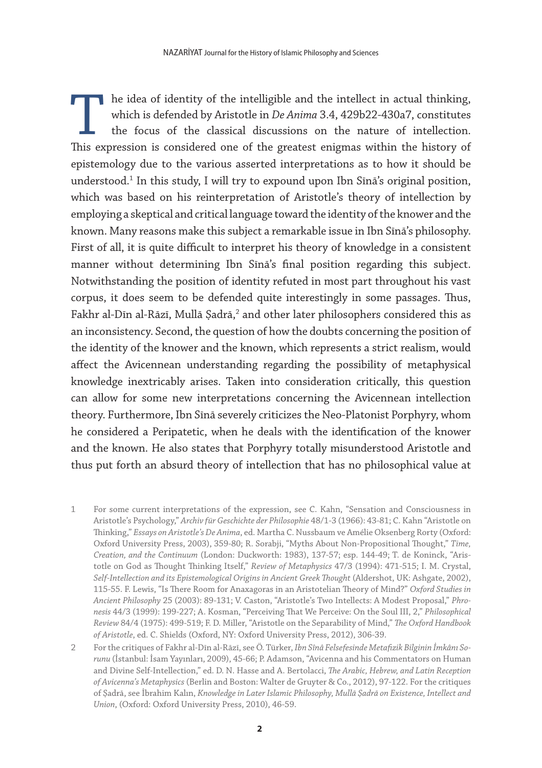The idea of identity of the intelligible and the intellect in actual thinking, which is defended by Aristotle in *De Anima* 3.4, 429b22-430a7, constitutes the focus of the classical discussions on the nature of intellection. This expression is considered one of the greatest enigmas within the history of epistemology due to the various asserted interpretations as to how it should be understood.[1] In this study, I will try to expound upon Ibn Sīnā's original position, which was based on his reinterpretation of Aristotle's theory of intellection by employing a skeptical and critical language toward the identity of the knower and the known. Many reasons make this subject a remarkable issue in Ibn Sīnā's philosophy. First of all, it is quite difficult to interpret his theory of knowledge in a consistent manner without determining Ibn Sīnā's final position regarding this subject. Notwithstanding the position of identity refuted in most part throughout his vast corpus, it does seem to be defended quite interestingly in some passages. Thus, Fakhr al-Dīn al-Rāzī, Mullā Ṣadrā,[2] and other later philosophers considered this as an inconsistency. Second, the question of how the doubts concerning the position of the identity of the knower and the known, which represents a strict realism, would affect the Avicennean understanding regarding the possibility of metaphysical knowledge inextricably arises. Taken into consideration critically, this question can allow for some new interpretations concerning the Avicennean intellection theory. Furthermore, Ibn Sīnā severely criticizes the Neo-Platonist Porphyry, whom he considered a Peripatetic, when he deals with the identification of the knower and the known. He also states that Porphyry totally misunderstood Aristotle and thus put forth an absurd theory of intellection that has no philosophical value at

1 For some current interpretations of the expression, see C. Kahn, "Sensation and Consciousness in Aristotle's Psychology," *Archiv für Geschichte der Philosophie* 48/1-3 (1966): 43-81; C. Kahn "Aristotle on Thinking," *Essays on Aristotle's De Anima*, ed. Martha C. Nussbaum ve Amélie Oksenberg Rorty (Oxford: Oxford University Press, 2003), 359-80; R. Sorabji, "Myths About Non-Propositional Thought," *Time, Creation, and the Continuum* (London: Duckworth: 1983), 137-57; esp. 144-49; T. de Koninck, "Aristotle on God as Thought Thinking Itself," *Review of Metaphysics* 47/3 (1994): 471-515; I. M. Crystal, *Self-Intellection and its Epistemological Origins in Ancient Greek Thought* (Aldershot, UK: Ashgate, 2002), 115-55. F. Lewis, "Is There Room for Anaxagoras in an Aristotelian Theory of Mind?" *Oxford Studies in Ancient Philosophy* 25 (2003): 89-131; V. Caston, "Aristotle's Two Intellects: A Modest Proposal," *Phronesis* 44/3 (1999): 199-227; A. Kosman, "Perceiving That We Perceive: On the Soul III, 2," *Philosophical Review* 84/4 (1975): 499-519; F. D. Miller, "Aristotle on the Separability of Mind," *The Oxford Handbook of Aristotle*, ed. C. Shields (Oxford, NY: Oxford University Press, 2012), 306-39.

2 For the critiques of Fakhr al-Dīn al-Rāzī, see Ö. Türker, *Ibn Sînâ Felsefesinde Metafizik Bilginin İmkânı Sorunu* (İstanbul: İsam Yayınları, 2009), 45-66; P. Adamson, "Avicenna and his Commentators on Human and Divine Self-Intellection," ed. D. N. Hasse and A. Bertolacci, *The Arabic, Hebrew, and Latin Reception of Avicenna's Metaphysics* (Berlin and Boston: Walter de Gruyter & Co., 2012), 97-122. For the critiques of Ṣadrā, see İbrahim Kalın, *Knowledge in Later Islamic Philosophy, Mullā Ṣadrā on Existence, Intellect and Union,* (Oxford: Oxford University Press, 2010), 46-59.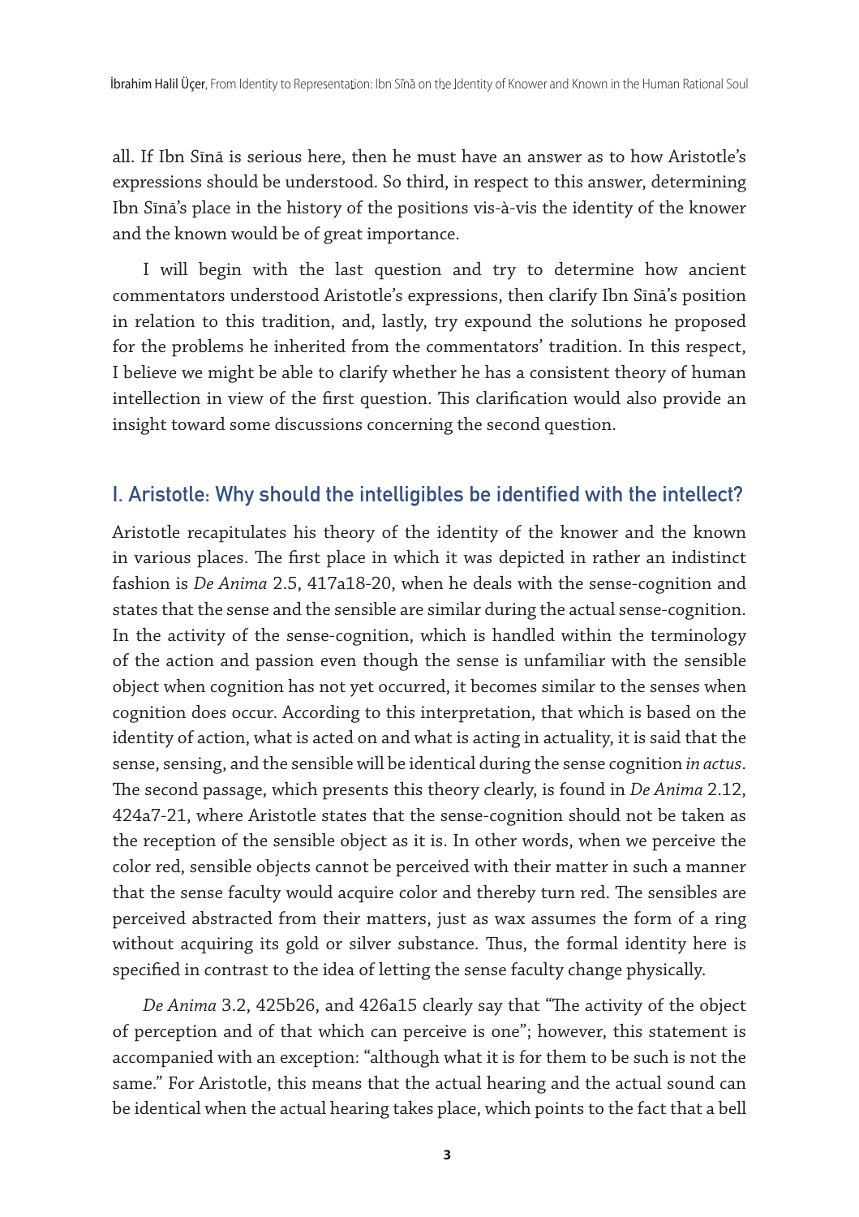all. If Ibn Sīnā is serious here, then he must have an answer as to how Aristotle's expressions should be understood. So third, in respect to this answer, determining Ibn Sīnā's place in the history of the positions vis-à-vis the identity of the knower and the known would be of great importance.

I will begin with the last question and try to determine how ancient commentators understood Aristotle's expressions, then clarify Ibn Sīnā's position in relation to this tradition, and, lastly, try expound the solutions he proposed for the problems he inherited from the commentators' tradition. In this respect, I believe we might be able to clarify whether he has a consistent theory of human intellection in view of the first question. This clarification would also provide an insight toward some discussions concerning the second question.

## I. Aristotle: Why should the intelligibles be identified with the intellect?

Aristotle recapitulates his theory of the identity of the knower and the known in various places. The first place in which it was depicted in rather an indistinct fashion is *De Anima* 2.5, 417a18-20, when he deals with the sense-cognition and states that the sense and the sensible are similar during the actual sense-cognition. In the activity of the sense-cognition, which is handled within the terminology of the action and passion even though the sense is unfamiliar with the sensible object when cognition has not yet occurred, it becomes similar to the senses when cognition does occur. According to this interpretation, that which is based on the identity of action, what is acted on and what is acting in actuality, it is said that the sense, sensing, and the sensible will be identical during the sense cognition *in actus*. The second passage, which presents this theory clearly, is found in *De Anima* 2.12, 424a7-21, where Aristotle states that the sense-cognition should not be taken as the reception of the sensible object as it is. In other words, when we perceive the color red, sensible objects cannot be perceived with their matter in such a manner that the sense faculty would acquire color and thereby turn red. The sensibles are perceived abstracted from their matters, just as wax assumes the form of a ring without acquiring its gold or silver substance. Thus, the formal identity here is specified in contrast to the idea of letting the sense faculty change physically.

*De Anima* 3.2, 425b26, and 426a15 clearly say that "The activity of the object of perception and of that which can perceive is one"; however, this statement is accompanied with an exception: "although what it is for them to be such is not the same." For Aristotle, this means that the actual hearing and the actual sound can be identical when the actual hearing takes place, which points to the fact that a bell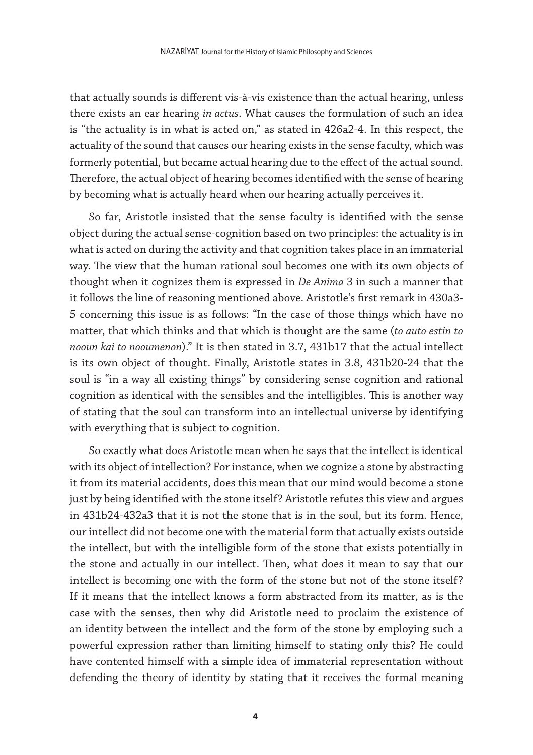that actually sounds is different vis-à-vis existence than the actual hearing, unless there exists an ear hearing *in actus*. What causes the formulation of such an idea is "the actuality is in what is acted on," as stated in 426a2-4. In this respect, the actuality of the sound that causes our hearing exists in the sense faculty, which was formerly potential, but became actual hearing due to the effect of the actual sound. Therefore, the actual object of hearing becomes identified with the sense of hearing by becoming what is actually heard when our hearing actually perceives it.

So far, Aristotle insisted that the sense faculty is identified with the sense object during the actual sense-cognition based on two principles: the actuality is in what is acted on during the activity and that cognition takes place in an immaterial way. The view that the human rational soul becomes one with its own objects of thought when it cognizes them is expressed in *De Anima* 3 in such a manner that it follows the line of reasoning mentioned above. Aristotle's first remark in 430a3-5 concerning this issue is as follows: "In the case of those things which have no matter, that which thinks and that which is thought are the same (*to auto estin to nooun kai to nooumenon*)." It is then stated in 3.7, 431b17 that the actual intellect is its own object of thought. Finally, Aristotle states in 3.8, 431b20-24 that the soul is "in a way all existing things" by considering sense cognition and rational cognition as identical with the sensibles and the intelligibles. This is another way of stating that the soul can transform into an intellectual universe by identifying with everything that is subject to cognition.

So exactly what does Aristotle mean when he says that the intellect is identical with its object of intellection? For instance, when we cognize a stone by abstracting it from its material accidents, does this mean that our mind would become a stone just by being identified with the stone itself? Aristotle refutes this view and argues in 431b24-432a3 that it is not the stone that is in the soul, but its form. Hence, our intellect did not become one with the material form that actually exists outside the intellect, but with the intelligible form of the stone that exists potentially in the stone and actually in our intellect. Then, what does it mean to say that our intellect is becoming one with the form of the stone but not of the stone itself? If it means that the intellect knows a form abstracted from its matter, as is the case with the senses, then why did Aristotle need to proclaim the existence of an identity between the intellect and the form of the stone by employing such a powerful expression rather than limiting himself to stating only this? He could have contented himself with a simple idea of immaterial representation without defending the theory of identity by stating that it receives the formal meaning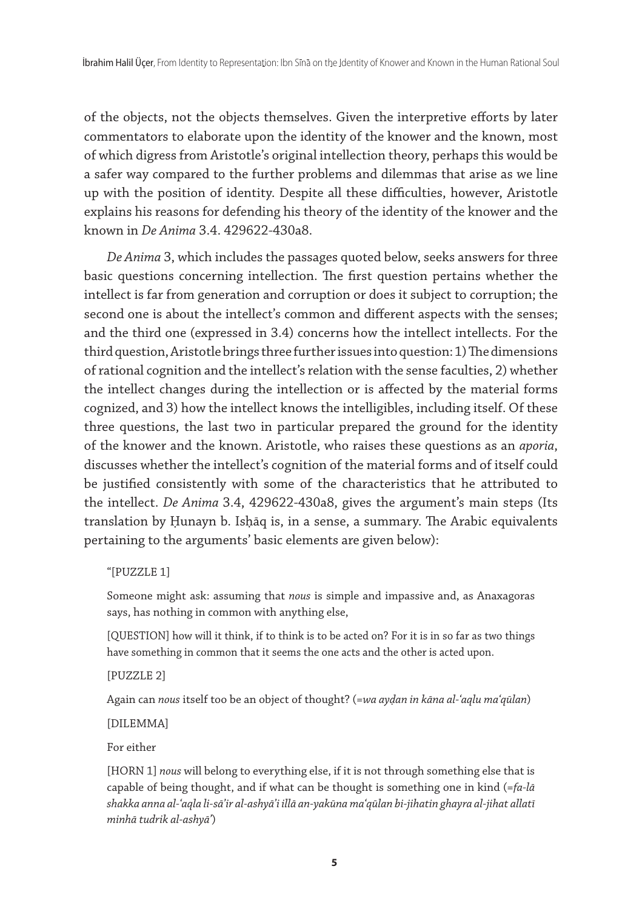of the objects, not the objects themselves. Given the interpretive efforts by later commentators to elaborate upon the identity of the knower and the known, most of which digress from Aristotle's original intellection theory, perhaps this would be a safer way compared to the further problems and dilemmas that arise as we line up with the position of identity. Despite all these difficulties, however, Aristotle explains his reasons for defending his theory of the identity of the knower and the known in *De Anima* 3.4. 429622-430a8.

*De Anima* 3, which includes the passages quoted below, seeks answers for three basic questions concerning intellection. The first question pertains whether the intellect is far from generation and corruption or does it subject to corruption; the second one is about the intellect's common and different aspects with the senses; and the third one (expressed in 3.4) concerns how the intellect intellects. For the third question, Aristotle brings three further issues into question: 1) The dimensions of rational cognition and the intellect's relation with the sense faculties, 2) whether the intellect changes during the intellection or is affected by the material forms cognized, and 3) how the intellect knows the intelligibles, including itself. Of these three questions, the last two in particular prepared the ground for the identity of the knower and the known. Aristotle, who raises these questions as an *aporia*, discusses whether the intellect's cognition of the material forms and of itself could be justified consistently with some of the characteristics that he attributed to the intellect. *De Anima* 3.4, 429622-430a8, gives the argument's main steps (Its translation by Ḥunayn b. Isḥāq is, in a sense, a summary. The Arabic equivalents pertaining to the arguments' basic elements are given below):

> "[PUZZLE 1]
>
> Someone might ask: assuming that *nous* is simple and impassive and, as Anaxagoras says, has nothing in common with anything else,
>
> [QUESTION] how will it think, if to think is to be acted on? For it is in so far as two things have something in common that it seems the one acts and the other is acted upon.
>
> [PUZZLE 2]
>
> Again can *nous* itself too be an object of thought? (=*wa ayḍan in kāna al-ʿaqlu maʿqūlan*)
>
> [DILEMMA]
>
> For either
>
> [HORN 1] *nous* will belong to everything else, if it is not through something else that is capable of being thought, and if what can be thought is something one in kind (=*fa-lā shakka anna al-ʿaqla li-sā'ir al-ashyā'i illā an-yakūna maʿqūlan bi-jihatin ghayra al-jihat allatī minhā tudrik al-ashyā'*)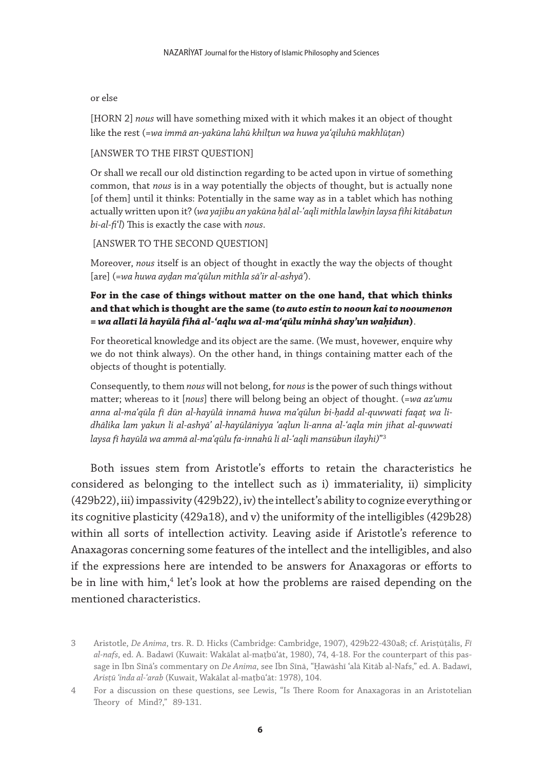or else

[HORN 2] *nous* will have something mixed with it which makes it an object of thought like the rest (=*wa immā an-yakūna lahū khilṭun wa huwa ya'qiluhū makhlūṭan*)

[ANSWER TO THE FIRST QUESTION]

Or shall we recall our old distinction regarding to be acted upon in virtue of something common, that *nous* is in a way potentially the objects of thought, but is actually none [of them] until it thinks: Potentially in the same way as in a tablet which has nothing actually written upon it? (*wa yajibu an yakūna ḥāl al-'aqli mithla lawḥin laysa fīhi kitābatun bi-al-fi'l*) This is exactly the case with *nous*.

[ANSWER TO THE SECOND QUESTION]

Moreover, *nous* itself is an object of thought in exactly the way the objects of thought [are] (=*wa huwa ayḍan ma'qūlun mithla sā'ir al-ashyā'*).

**For in the case of things without matter on the one hand, that which thinks and that which is thought are the same (*to auto estin to nooun kai to nooumenon = wa allatī lā hayūlā fīhā al-'aqlu wa al-ma'qūlu minhā shay'un waḥidun*)**.

For theoretical knowledge and its object are the same. (We must, hovewer, enquire why we do not think always). On the other hand, in things containing matter each of the objects of thought is potentially.

Consequently, to them *nous* will not belong, for *nous* is the power of such things without matter; whereas to it [*nous*] there will belong being an object of thought. (=*wa az'umu anna al-ma'qūla fī dūn al-hayūlā innamā huwa ma'qūlun bi-ḥadd al-quwwati faqaṭ wa li-dhālika lam yakun li al-ashyā' al-hayūlāniyya 'aqlun li-anna al-'aqla min jihat al-quwwati laysa fī hayūlā wa ammā al-ma'qūlu fa-innahū li al-'aqli mansūbun ilayhi)*"[3]

Both issues stem from Aristotle's efforts to retain the characteristics he considered as belonging to the intellect such as i) immateriality, ii) simplicity (429b22), iii) impassivity (429b22), iv) the intellect's ability to cognize everything or its cognitive plasticity (429a18), and v) the uniformity of the intelligibles (429b28) within all sorts of intellection activity. Leaving aside if Aristotle's reference to Anaxagoras concerning some features of the intellect and the intelligibles, and also if the expressions here are intended to be answers for Anaxagoras or efforts to be in line with him,[4] let's look at how the problems are raised depending on the mentioned characteristics.

---

3 Aristotle, *De Anima*, trs. R. D. Hicks (Cambridge: Cambridge, 1907), 429b22-430a8; cf. Arisṭūṭālīs, *Fī al-nafs*, ed. A. Badawī (Kuwait: Wakālat al-maṭbū'āt, 1980), 74, 4-18. For the counterpart of this passage in Ibn Sīnā's commentary on *De Anima*, see Ibn Sīnā, "Ḥawāshī 'alā Kitāb al-Nafs," ed. A. Badawī, *Arisṭū 'inda al-'arab* (Kuwait, Wakālat al-maṭbū'āt: 1978), 104.

4 For a discussion on these questions, see Lewis, "Is There Room for Anaxagoras in an Aristotelian Theory of Mind?," 89-131.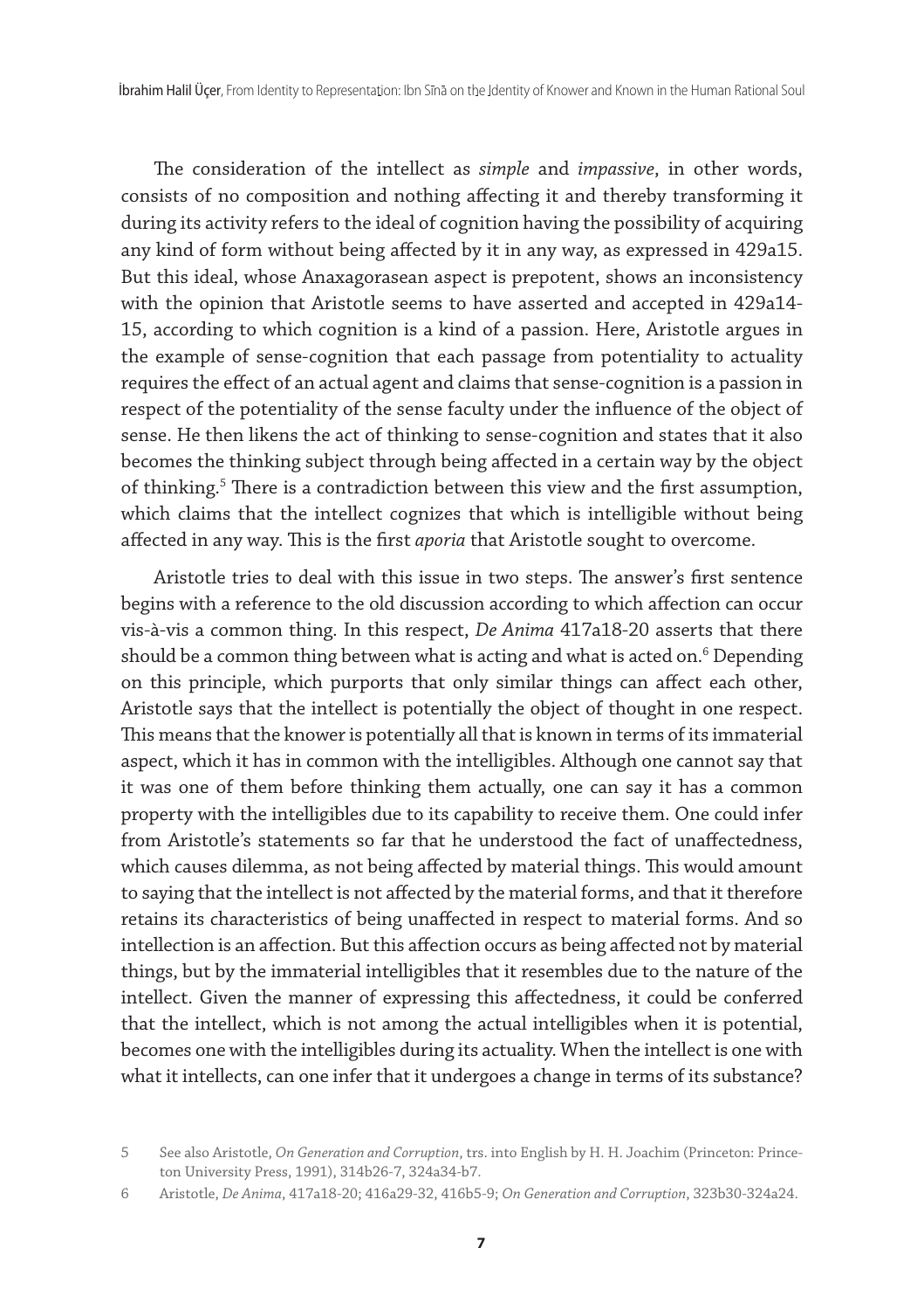The consideration of the intellect as *simple* and *impassive*, in other words, consists of no composition and nothing affecting it and thereby transforming it during its activity refers to the ideal of cognition having the possibility of acquiring any kind of form without being affected by it in any way, as expressed in 429a15. But this ideal, whose Anaxagorasean aspect is prepotent, shows an inconsistency with the opinion that Aristotle seems to have asserted and accepted in 429a14-15, according to which cognition is a kind of a passion. Here, Aristotle argues in the example of sense-cognition that each passage from potentiality to actuality requires the effect of an actual agent and claims that sense-cognition is a passion in respect of the potentiality of the sense faculty under the influence of the object of sense. He then likens the act of thinking to sense-cognition and states that it also becomes the thinking subject through being affected in a certain way by the object of thinking.[5] There is a contradiction between this view and the first assumption, which claims that the intellect cognizes that which is intelligible without being affected in any way. This is the first *aporia* that Aristotle sought to overcome.

Aristotle tries to deal with this issue in two steps. The answer's first sentence begins with a reference to the old discussion according to which affection can occur vis-à-vis a common thing. In this respect, *De Anima* 417a18-20 asserts that there should be a common thing between what is acting and what is acted on.[6] Depending on this principle, which purports that only similar things can affect each other, Aristotle says that the intellect is potentially the object of thought in one respect. This means that the knower is potentially all that is known in terms of its immaterial aspect, which it has in common with the intelligibles. Although one cannot say that it was one of them before thinking them actually, one can say it has a common property with the intelligibles due to its capability to receive them. One could infer from Aristotle's statements so far that he understood the fact of unaffectedness, which causes dilemma, as not being affected by material things. This would amount to saying that the intellect is not affected by the material forms, and that it therefore retains its characteristics of being unaffected in respect to material forms. And so intellection is an affection. But this affection occurs as being affected not by material things, but by the immaterial intelligibles that it resembles due to the nature of the intellect. Given the manner of expressing this affectedness, it could be conferred that the intellect, which is not among the actual intelligibles when it is potential, becomes one with the intelligibles during its actuality. When the intellect is one with what it intellects, can one infer that it undergoes a change in terms of its substance?

5 See also Aristotle, *On Generation and Corruption*, trs. into English by H. H. Joachim (Princeton: Princeton University Press, 1991), 314b26-7, 324a34-b7.

6 Aristotle, *De Anima*, 417a18-20; 416a29-32, 416b5-9; *On Generation and Corruption*, 323b30-324a24.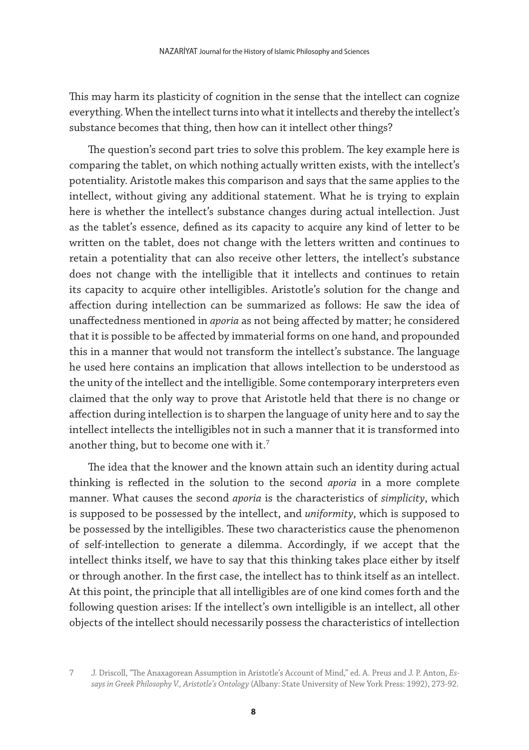This may harm its plasticity of cognition in the sense that the intellect can cognize everything. When the intellect turns into what it intellects and thereby the intellect's substance becomes that thing, then how can it intellect other things?

The question's second part tries to solve this problem. The key example here is comparing the tablet, on which nothing actually written exists, with the intellect's potentiality. Aristotle makes this comparison and says that the same applies to the intellect, without giving any additional statement. What he is trying to explain here is whether the intellect's substance changes during actual intellection. Just as the tablet's essence, defined as its capacity to acquire any kind of letter to be written on the tablet, does not change with the letters written and continues to retain a potentiality that can also receive other letters, the intellect's substance does not change with the intelligible that it intellects and continues to retain its capacity to acquire other intelligibles. Aristotle's solution for the change and affection during intellection can be summarized as follows: He saw the idea of unaffectedness mentioned in *aporia* as not being affected by matter; he considered that it is possible to be affected by immaterial forms on one hand, and propounded this in a manner that would not transform the intellect's substance. The language he used here contains an implication that allows intellection to be understood as the unity of the intellect and the intelligible. Some contemporary interpreters even claimed that the only way to prove that Aristotle held that there is no change or affection during intellection is to sharpen the language of unity here and to say the intellect intellects the intelligibles not in such a manner that it is transformed into another thing, but to become one with it.[7]

The idea that the knower and the known attain such an identity during actual thinking is reflected in the solution to the second *aporia* in a more complete manner. What causes the second *aporia* is the characteristics of *simplicity*, which is supposed to be possessed by the intellect, and *uniformity*, which is supposed to be possessed by the intelligibles. These two characteristics cause the phenomenon of self-intellection to generate a dilemma. Accordingly, if we accept that the intellect thinks itself, we have to say that this thinking takes place either by itself or through another. In the first case, the intellect has to think itself as an intellect. At this point, the principle that all intelligibles are of one kind comes forth and the following question arises: If the intellect's own intelligible is an intellect, all other objects of the intellect should necessarily possess the characteristics of intellection

7 J. Driscoll, "The Anaxagorean Assumption in Aristotle's Account of Mind," ed. A. Preus and J. P. Anton, *Essays in Greek Philosophy V., Aristotle's Ontology* (Albany: State University of New York Press: 1992), 273-92.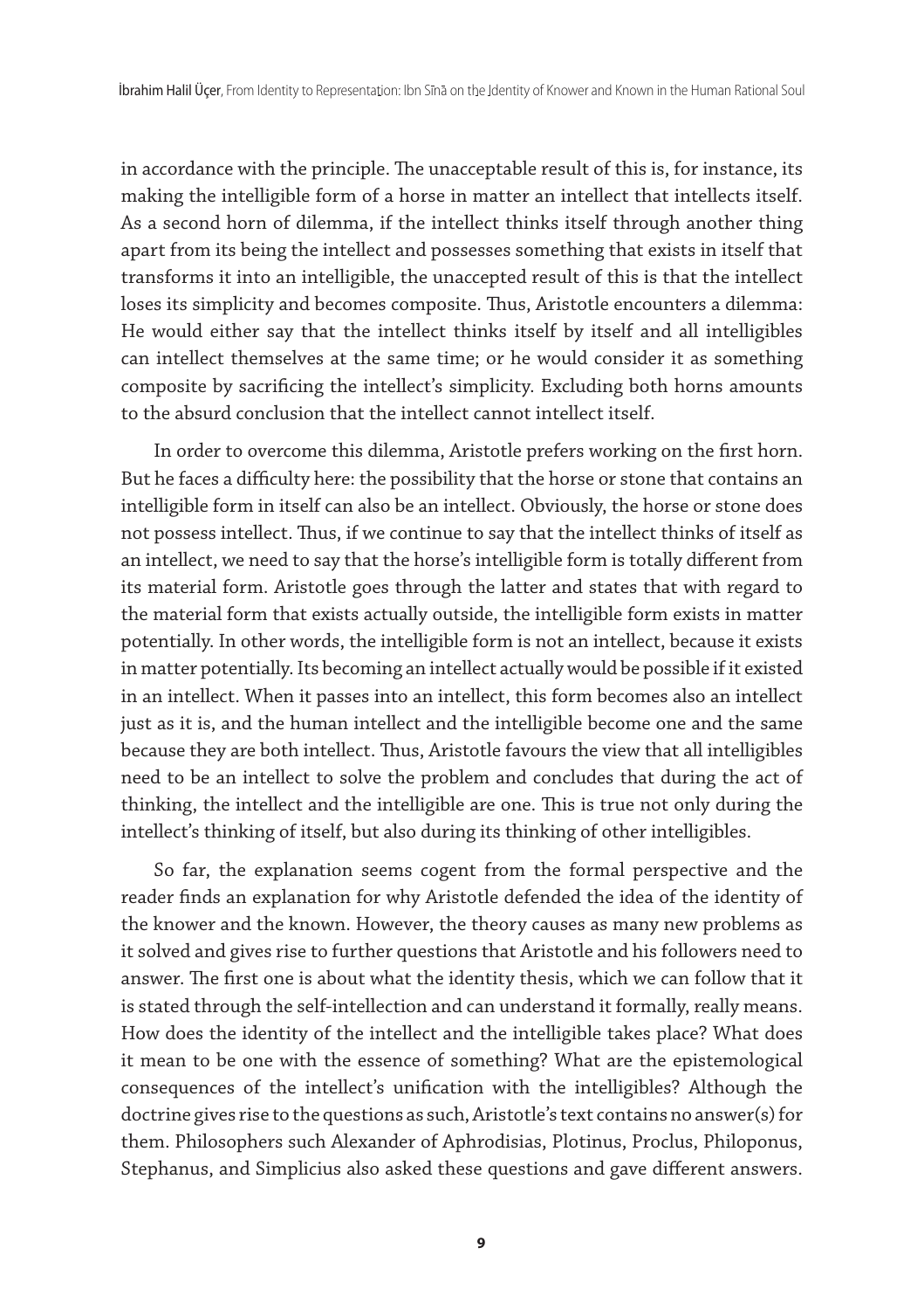in accordance with the principle. The unacceptable result of this is, for instance, its making the intelligible form of a horse in matter an intellect that intellects itself. As a second horn of dilemma, if the intellect thinks itself through another thing apart from its being the intellect and possesses something that exists in itself that transforms it into an intelligible, the unaccepted result of this is that the intellect loses its simplicity and becomes composite. Thus, Aristotle encounters a dilemma: He would either say that the intellect thinks itself by itself and all intelligibles can intellect themselves at the same time; or he would consider it as something composite by sacrificing the intellect's simplicity. Excluding both horns amounts to the absurd conclusion that the intellect cannot intellect itself.

In order to overcome this dilemma, Aristotle prefers working on the first horn. But he faces a difficulty here: the possibility that the horse or stone that contains an intelligible form in itself can also be an intellect. Obviously, the horse or stone does not possess intellect. Thus, if we continue to say that the intellect thinks of itself as an intellect, we need to say that the horse's intelligible form is totally different from its material form. Aristotle goes through the latter and states that with regard to the material form that exists actually outside, the intelligible form exists in matter potentially. In other words, the intelligible form is not an intellect, because it exists in matter potentially. Its becoming an intellect actually would be possible if it existed in an intellect. When it passes into an intellect, this form becomes also an intellect just as it is, and the human intellect and the intelligible become one and the same because they are both intellect. Thus, Aristotle favours the view that all intelligibles need to be an intellect to solve the problem and concludes that during the act of thinking, the intellect and the intelligible are one. This is true not only during the intellect's thinking of itself, but also during its thinking of other intelligibles.

So far, the explanation seems cogent from the formal perspective and the reader finds an explanation for why Aristotle defended the idea of the identity of the knower and the known. However, the theory causes as many new problems as it solved and gives rise to further questions that Aristotle and his followers need to answer. The first one is about what the identity thesis, which we can follow that it is stated through the self-intellection and can understand it formally, really means. How does the identity of the intellect and the intelligible takes place? What does it mean to be one with the essence of something? What are the epistemological consequences of the intellect's unification with the intelligibles? Although the doctrine gives rise to the questions as such, Aristotle's text contains no answer(s) for them. Philosophers such Alexander of Aphrodisias, Plotinus, Proclus, Philoponus, Stephanus, and Simplicius also asked these questions and gave different answers.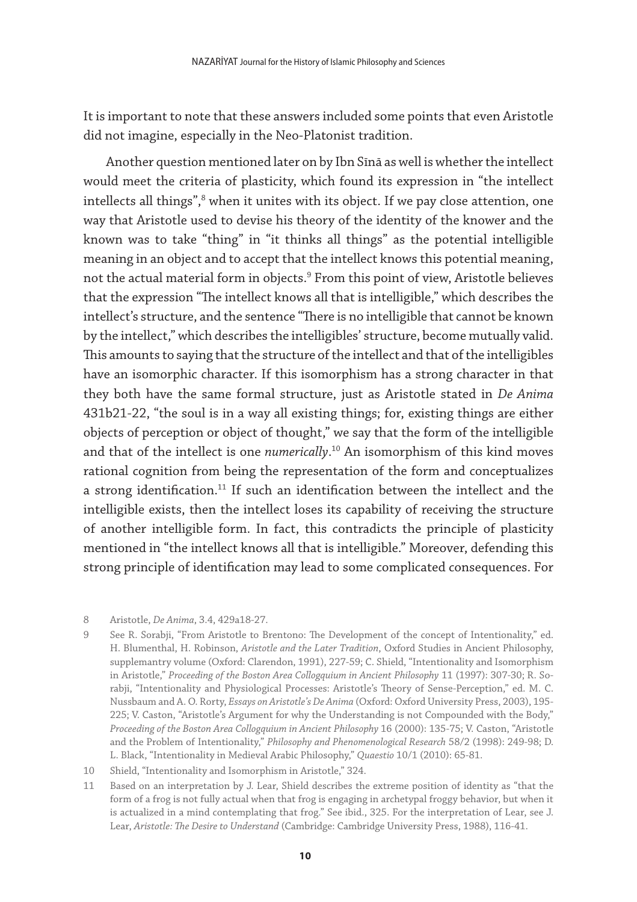It is important to note that these answers included some points that even Aristotle did not imagine, especially in the Neo-Platonist tradition.

Another question mentioned later on by Ibn Sīnā as well is whether the intellect would meet the criteria of plasticity, which found its expression in "the intellect intellects all things",[8] when it unites with its object. If we pay close attention, one way that Aristotle used to devise his theory of the identity of the knower and the known was to take "thing" in "it thinks all things" as the potential intelligible meaning in an object and to accept that the intellect knows this potential meaning, not the actual material form in objects.[9] From this point of view, Aristotle believes that the expression "The intellect knows all that is intelligible," which describes the intellect's structure, and the sentence "There is no intelligible that cannot be known by the intellect," which describes the intelligibles' structure, become mutually valid. This amounts to saying that the structure of the intellect and that of the intelligibles have an isomorphic character. If this isomorphism has a strong character in that they both have the same formal structure, just as Aristotle stated in *De Anima* 431b21-22, "the soul is in a way all existing things; for, existing things are either objects of perception or object of thought," we say that the form of the intelligible and that of the intellect is one *numerically*.[10] An isomorphism of this kind moves rational cognition from being the representation of the form and conceptualizes a strong identification.[11] If such an identification between the intellect and the intelligible exists, then the intellect loses its capability of receiving the structure of another intelligible form. In fact, this contradicts the principle of plasticity mentioned in "the intellect knows all that is intelligible." Moreover, defending this strong principle of identification may lead to some complicated consequences. For

8 Aristotle, *De Anima*, 3.4, 429a18-27.

9 See R. Sorabji, "From Aristotle to Brentono: The Development of the concept of Intentionality," ed. H. Blumenthal, H. Robinson, *Aristotle and the Later Tradition*, Oxford Studies in Ancient Philosophy, supplemantry volume (Oxford: Clarendon, 1991), 227-59; C. Shield, "Intentionality and Isomorphism in Aristotle," *Proceeding of the Boston Area Collogquium in Ancient Philosophy* 11 (1997): 307-30; R. Sorabji, "Intentionality and Physiological Processes: Aristotle's Theory of Sense-Perception," ed. M. C. Nussbaum and A. O. Rorty, *Essays on Aristotle's De Anima* (Oxford: Oxford University Press, 2003), 195-225; V. Caston, "Aristotle's Argument for why the Understanding is not Compounded with the Body," *Proceeding of the Boston Area Collogquium in Ancient Philosophy* 16 (2000): 135-75; V. Caston, "Aristotle and the Problem of Intentionality," *Philosophy and Phenomenological Research* 58/2 (1998): 249-98; D. L. Black, "Intentionality in Medieval Arabic Philosophy," *Quaestio* 10/1 (2010): 65-81.

10 Shield, "Intentionality and Isomorphism in Aristotle," 324.

11 Based on an interpretation by J. Lear, Shield describes the extreme position of identity as "that the form of a frog is not fully actual when that frog is engaging in archetypal froggy behavior, but when it is actualized in a mind contemplating that frog." See ibid., 325. For the interpretation of Lear, see J. Lear, *Aristotle: The Desire to Understand* (Cambridge: Cambridge University Press, 1988), 116-41.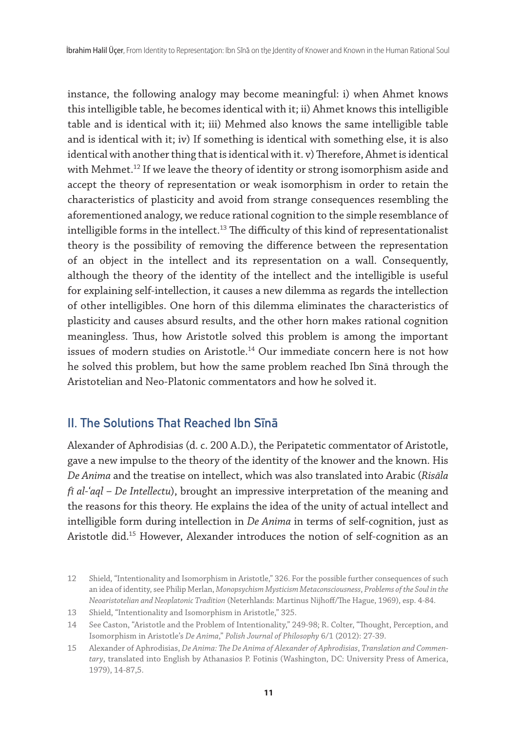instance, the following analogy may become meaningful: i) when Ahmet knows this intelligible table, he becomes identical with it; ii) Ahmet knows this intelligible table and is identical with it; iii) Mehmed also knows the same intelligible table and is identical with it; iv) If something is identical with something else, it is also identical with another thing that is identical with it. v) Therefore, Ahmet is identical with Mehmet.[12] If we leave the theory of identity or strong isomorphism aside and accept the theory of representation or weak isomorphism in order to retain the characteristics of plasticity and avoid from strange consequences resembling the aforementioned analogy, we reduce rational cognition to the simple resemblance of intelligible forms in the intellect.[13] The difficulty of this kind of representationalist theory is the possibility of removing the difference between the representation of an object in the intellect and its representation on a wall. Consequently, although the theory of the identity of the intellect and the intelligible is useful for explaining self-intellection, it causes a new dilemma as regards the intellection of other intelligibles. One horn of this dilemma eliminates the characteristics of plasticity and causes absurd results, and the other horn makes rational cognition meaningless. Thus, how Aristotle solved this problem is among the important issues of modern studies on Aristotle.[14] Our immediate concern here is not how he solved this problem, but how the same problem reached Ibn Sīnā through the Aristotelian and Neo-Platonic commentators and how he solved it.

## II. The Solutions That Reached Ibn Sīnā

Alexander of Aphrodisias (d. c. 200 A.D.), the Peripatetic commentator of Aristotle, gave a new impulse to the theory of the identity of the knower and the known. His *De Anima* and the treatise on intellect, which was also translated into Arabic (*Risāla fī al-ʿaql – De Intellectu*), brought an impressive interpretation of the meaning and the reasons for this theory. He explains the idea of the unity of actual intellect and intelligible form during intellection in *De Anima* in terms of self-cognition, just as Aristotle did.[15] However, Alexander introduces the notion of self-cognition as an

12 Shield, "Intentionality and Isomorphism in Aristotle," 326. For the possible further consequences of such an idea of identity, see Philip Merlan, *Monopsychism Mysticism Metaconsciousness*, *Problems of the Soul in the Neoaristotelian and Neoplatonic Tradition* (Neterhlands: Martinus Nijhoff/The Hague, 1969), esp. 4-84.

13 Shield, "Intentionality and Isomorphism in Aristotle," 325.

14 See Caston, "Aristotle and the Problem of Intentionality," 249-98; R. Colter, "Thought, Perception, and Isomorphism in Aristotle's *De Anima*," *Polish Journal of Philosophy* 6/1 (2012): 27-39.

15 Alexander of Aphrodisias, *De Anima: The De Anima of Alexander of Aphrodisias*, *Translation and Commentary*, translated into English by Athanasios P. Fotinis (Washington, DC: University Press of America, 1979), 14-87,5.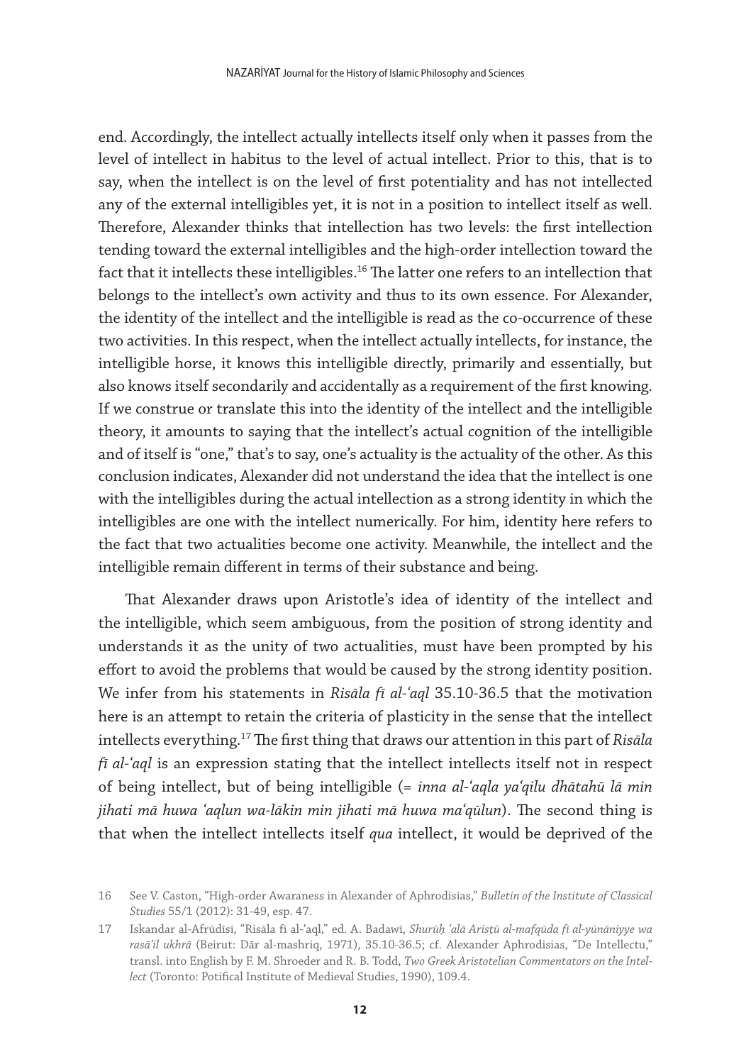end. Accordingly, the intellect actually intellects itself only when it passes from the level of intellect in habitus to the level of actual intellect. Prior to this, that is to say, when the intellect is on the level of first potentiality and has not intellected any of the external intelligibles yet, it is not in a position to intellect itself as well. Therefore, Alexander thinks that intellection has two levels: the first intellection tending toward the external intelligibles and the high-order intellection toward the fact that it intellects these intelligibles.[16] The latter one refers to an intellection that belongs to the intellect's own activity and thus to its own essence. For Alexander, the identity of the intellect and the intelligible is read as the co-occurrence of these two activities. In this respect, when the intellect actually intellects, for instance, the intelligible horse, it knows this intelligible directly, primarily and essentially, but also knows itself secondarily and accidentally as a requirement of the first knowing. If we construe or translate this into the identity of the intellect and the intelligible theory, it amounts to saying that the intellect's actual cognition of the intelligible and of itself is "one," that's to say, one's actuality is the actuality of the other. As this conclusion indicates, Alexander did not understand the idea that the intellect is one with the intelligibles during the actual intellection as a strong identity in which the intelligibles are one with the intellect numerically. For him, identity here refers to the fact that two actualities become one activity. Meanwhile, the intellect and the intelligible remain different in terms of their substance and being.

That Alexander draws upon Aristotle's idea of identity of the intellect and the intelligible, which seem ambiguous, from the position of strong identity and understands it as the unity of two actualities, must have been prompted by his effort to avoid the problems that would be caused by the strong identity position. We infer from his statements in *Risāla fī al-ʿaql* 35.10-36.5 that the motivation here is an attempt to retain the criteria of plasticity in the sense that the intellect intellects everything.[17] The first thing that draws our attention in this part of *Risāla fī al-ʿaql* is an expression stating that the intellect intellects itself not in respect of being intellect, but of being intelligible (= *inna al-ʿaqla yaʿqilu dhātahū lā min jihati mā huwa ʿaqlun wa-lākin min jihati mā huwa maʿqūlun*). The second thing is that when the intellect intellects itself *qua* intellect, it would be deprived of the

16 See V. Caston, "High-order Awaraness in Alexander of Aphrodisias," *Bulletin of the Institute of Classical Studies* 55/1 (2012): 31-49, esp. 47.

17 Iskandar al-Afrūdīsī, "Risāla fī al-ʿaql," ed. A. Badawī, *Shurūḥ ʿalā Arisṭū al-mafqūda fī al-yūnāniyye wa rasāʾil ukhrā* (Beirut: Dār al-mashriq, 1971), 35.10-36.5; cf. Alexander Aphrodisias, "De Intellectu," transl. into English by F. M. Shroeder and R. B. Todd, *Two Greek Aristotelian Commentators on the Intellect* (Toronto: Potifical Institute of Medieval Studies, 1990), 109.4.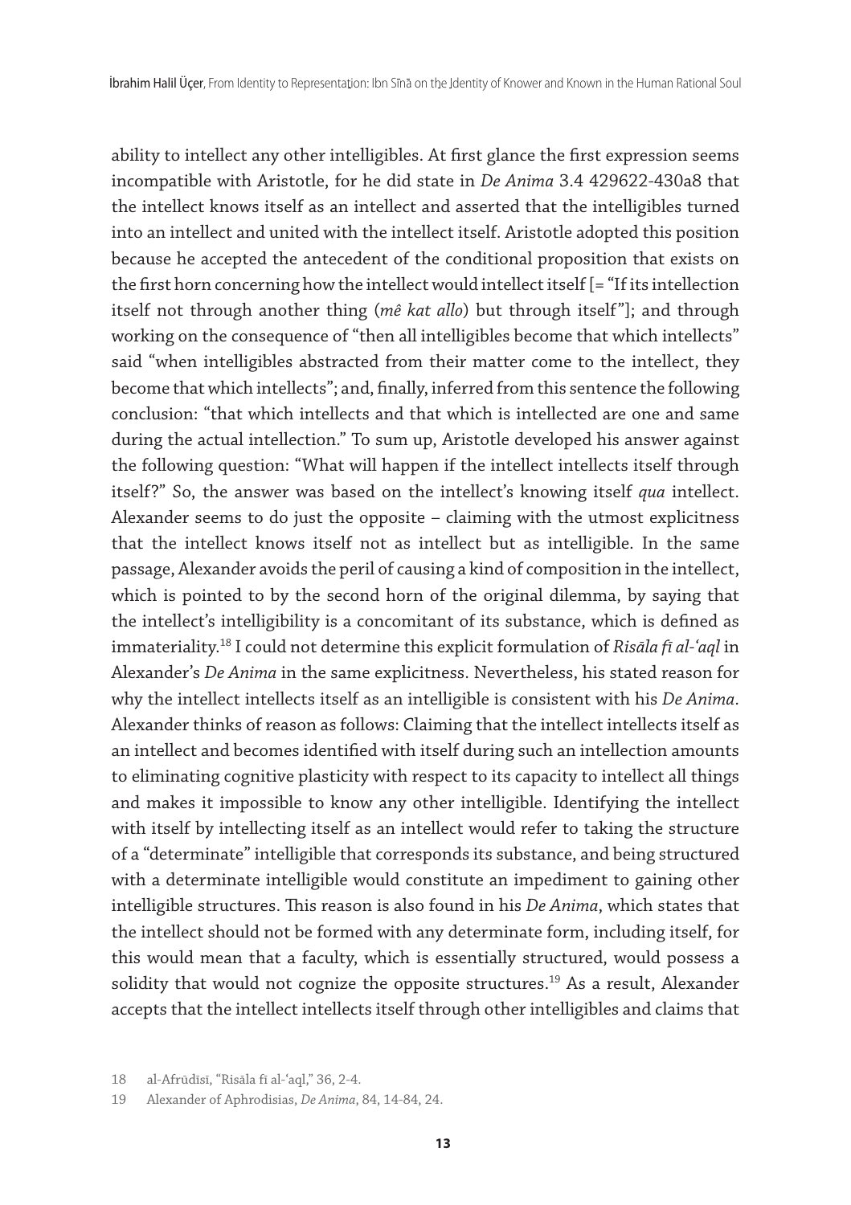ability to intellect any other intelligibles. At first glance the first expression seems incompatible with Aristotle, for he did state in *De Anima* 3.4 429б22-430a8 that the intellect knows itself as an intellect and asserted that the intelligibles turned into an intellect and united with the intellect itself. Aristotle adopted this position because he accepted the antecedent of the conditional proposition that exists on the first horn concerning how the intellect would intellect itself [= "If its intellection itself not through another thing (*mê kat allo*) but through itself"]; and through working on the consequence of "then all intelligibles become that which intellects" said "when intelligibles abstracted from their matter come to the intellect, they become that which intellects"; and, finally, inferred from this sentence the following conclusion: "that which intellects and that which is intellected are one and same during the actual intellection." To sum up, Aristotle developed his answer against the following question: "What will happen if the intellect intellects itself through itself?" So, the answer was based on the intellect's knowing itself *qua* intellect. Alexander seems to do just the opposite – claiming with the utmost explicitness that the intellect knows itself not as intellect but as intelligible. In the same passage, Alexander avoids the peril of causing a kind of composition in the intellect, which is pointed to by the second horn of the original dilemma, by saying that the intellect's intelligibility is a concomitant of its substance, which is defined as immateriality.[18] I could not determine this explicit formulation of *Risāla fī al-ʿaql* in Alexander's *De Anima* in the same explicitness. Nevertheless, his stated reason for why the intellect intellects itself as an intelligible is consistent with his *De Anima*. Alexander thinks of reason as follows: Claiming that the intellect intellects itself as an intellect and becomes identified with itself during such an intellection amounts to eliminating cognitive plasticity with respect to its capacity to intellect all things and makes it impossible to know any other intelligible. Identifying the intellect with itself by intellecting itself as an intellect would refer to taking the structure of a "determinate" intelligible that corresponds its substance, and being structured with a determinate intelligible would constitute an impediment to gaining other intelligible structures. This reason is also found in his *De Anima*, which states that the intellect should not be formed with any determinate form, including itself, for this would mean that a faculty, which is essentially structured, would possess a solidity that would not cognize the opposite structures.[19] As a result, Alexander accepts that the intellect intellects itself through other intelligibles and claims that

18 al-Afrūdīsī, "Risāla fī al-ʿaql," 36, 2-4.

19 Alexander of Aphrodisias, *De Anima*, 84, 14-84, 24.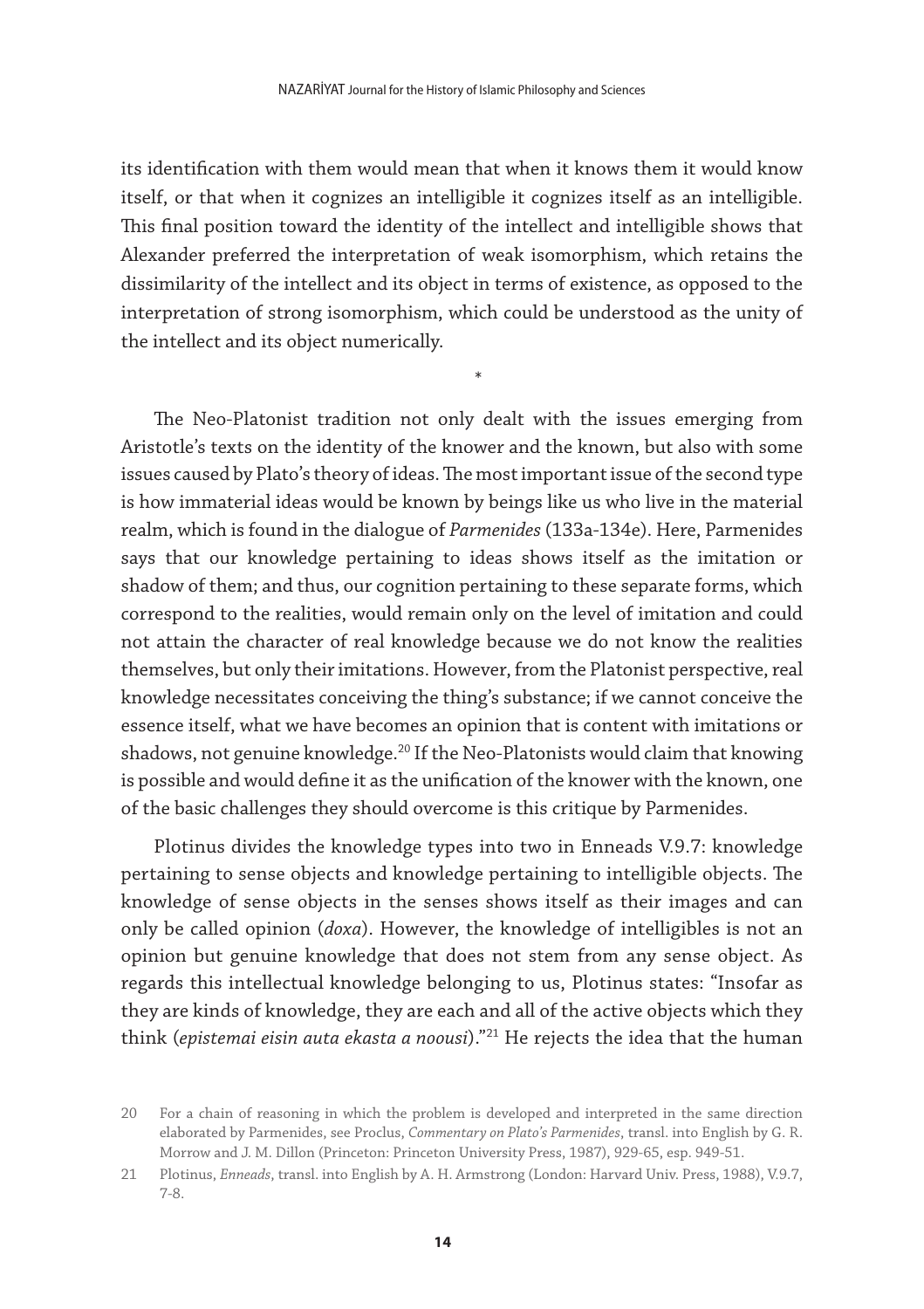its identification with them would mean that when it knows them it would know itself, or that when it cognizes an intelligible it cognizes itself as an intelligible. This final position toward the identity of the intellect and intelligible shows that Alexander preferred the interpretation of weak isomorphism, which retains the dissimilarity of the intellect and its object in terms of existence, as opposed to the interpretation of strong isomorphism, which could be understood as the unity of the intellect and its object numerically.

*

The Neo-Platonist tradition not only dealt with the issues emerging from Aristotle's texts on the identity of the knower and the known, but also with some issues caused by Plato's theory of ideas. The most important issue of the second type is how immaterial ideas would be known by beings like us who live in the material realm, which is found in the dialogue of *Parmenides* (133a-134e). Here, Parmenides says that our knowledge pertaining to ideas shows itself as the imitation or shadow of them; and thus, our cognition pertaining to these separate forms, which correspond to the realities, would remain only on the level of imitation and could not attain the character of real knowledge because we do not know the realities themselves, but only their imitations. However, from the Platonist perspective, real knowledge necessitates conceiving the thing's substance; if we cannot conceive the essence itself, what we have becomes an opinion that is content with imitations or shadows, not genuine knowledge.[20] If the Neo-Platonists would claim that knowing is possible and would define it as the unification of the knower with the known, one of the basic challenges they should overcome is this critique by Parmenides.

Plotinus divides the knowledge types into two in Enneads V.9.7: knowledge pertaining to sense objects and knowledge pertaining to intelligible objects. The knowledge of sense objects in the senses shows itself as their images and can only be called opinion (*doxa*). However, the knowledge of intelligibles is not an opinion but genuine knowledge that does not stem from any sense object. As regards this intellectual knowledge belonging to us, Plotinus states: "Insofar as they are kinds of knowledge, they are each and all of the active objects which they think (*epistemai eisin auta ekasta a noousi*)."[21] He rejects the idea that the human

---

20 For a chain of reasoning in which the problem is developed and interpreted in the same direction elaborated by Parmenides, see Proclus, *Commentary on Plato's Parmenides*, transl. into English by G. R. Morrow and J. M. Dillon (Princeton: Princeton University Press, 1987), 929-65, esp. 949-51.

21 Plotinus, *Enneads*, transl. into English by A. H. Armstrong (London: Harvard Univ. Press, 1988), V.9.7, 7-8.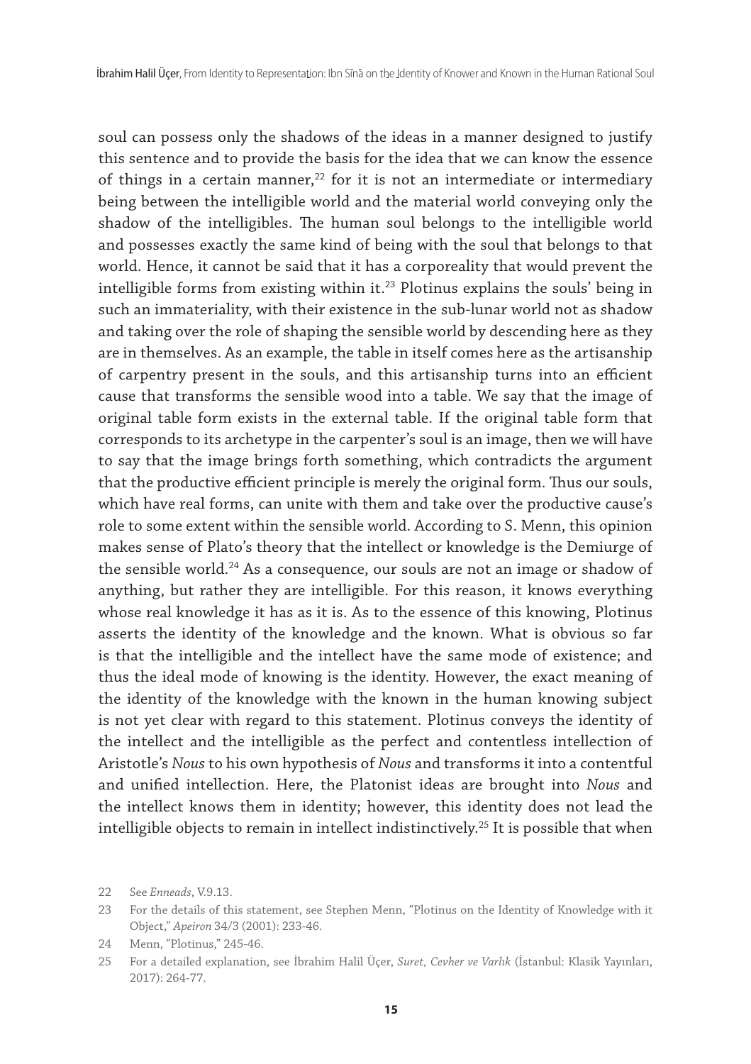soul can possess only the shadows of the ideas in a manner designed to justify this sentence and to provide the basis for the idea that we can know the essence of things in a certain manner,[22] for it is not an intermediate or intermediary being between the intelligible world and the material world conveying only the shadow of the intelligibles. The human soul belongs to the intelligible world and possesses exactly the same kind of being with the soul that belongs to that world. Hence, it cannot be said that it has a corporeality that would prevent the intelligible forms from existing within it.[23] Plotinus explains the souls' being in such an immateriality, with their existence in the sub-lunar world not as shadow and taking over the role of shaping the sensible world by descending here as they are in themselves. As an example, the table in itself comes here as the artisanship of carpentry present in the souls, and this artisanship turns into an efficient cause that transforms the sensible wood into a table. We say that the image of original table form exists in the external table. If the original table form that corresponds to its archetype in the carpenter's soul is an image, then we will have to say that the image brings forth something, which contradicts the argument that the productive efficient principle is merely the original form. Thus our souls, which have real forms, can unite with them and take over the productive cause's role to some extent within the sensible world. According to S. Menn, this opinion makes sense of Plato's theory that the intellect or knowledge is the Demiurge of the sensible world.[24] As a consequence, our souls are not an image or shadow of anything, but rather they are intelligible. For this reason, it knows everything whose real knowledge it has as it is. As to the essence of this knowing, Plotinus asserts the identity of the knowledge and the known. What is obvious so far is that the intelligible and the intellect have the same mode of existence; and thus the ideal mode of knowing is the identity. However, the exact meaning of the identity of the knowledge with the known in the human knowing subject is not yet clear with regard to this statement. Plotinus conveys the identity of the intellect and the intelligible as the perfect and contentless intellection of Aristotle's *Nous* to his own hypothesis of *Nous* and transforms it into a contentful and unified intellection. Here, the Platonist ideas are brought into *Nous* and the intellect knows them in identity; however, this identity does not lead the intelligible objects to remain in intellect indistinctively.[25] It is possible that when

22 See *Enneads*, V.9.13.

23 For the details of this statement, see Stephen Menn, "Plotinus on the Identity of Knowledge with it Object," *Apeiron* 34/3 (2001): 233-46.

24 Menn, "Plotinus," 245-46.

25 For a detailed explanation, see İbrahim Halil Üçer, *Suret, Cevher ve Varlık* (İstanbul: Klasik Yayınları, 2017): 264-77.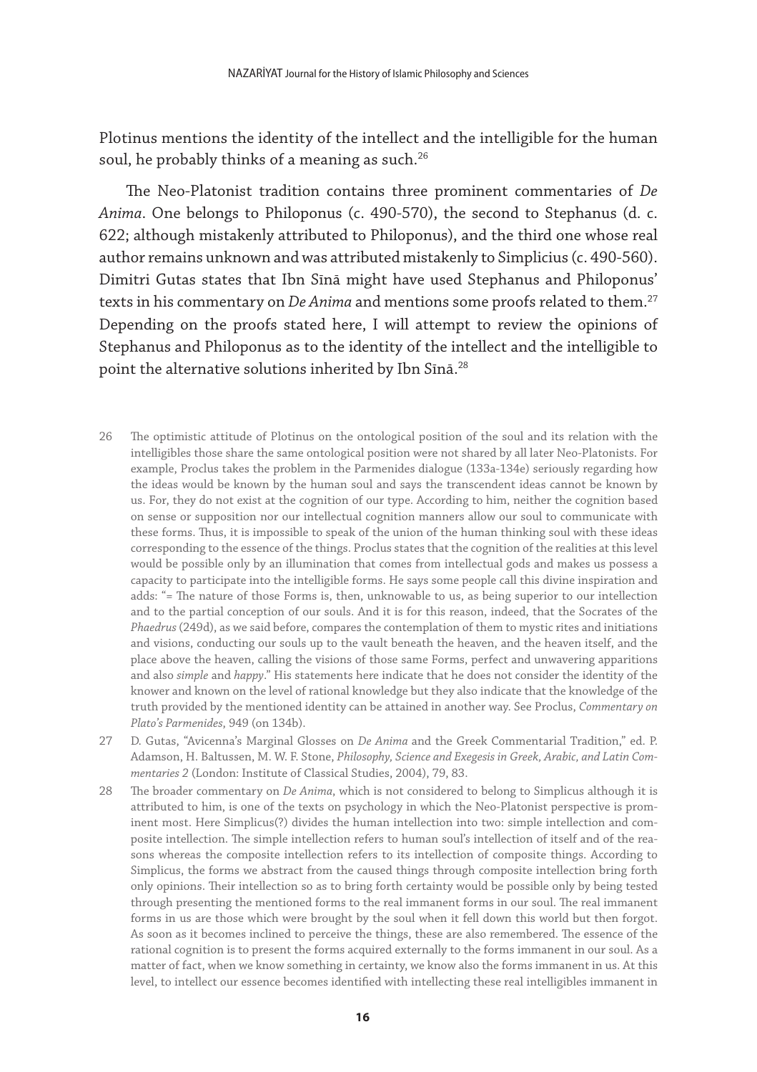Plotinus mentions the identity of the intellect and the intelligible for the human soul, he probably thinks of a meaning as such.[26]

The Neo-Platonist tradition contains three prominent commentaries of *De Anima*. One belongs to Philoponus (c. 490-570), the second to Stephanus (d. c. 622; although mistakenly attributed to Philoponus), and the third one whose real author remains unknown and was attributed mistakenly to Simplicius (c. 490-560). Dimitri Gutas states that Ibn Sīnā might have used Stephanus and Philoponus' texts in his commentary on *De Anima* and mentions some proofs related to them.[27] Depending on the proofs stated here, I will attempt to review the opinions of Stephanus and Philoponus as to the identity of the intellect and the intelligible to point the alternative solutions inherited by Ibn Sīnā.[28]

26 The optimistic attitude of Plotinus on the ontological position of the soul and its relation with the intelligibles those share the same ontological position were not shared by all later Neo-Platonists. For example, Proclus takes the problem in the Parmenides dialogue (133a-134e) seriously regarding how the ideas would be known by the human soul and says the transcendent ideas cannot be known by us. For, they do not exist at the cognition of our type. According to him, neither the cognition based on sense or supposition nor our intellectual cognition manners allow our soul to communicate with these forms. Thus, it is impossible to speak of the union of the human thinking soul with these ideas corresponding to the essence of the things. Proclus states that the cognition of the realities at this level would be possible only by an illumination that comes from intellectual gods and makes us possess a capacity to participate into the intelligible forms. He says some people call this divine inspiration and adds: "= The nature of those Forms is, then, unknowable to us, as being superior to our intellection and to the partial conception of our souls. And it is for this reason, indeed, that the Socrates of the *Phaedrus* (249d), as we said before, compares the contemplation of them to mystic rites and initiations and visions, conducting our souls up to the vault beneath the heaven, and the heaven itself, and the place above the heaven, calling the visions of those same Forms, perfect and unwavering apparitions and also *simple* and *happy*." His statements here indicate that he does not consider the identity of the knower and known on the level of rational knowledge but they also indicate that the knowledge of the truth provided by the mentioned identity can be attained in another way. See Proclus, *Commentary on Plato's Parmenides*, 949 (on 134b).

27 D. Gutas, "Avicenna's Marginal Glosses on *De Anima* and the Greek Commentarial Tradition," ed. P. Adamson, H. Baltussen, M. W. F. Stone, *Philosophy, Science and Exegesis in Greek, Arabic, and Latin Commentaries 2* (London: Institute of Classical Studies, 2004), 79, 83.

28 The broader commentary on *De Anima*, which is not considered to belong to Simplicus although it is attributed to him, is one of the texts on psychology in which the Neo-Platonist perspective is prominent most. Here Simplicus(?) divides the human intellection into two: simple intellection and composite intellection. The simple intellection refers to human soul's intellection of itself and of the reasons whereas the composite intellection refers to its intellection of composite things. According to Simplicus, the forms we abstract from the caused things through composite intellection bring forth only opinions. Their intellection so as to bring forth certainty would be possible only by being tested through presenting the mentioned forms to the real immanent forms in our soul. The real immanent forms in us are those which were brought by the soul when it fell down this world but then forgot. As soon as it becomes inclined to perceive the things, these are also remembered. The essence of the rational cognition is to present the forms acquired externally to the forms immanent in our soul. As a matter of fact, when we know something in certainty, we know also the forms immanent in us. At this level, to intellect our essence becomes identified with intellecting these real intelligibles immanent in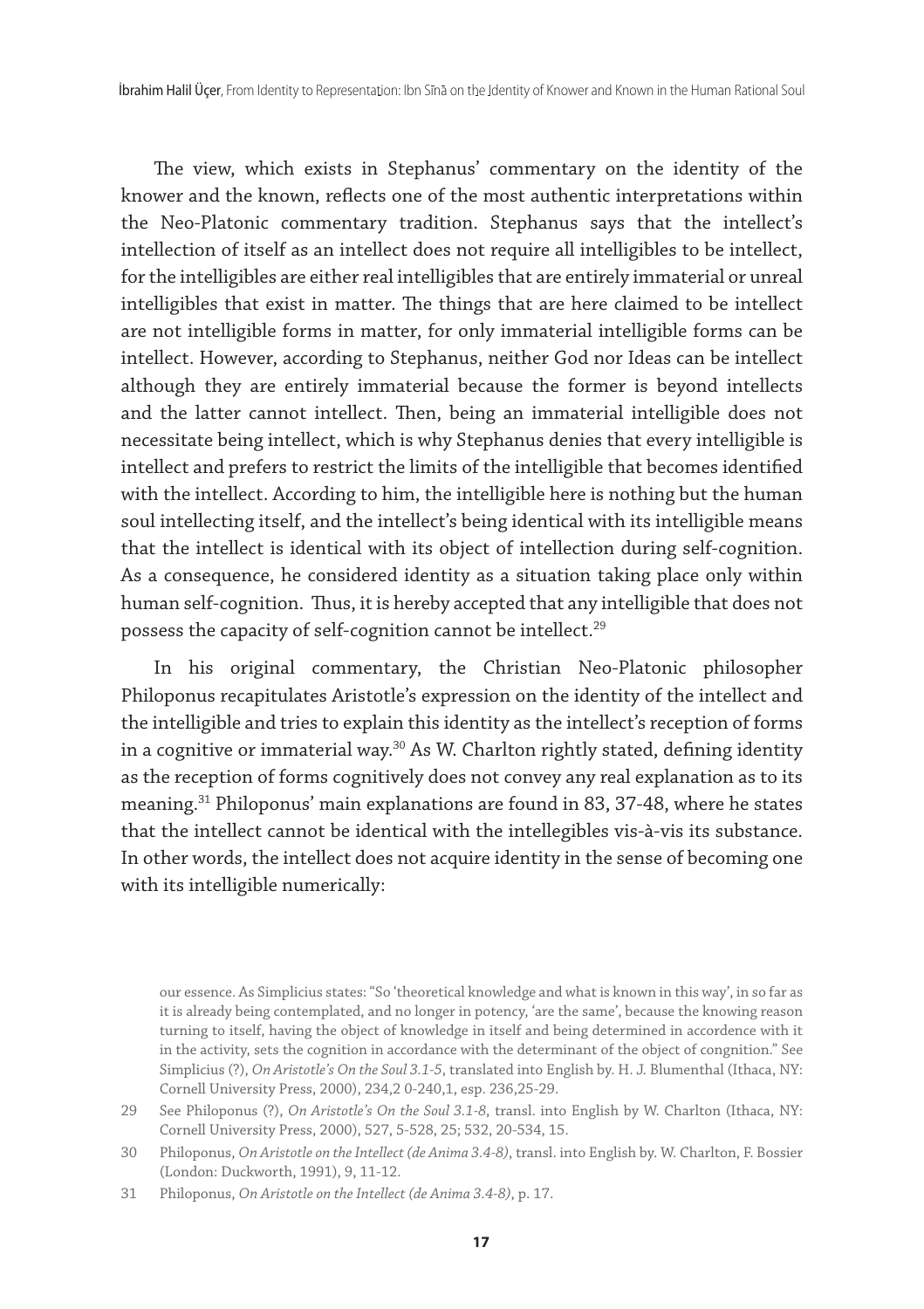The view, which exists in Stephanus' commentary on the identity of the knower and the known, reflects one of the most authentic interpretations within the Neo-Platonic commentary tradition. Stephanus says that the intellect's intellection of itself as an intellect does not require all intelligibles to be intellect, for the intelligibles are either real intelligibles that are entirely immaterial or unreal intelligibles that exist in matter. The things that are here claimed to be intellect are not intelligible forms in matter, for only immaterial intelligible forms can be intellect. However, according to Stephanus, neither God nor Ideas can be intellect although they are entirely immaterial because the former is beyond intellects and the latter cannot intellect. Then, being an immaterial intelligible does not necessitate being intellect, which is why Stephanus denies that every intelligible is intellect and prefers to restrict the limits of the intelligible that becomes identified with the intellect. According to him, the intelligible here is nothing but the human soul intellecting itself, and the intellect's being identical with its intelligible means that the intellect is identical with its object of intellection during self-cognition. As a consequence, he considered identity as a situation taking place only within human self-cognition. Thus, it is hereby accepted that any intelligible that does not possess the capacity of self-cognition cannot be intellect.[29]

In his original commentary, the Christian Neo-Platonic philosopher Philoponus recapitulates Aristotle's expression on the identity of the intellect and the intelligible and tries to explain this identity as the intellect's reception of forms in a cognitive or immaterial way.[30] As W. Charlton rightly stated, defining identity as the reception of forms cognitively does not convey any real explanation as to its meaning.[31] Philoponus' main explanations are found in 83, 37-48, where he states that the intellect cannot be identical with the intellegibles vis-à-vis its substance. In other words, the intellect does not acquire identity in the sense of becoming one with its intelligible numerically:

our essence. As Simplicius states: "So 'theoretical knowledge and what is known in this way', in so far as it is already being contemplated, and no longer in potency, 'are the same', because the knowing reason turning to itself, having the object of knowledge in itself and being determined in accordence with it in the activity, sets the cognition in accordance with the determinant of the object of congnition." See Simplicius (?), *On Aristotle's On the Soul 3.1-5*, translated into English by. H. J. Blumenthal (Ithaca, NY: Cornell University Press, 2000), 234,2 0-240,1, esp. 236,25-29.

29 See Philoponus (?), *On Aristotle's On the Soul 3.1-8*, transl. into English by W. Charlton (Ithaca, NY: Cornell University Press, 2000), 527, 5-528, 25; 532, 20-534, 15.

30 Philoponus, *On Aristotle on the Intellect (de Anima 3.4-8)*, transl. into English by. W. Charlton, F. Bossier (London: Duckworth, 1991), 9, 11-12.

31 Philoponus, *On Aristotle on the Intellect (de Anima 3.4-8)*, p. 17.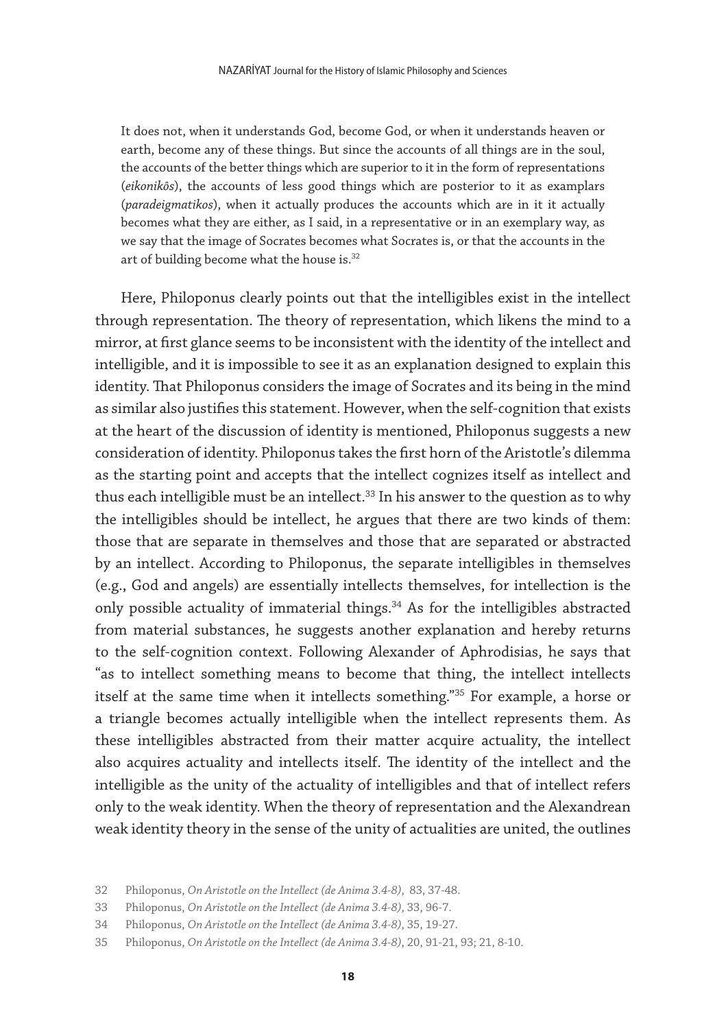> It does not, when it understands God, become God, or when it understands heaven or earth, become any of these things. But since the accounts of all things are in the soul, the accounts of the better things which are superior to it in the form of representations (*eikonikôs*), the accounts of less good things which are posterior to it as examplars (*paradeigmatikos*), when it actually produces the accounts which are in it it actually becomes what they are either, as I said, in a representative or in an exemplary way, as we say that the image of Socrates becomes what Socrates is, or that the accounts in the art of building become what the house is.[32]

Here, Philoponus clearly points out that the intelligibles exist in the intellect through representation. The theory of representation, which likens the mind to a mirror, at first glance seems to be inconsistent with the identity of the intellect and intelligible, and it is impossible to see it as an explanation designed to explain this identity. That Philoponus considers the image of Socrates and its being in the mind as similar also justifies this statement. However, when the self-cognition that exists at the heart of the discussion of identity is mentioned, Philoponus suggests a new consideration of identity. Philoponus takes the first horn of the Aristotle's dilemma as the starting point and accepts that the intellect cognizes itself as intellect and thus each intelligible must be an intellect.[33] In his answer to the question as to why the intelligibles should be intellect, he argues that there are two kinds of them: those that are separate in themselves and those that are separated or abstracted by an intellect. According to Philoponus, the separate intelligibles in themselves (e.g., God and angels) are essentially intellects themselves, for intellection is the only possible actuality of immaterial things.[34] As for the intelligibles abstracted from material substances, he suggests another explanation and hereby returns to the self-cognition context. Following Alexander of Aphrodisias, he says that "as to intellect something means to become that thing, the intellect intellects itself at the same time when it intellects something."[35] For example, a horse or a triangle becomes actually intelligible when the intellect represents them. As these intelligibles abstracted from their matter acquire actuality, the intellect also acquires actuality and intellects itself. The identity of the intellect and the intelligible as the unity of the actuality of intelligibles and that of intellect refers only to the weak identity. When the theory of representation and the Alexandrean weak identity theory in the sense of the unity of actualities are united, the outlines

32 Philoponus, *On Aristotle on the Intellect (de Anima 3.4-8)*, 83, 37-48.

33 Philoponus, *On Aristotle on the Intellect (de Anima 3.4-8)*, 33, 96-7.

34 Philoponus, *On Aristotle on the Intellect (de Anima 3.4-8)*, 35, 19-27.

35 Philoponus, *On Aristotle on the Intellect (de Anima 3.4-8)*, 20, 91-21, 93; 21, 8-10.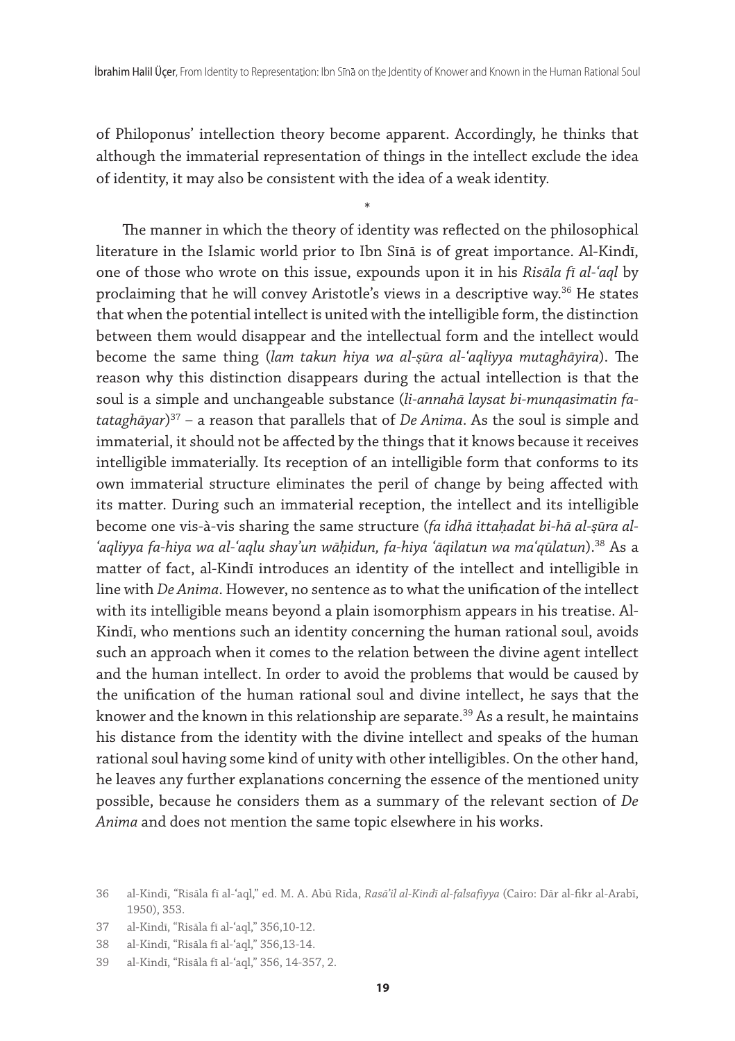of Philoponus' intellection theory become apparent. Accordingly, he thinks that although the immaterial representation of things in the intellect exclude the idea of identity, it may also be consistent with the idea of a weak identity.

*

The manner in which the theory of identity was reflected on the philosophical literature in the Islamic world prior to Ibn Sīnā is of great importance. Al-Kindī, one of those who wrote on this issue, expounds upon it in his *Risāla fī al-ʿaql* by proclaiming that he will convey Aristotle's views in a descriptive way.[36] He states that when the potential intellect is united with the intelligible form, the distinction between them would disappear and the intellectual form and the intellect would become the same thing (*lam takun hiya wa al-ṣūra al-ʿaqliyya mutaghāyira*). The reason why this distinction disappears during the actual intellection is that the soul is a simple and unchangeable substance (*li-annahā laysat bi-munqasimatin fa-tataghāyar*)[37] – a reason that parallels that of *De Anima*. As the soul is simple and immaterial, it should not be affected by the things that it knows because it receives intelligible immaterially. Its reception of an intelligible form that conforms to its own immaterial structure eliminates the peril of change by being affected with its matter. During such an immaterial reception, the intellect and its intelligible become one vis-à-vis sharing the same structure (*fa idhā ittaḥadat bi-hā al-ṣūra al-ʿaqliyya fa-hiya wa al-ʿaqlu shay'un wāḥidun, fa-hiya ʿāqilatun wa maʿqūlatun*).[38] As a matter of fact, al-Kindī introduces an identity of the intellect and intelligible in line with *De Anima*. However, no sentence as to what the unification of the intellect with its intelligible means beyond a plain isomorphism appears in his treatise. Al-Kindī, who mentions such an identity concerning the human rational soul, avoids such an approach when it comes to the relation between the divine agent intellect and the human intellect. In order to avoid the problems that would be caused by the unification of the human rational soul and divine intellect, he says that the knower and the known in this relationship are separate.[39] As a result, he maintains his distance from the identity with the divine intellect and speaks of the human rational soul having some kind of unity with other intelligibles. On the other hand, he leaves any further explanations concerning the essence of the mentioned unity possible, because he considers them as a summary of the relevant section of *De Anima* and does not mention the same topic elsewhere in his works.

---

36 al-Kindī, "Risāla fī al-ʿaql," ed. M. A. Abū Rīda, *Rasā'il al-Kindī al-falsafiyya* (Cairo: Dār al-fikr al-Arabī, 1950), 353.

37 al-Kindī, "Risāla fī al-ʿaql," 356,10-12.

38 al-Kindī, "Risāla fī al-ʿaql," 356,13-14.

39 al-Kindī, "Risāla fī al-ʿaql," 356, 14-357, 2.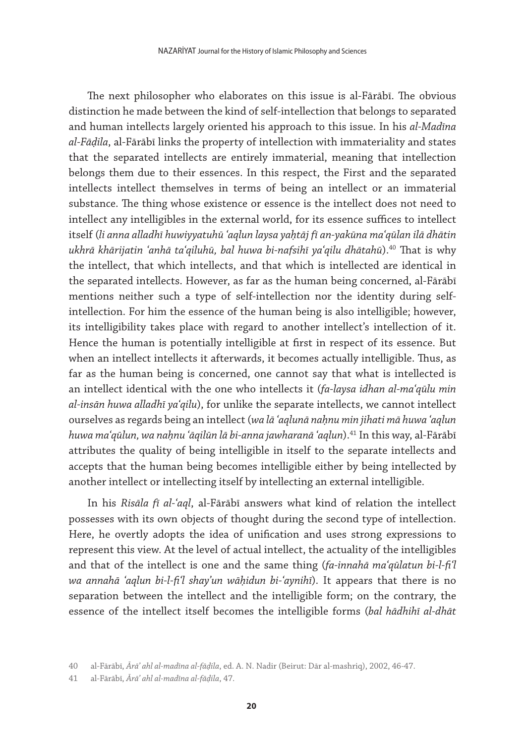The next philosopher who elaborates on this issue is al-Fārābī. The obvious distinction he made between the kind of self-intellection that belongs to separated and human intellects largely oriented his approach to this issue. In his *al-Madīna al-Fāḍila*, al-Fārābī links the property of intellection with immateriality and states that the separated intellects are entirely immaterial, meaning that intellection belongs them due to their essences. In this respect, the First and the separated intellects intellect themselves in terms of being an intellect or an immaterial substance. The thing whose existence or essence is the intellect does not need to intellect any intelligibles in the external world, for its essence suffices to intellect itself (*li anna alladhī huwiyyatuhū ʿaqlun laysa yaḥtāj fī an-yakūna maʿqūlan ilā dhātin ukhrā khārijatin ʿanhā taʿqiluhū, bal huwa bi-nafsihī yaʿqilu dhātahū*).[40] That is why the intellect, that which intellects, and that which is intellected are identical in the separated intellects. However, as far as the human being concerned, al-Fārābī mentions neither such a type of self-intellection nor the identity during self-intellection. For him the essence of the human being is also intelligible; however, its intelligibility takes place with regard to another intellect's intellection of it. Hence the human is potentially intelligible at first in respect of its essence. But when an intellect intellects it afterwards, it becomes actually intelligible. Thus, as far as the human being is concerned, one cannot say that what is intellected is an intellect identical with the one who intellects it (*fa-laysa idhan al-maʿqūlu min al-insān huwa alladhī yaʿqilu*), for unlike the separate intellects, we cannot intellect ourselves as regards being an intellect (*wa lā ʿaqlunā naḥnu min jihati mā huwa ʿaqlun huwa maʿqūlun, wa naḥnu ʿāqilūn lā bi-anna jawharanā ʿaqlun*).[41] In this way, al-Fārābī attributes the quality of being intelligible in itself to the separate intellects and accepts that the human being becomes intelligible either by being intellected by another intellect or intellecting itself by intellecting an external intelligible.

In his *Risāla fī al-ʿaql*, al-Fārābī answers what kind of relation the intellect possesses with its own objects of thought during the second type of intellection. Here, he overtly adopts the idea of unification and uses strong expressions to represent this view. At the level of actual intellect, the actuality of the intelligibles and that of the intellect is one and the same thing (*fa-innahā maʿqūlatun bi-l-fiʿl wa annahā ʿaqlun bi-l-fiʿl shayʾun wāḥidun bi-ʿaynihī*). It appears that there is no separation between the intellect and the intelligible form; on the contrary, the essence of the intellect itself becomes the intelligible forms (*bal hādhihī al-dhāt*

40 al-Fārābī, *Ārāʾ ahl al-madīna al-fāḍila*, ed. A. N. Nadir (Beirut: Dār al-mashriq), 2002, 46-47.

41 al-Fārābī, *Ārāʾ ahl al-madīna al-fāḍila*, 47.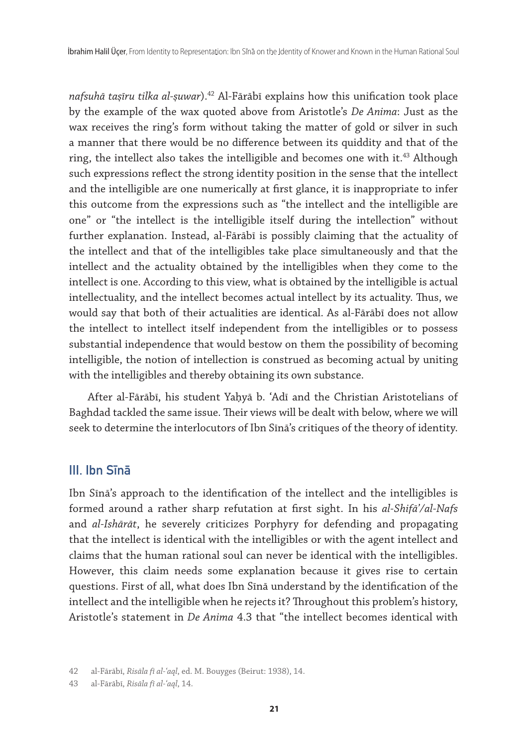*nafsuhā taṣīru tilka al-ṣuwar*).[42] Al-Fārābī explains how this unification took place by the example of the wax quoted above from Aristotle's *De Anima*: Just as the wax receives the ring's form without taking the matter of gold or silver in such a manner that there would be no difference between its quiddity and that of the ring, the intellect also takes the intelligible and becomes one with it.[43] Although such expressions reflect the strong identity position in the sense that the intellect and the intelligible are one numerically at first glance, it is inappropriate to infer this outcome from the expressions such as "the intellect and the intelligible are one" or "the intellect is the intelligible itself during the intellection" without further explanation. Instead, al-Fārābī is possibly claiming that the actuality of the intellect and that of the intelligibles take place simultaneously and that the intellect and the actuality obtained by the intelligibles when they come to the intellect is one. According to this view, what is obtained by the intelligible is actual intellectuality, and the intellect becomes actual intellect by its actuality. Thus, we would say that both of their actualities are identical. As al-Fārābī does not allow the intellect to intellect itself independent from the intelligibles or to possess substantial independence that would bestow on them the possibility of becoming intelligible, the notion of intellection is construed as becoming actual by uniting with the intelligibles and thereby obtaining its own substance.

After al-Fārābī, his student Yaḥyā b. ʿAdī and the Christian Aristotelians of Baghdad tackled the same issue. Their views will be dealt with below, where we will seek to determine the interlocutors of Ibn Sīnā's critiques of the theory of identity.

## III. Ibn Sīnā

Ibn Sīnā's approach to the identification of the intellect and the intelligibles is formed around a rather sharp refutation at first sight. In his *al-Shifāʾ/al-Nafs* and *al-Ishārāt*, he severely criticizes Porphyry for defending and propagating that the intellect is identical with the intelligibles or with the agent intellect and claims that the human rational soul can never be identical with the intelligibles. However, this claim needs some explanation because it gives rise to certain questions. First of all, what does Ibn Sīnā understand by the identification of the intellect and the intelligible when he rejects it? Throughout this problem's history, Aristotle's statement in *De Anima* 4.3 that "the intellect becomes identical with

42 al-Fārābī, *Risāla fī al-ʿaql*, ed. M. Bouyges (Beirut: 1938), 14.

43 al-Fārābī, *Risāla fī al-ʿaql*, 14.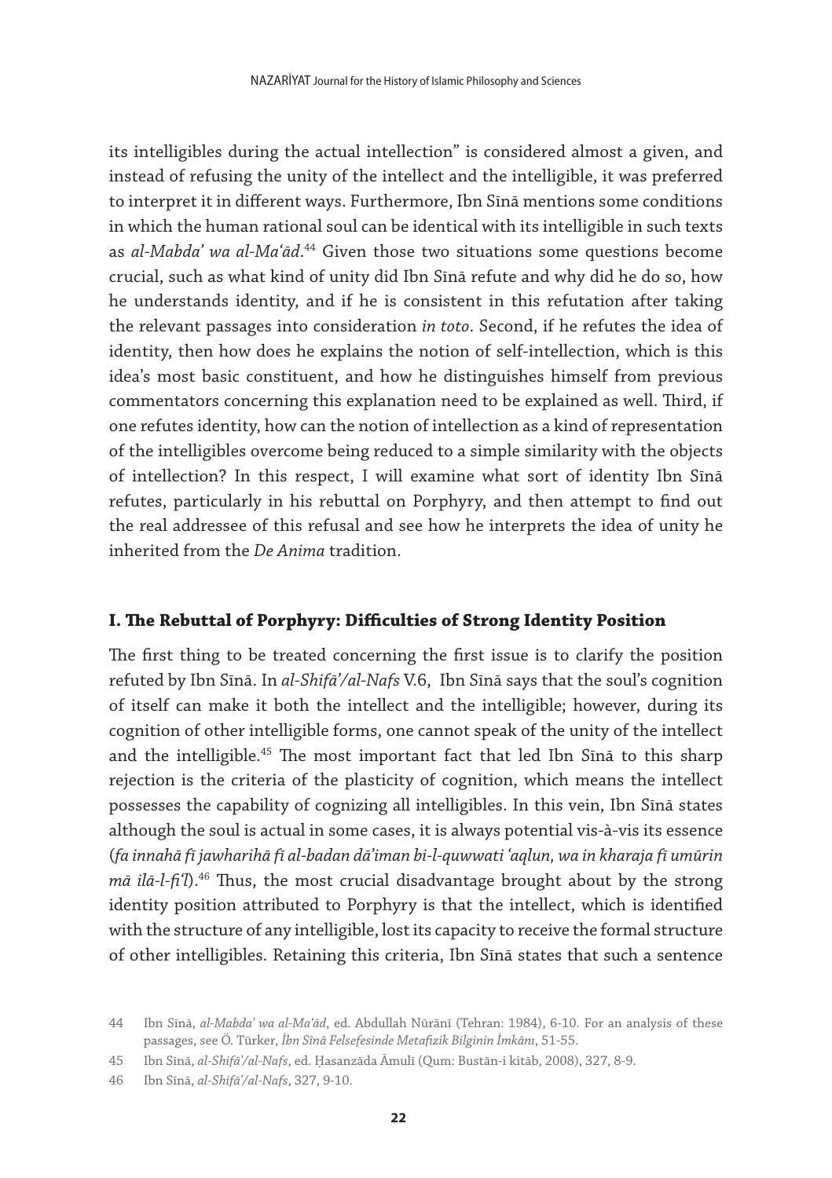its intelligibles during the actual intellection" is considered almost a given, and instead of refusing the unity of the intellect and the intelligible, it was preferred to interpret it in different ways. Furthermore, Ibn Sīnā mentions some conditions in which the human rational soul can be identical with its intelligible in such texts as *al-Mabdaʾ wa al-Maʿād*.[44] Given those two situations some questions become crucial, such as what kind of unity did Ibn Sīnā refute and why did he do so, how he understands identity, and if he is consistent in this refutation after taking the relevant passages into consideration *in toto*. Second, if he refutes the idea of identity, then how does he explains the notion of self-intellection, which is this idea's most basic constituent, and how he distinguishes himself from previous commentators concerning this explanation need to be explained as well. Third, if one refutes identity, how can the notion of intellection as a kind of representation of the intelligibles overcome being reduced to a simple similarity with the objects of intellection? In this respect, I will examine what sort of identity Ibn Sīnā refutes, particularly in his rebuttal on Porphyry, and then attempt to find out the real addressee of this refusal and see how he interprets the idea of unity he inherited from the *De Anima* tradition.

## I. The Rebuttal of Porphyry: Difficulties of Strong Identity Position

The first thing to be treated concerning the first issue is to clarify the position refuted by Ibn Sīnā. In *al-Shifāʾ/al-Nafs* V.6, Ibn Sīnā says that the soul's cognition of itself can make it both the intellect and the intelligible; however, during its cognition of other intelligible forms, one cannot speak of the unity of the intellect and the intelligible.[45] The most important fact that led Ibn Sīnā to this sharp rejection is the criteria of the plasticity of cognition, which means the intellect possesses the capability of cognizing all intelligibles. In this vein, Ibn Sīnā states although the soul is actual in some cases, it is always potential vis-à-vis its essence (*fa innahā fī jawharihā fī al-badan dāʾiman bi-l-quwwati ʿaqlun, wa in kharaja fī umūrin mā ilā-l-fiʿl*).[46] Thus, the most crucial disadvantage brought about by the strong identity position attributed to Porphyry is that the intellect, which is identified with the structure of any intelligible, lost its capacity to receive the formal structure of other intelligibles. Retaining this criteria, Ibn Sīnā states that such a sentence

44 Ibn Sīnā, *al-Mabdaʾ wa al-Maʿād*, ed. Abdullah Nūrānī (Tehran: 1984), 6-10. For an analysis of these passages, see Ö. Türker, *İbn Sînâ Felsefesinde Metafizik Bilginin İmkânı*, 51-55.

45 Ibn Sīnā, *al-Shifāʾ/al-Nafs*, ed. Ḥasanzāda Āmulī (Qum: Bustān-i kitāb, 2008), 327, 8-9.

46 Ibn Sīnā, *al-Shifāʾ/al-Nafs*, 327, 9-10.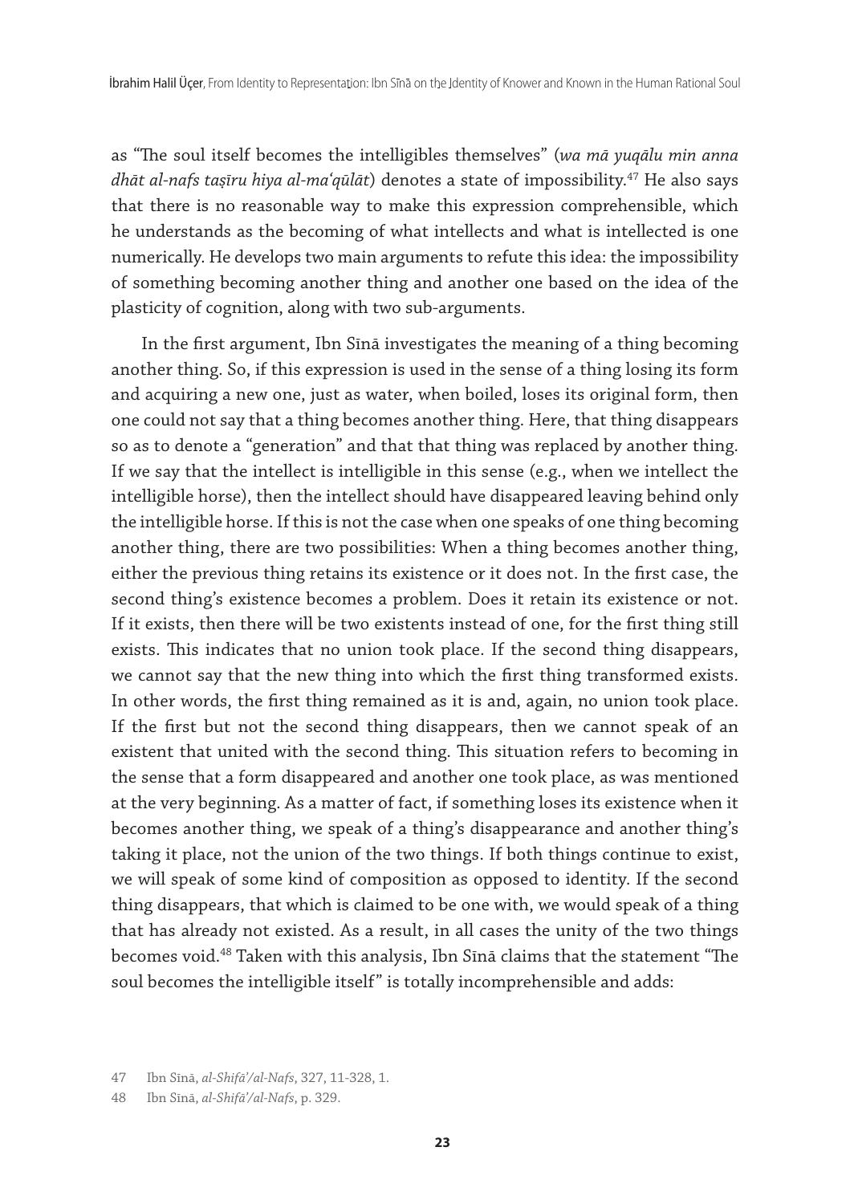as "The soul itself becomes the intelligibles themselves" (*wa mā yuqālu min anna dhāt al-nafs taṣīru hiya al-maʿqūlāt*) denotes a state of impossibility.[47] He also says that there is no reasonable way to make this expression comprehensible, which he understands as the becoming of what intellects and what is intellected is one numerically. He develops two main arguments to refute this idea: the impossibility of something becoming another thing and another one based on the idea of the plasticity of cognition, along with two sub-arguments.

In the first argument, Ibn Sīnā investigates the meaning of a thing becoming another thing. So, if this expression is used in the sense of a thing losing its form and acquiring a new one, just as water, when boiled, loses its original form, then one could not say that a thing becomes another thing. Here, that thing disappears so as to denote a "generation" and that that thing was replaced by another thing. If we say that the intellect is intelligible in this sense (e.g., when we intellect the intelligible horse), then the intellect should have disappeared leaving behind only the intelligible horse. If this is not the case when one speaks of one thing becoming another thing, there are two possibilities: When a thing becomes another thing, either the previous thing retains its existence or it does not. In the first case, the second thing's existence becomes a problem. Does it retain its existence or not. If it exists, then there will be two existents instead of one, for the first thing still exists. This indicates that no union took place. If the second thing disappears, we cannot say that the new thing into which the first thing transformed exists. In other words, the first thing remained as it is and, again, no union took place. If the first but not the second thing disappears, then we cannot speak of an existent that united with the second thing. This situation refers to becoming in the sense that a form disappeared and another one took place, as was mentioned at the very beginning. As a matter of fact, if something loses its existence when it becomes another thing, we speak of a thing's disappearance and another thing's taking it place, not the union of the two things. If both things continue to exist, we will speak of some kind of composition as opposed to identity. If the second thing disappears, that which is claimed to be one with, we would speak of a thing that has already not existed. As a result, in all cases the unity of the two things becomes void.[48] Taken with this analysis, Ibn Sīnā claims that the statement "The soul becomes the intelligible itself" is totally incomprehensible and adds:

---

47 Ibn Sīnā, *al-Shifāʾ/al-Nafs*, 327, 11-328, 1.

48 Ibn Sīnā, *al-Shifāʾ/al-Nafs*, p. 329.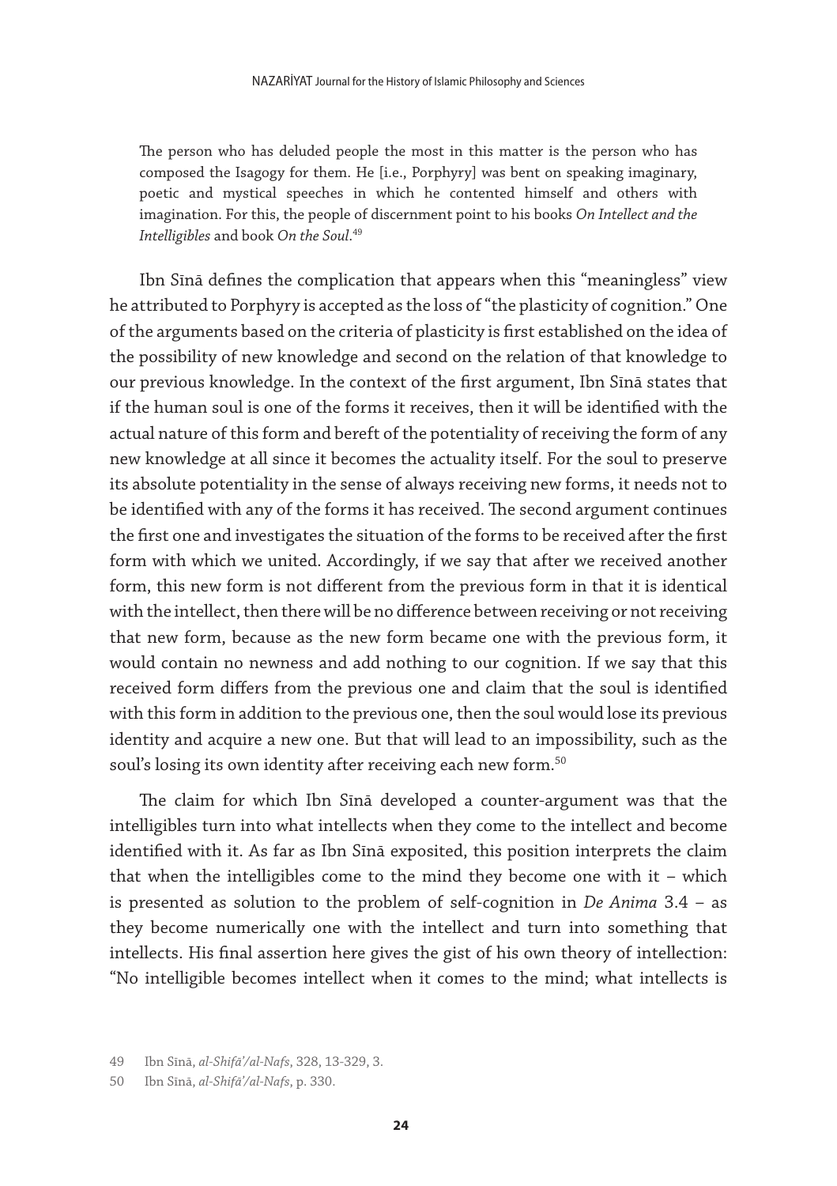> The person who has deluded people the most in this matter is the person who has composed the Isagogy for them. He [i.e., Porphyry] was bent on speaking imaginary, poetic and mystical speeches in which he contented himself and others with imagination. For this, the people of discernment point to his books *On Intellect and the Intelligibles* and book *On the Soul*.[49]

Ibn Sīnā defines the complication that appears when this "meaningless" view he attributed to Porphyry is accepted as the loss of "the plasticity of cognition." One of the arguments based on the criteria of plasticity is first established on the idea of the possibility of new knowledge and second on the relation of that knowledge to our previous knowledge. In the context of the first argument, Ibn Sīnā states that if the human soul is one of the forms it receives, then it will be identified with the actual nature of this form and bereft of the potentiality of receiving the form of any new knowledge at all since it becomes the actuality itself. For the soul to preserve its absolute potentiality in the sense of always receiving new forms, it needs not to be identified with any of the forms it has received. The second argument continues the first one and investigates the situation of the forms to be received after the first form with which we united. Accordingly, if we say that after we received another form, this new form is not different from the previous form in that it is identical with the intellect, then there will be no difference between receiving or not receiving that new form, because as the new form became one with the previous form, it would contain no newness and add nothing to our cognition. If we say that this received form differs from the previous one and claim that the soul is identified with this form in addition to the previous one, then the soul would lose its previous identity and acquire a new one. But that will lead to an impossibility, such as the soul's losing its own identity after receiving each new form.[50]

The claim for which Ibn Sīnā developed a counter-argument was that the intelligibles turn into what intellects when they come to the intellect and become identified with it. As far as Ibn Sīnā exposited, this position interprets the claim that when the intelligibles come to the mind they become one with it – which is presented as solution to the problem of self-cognition in *De Anima* 3.4 – as they become numerically one with the intellect and turn into something that intellects. His final assertion here gives the gist of his own theory of intellection: "No intelligible becomes intellect when it comes to the mind; what intellects is

---

49 Ibn Sīnā, *al-Shifā'/al-Nafs*, 328, 13-329, 3.

50 Ibn Sīnā, *al-Shifā'/al-Nafs*, p. 330.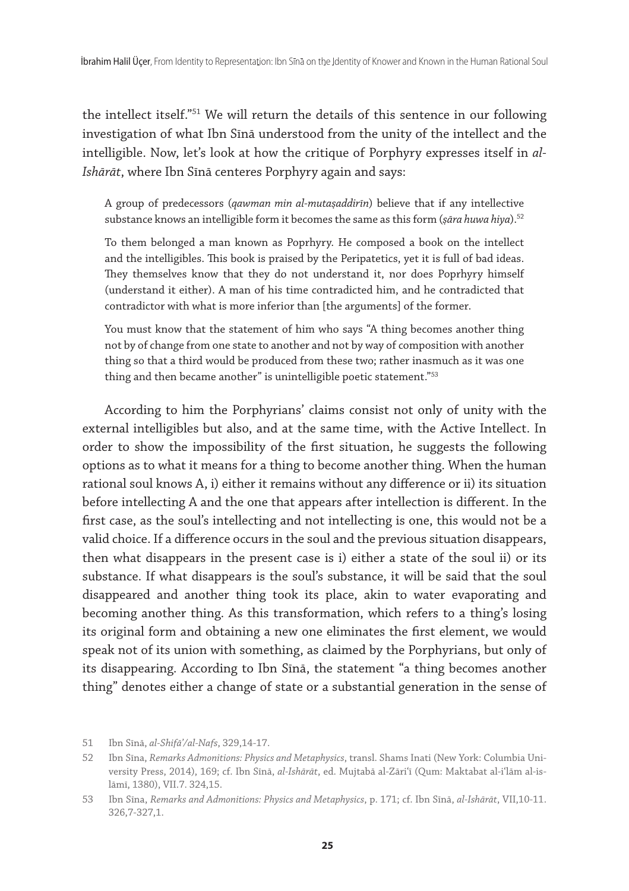the intellect itself."[51] We will return the details of this sentence in our following investigation of what Ibn Sīnā understood from the unity of the intellect and the intelligible. Now, let's look at how the critique of Porphyry expresses itself in *al-Ishārāt*, where Ibn Sīnā centeres Porphyry again and says:

> A group of predecessors (*qawman min al-mutaṣaddirīn*) believe that if any intellective substance knows an intelligible form it becomes the same as this form (*ṣāra huwa hiya*).[52]
>
> To them belonged a man known as Poprhyry. He composed a book on the intellect and the intelligibles. This book is praised by the Peripatetics, yet it is full of bad ideas. They themselves know that they do not understand it, nor does Poprhyry himself (understand it either). A man of his time contradicted him, and he contradicted that contradictor with what is more inferior than [the arguments] of the former.
>
> You must know that the statement of him who says "A thing becomes another thing not by of change from one state to another and not by way of composition with another thing so that a third would be produced from these two; rather inasmuch as it was one thing and then became another" is unintelligible poetic statement."[53]

According to him the Porphyrians' claims consist not only of unity with the external intelligibles but also, and at the same time, with the Active Intellect. In order to show the impossibility of the first situation, he suggests the following options as to what it means for a thing to become another thing. When the human rational soul knows A, i) either it remains without any difference or ii) its situation before intellecting A and the one that appears after intellection is different. In the first case, as the soul's intellecting and not intellecting is one, this would not be a valid choice. If a difference occurs in the soul and the previous situation disappears, then what disappears in the present case is i) either a state of the soul ii) or its substance. If what disappears is the soul's substance, it will be said that the soul disappeared and another thing took its place, akin to water evaporating and becoming another thing. As this transformation, which refers to a thing's losing its original form and obtaining a new one eliminates the first element, we would speak not of its union with something, as claimed by the Porphyrians, but only of its disappearing. According to Ibn Sīnā, the statement "a thing becomes another thing" denotes either a change of state or a substantial generation in the sense of

51 Ibn Sīnā, *al-Shifā'/al-Nafs*, 329,14-17.

52 Ibn Sīna, *Remarks Admonitions: Physics and Metaphysics*, transl. Shams Inati (New York: Columbia University Press, 2014), 169; cf. Ibn Sīnā, *al-Ishārāt*, ed. Mujtabā al-Zāri'ī (Qum: Maktabat al-i'lām al-islāmī, 1380), VII.7. 324,15.

53 Ibn Sīna, *Remarks and Admonitions: Physics and Metaphysics*, p. 171; cf. Ibn Sīnā, *al-Ishārāt*, VII,10-11. 326,7-327,1.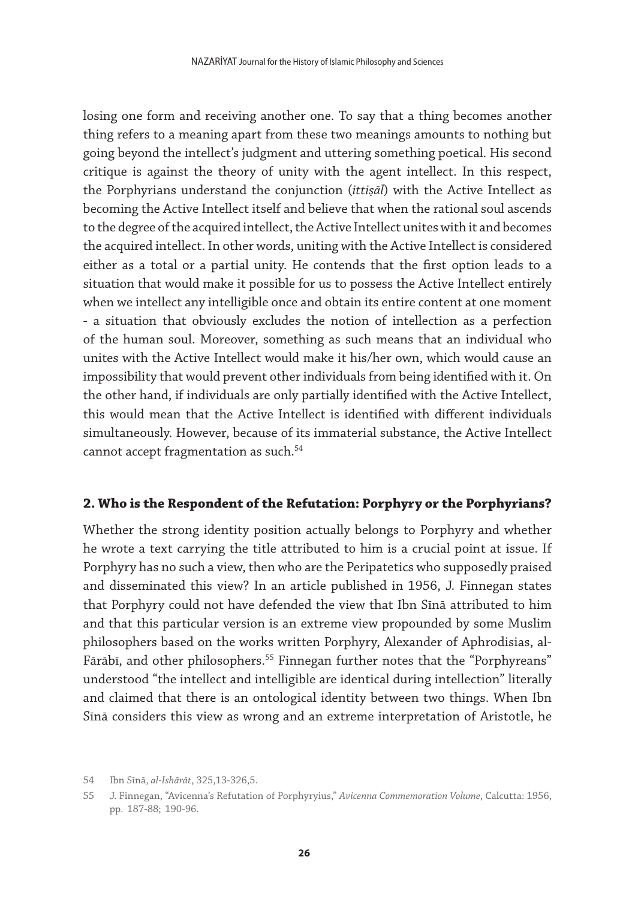losing one form and receiving another one. To say that a thing becomes another thing refers to a meaning apart from these two meanings amounts to nothing but going beyond the intellect's judgment and uttering something poetical. His second critique is against the theory of unity with the agent intellect. In this respect, the Porphyrians understand the conjunction (*ittiṣāl*) with the Active Intellect as becoming the Active Intellect itself and believe that when the rational soul ascends to the degree of the acquired intellect, the Active Intellect unites with it and becomes the acquired intellect. In other words, uniting with the Active Intellect is considered either as a total or a partial unity. He contends that the first option leads to a situation that would make it possible for us to possess the Active Intellect entirely when we intellect any intelligible once and obtain its entire content at one moment - a situation that obviously excludes the notion of intellection as a perfection of the human soul. Moreover, something as such means that an individual who unites with the Active Intellect would make it his/her own, which would cause an impossibility that would prevent other individuals from being identified with it. On the other hand, if individuals are only partially identified with the Active Intellect, this would mean that the Active Intellect is identified with different individuals simultaneously. However, because of its immaterial substance, the Active Intellect cannot accept fragmentation as such.[54]

## 2. Who is the Respondent of the Refutation: Porphyry or the Porphyrians?

Whether the strong identity position actually belongs to Porphyry and whether he wrote a text carrying the title attributed to him is a crucial point at issue. If Porphyry has no such a view, then who are the Peripatetics who supposedly praised and disseminated this view? In an article published in 1956, J. Finnegan states that Porphyry could not have defended the view that Ibn Sīnā attributed to him and that this particular version is an extreme view propounded by some Muslim philosophers based on the works written Porphyry, Alexander of Aphrodisias, al-Fārābī, and other philosophers.[55] Finnegan further notes that the "Porphyreans" understood "the intellect and intelligible are identical during intellection" literally and claimed that there is an ontological identity between two things. When Ibn Sīnā considers this view as wrong and an extreme interpretation of Aristotle, he

54 Ibn Sīnā, *al-Ishārāt*, 325,13-326,5.

55 J. Finnegan, "Avicenna's Refutation of Porphyryius," *Avicenna Commemoration Volume*, Calcutta: 1956, pp. 187-88; 190-96.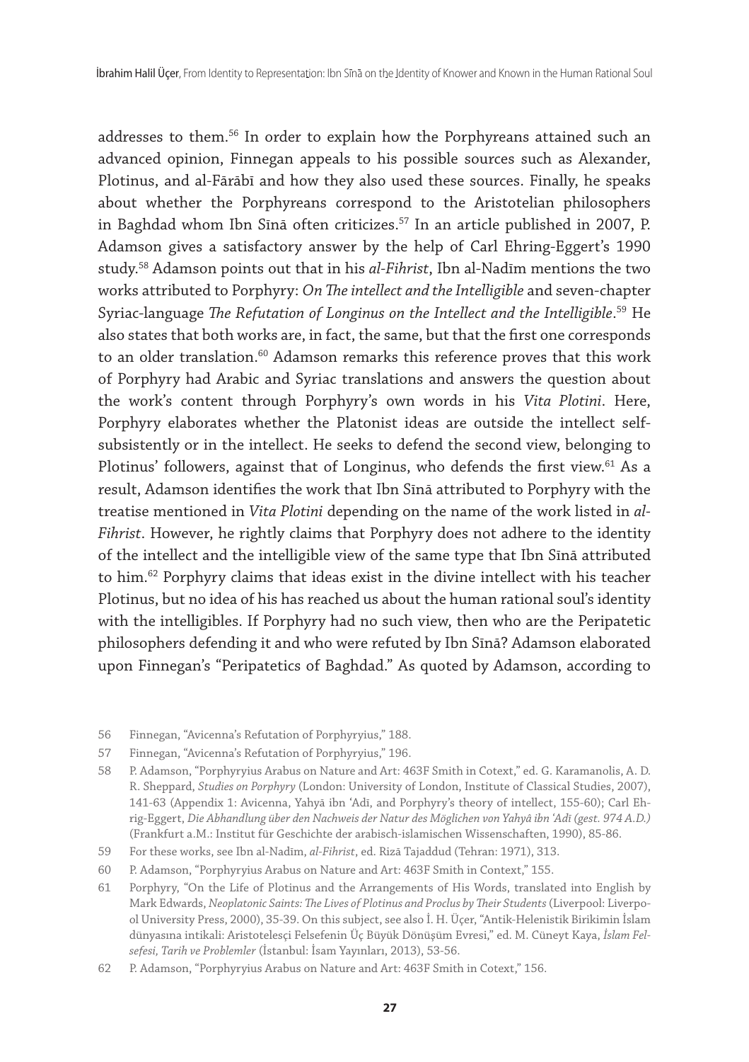addresses to them.[56] In order to explain how the Porphyreans attained such an advanced opinion, Finnegan appeals to his possible sources such as Alexander, Plotinus, and al-Fārābī and how they also used these sources. Finally, he speaks about whether the Porphyreans correspond to the Aristotelian philosophers in Baghdad whom Ibn Sīnā often criticizes.[57] In an article published in 2007, P. Adamson gives a satisfactory answer by the help of Carl Ehring-Eggert's 1990 study.[58] Adamson points out that in his *al-Fihrist*, Ibn al-Nadīm mentions the two works attributed to Porphyry: *On The intellect and the Intelligible* and seven-chapter Syriac-language *The Refutation of Longinus on the Intellect and the Intelligible*.[59] He also states that both works are, in fact, the same, but that the first one corresponds to an older translation.[60] Adamson remarks this reference proves that this work of Porphyry had Arabic and Syriac translations and answers the question about the work's content through Porphyry's own words in his *Vita Plotini*. Here, Porphyry elaborates whether the Platonist ideas are outside the intellect self-subsistently or in the intellect. He seeks to defend the second view, belonging to Plotinus' followers, against that of Longinus, who defends the first view.[61] As a result, Adamson identifies the work that Ibn Sīnā attributed to Porphyry with the treatise mentioned in *Vita Plotini* depending on the name of the work listed in *al-Fihrist*. However, he rightly claims that Porphyry does not adhere to the identity of the intellect and the intelligible view of the same type that Ibn Sīnā attributed to him.[62] Porphyry claims that ideas exist in the divine intellect with his teacher Plotinus, but no idea of his has reached us about the human rational soul's identity with the intelligibles. If Porphyry had no such view, then who are the Peripatetic philosophers defending it and who were refuted by Ibn Sīnā? Adamson elaborated upon Finnegan's "Peripatetics of Baghdad." As quoted by Adamson, according to

56 Finnegan, "Avicenna's Refutation of Porphyryius," 188.

57 Finnegan, "Avicenna's Refutation of Porphyryius," 196.

58 P. Adamson, "Porphyryius Arabus on Nature and Art: 463F Smith in Cotext," ed. G. Karamanolis, A. D. R. Sheppard, *Studies on Porphyry* (London: University of London, Institute of Classical Studies, 2007), 141-63 (Appendix 1: Avicenna, Yahyā ibn 'Adī, and Porphyry's theory of intellect, 155-60); Carl Ehrig-Eggert, *Die Abhandlung über den Nachweis der Natur des Möglichen von Yahyâ ibn 'Adī (gest. 974 A.D.)* (Frankfurt a.M.: Institut für Geschichte der arabisch-islamischen Wissenschaften, 1990), 85-86.

59 For these works, see Ibn al-Nadīm, *al-Fihrist*, ed. Rizā Tajaddud (Tehran: 1971), 313.

60 P. Adamson, "Porphyryius Arabus on Nature and Art: 463F Smith in Context," 155.

61 Porphyry, "On the Life of Plotinus and the Arrangements of His Words, translated into English by Mark Edwards, *Neoplatonic Saints: The Lives of Plotinus and Proclus by Their Students* (Liverpool: Liverpool University Press, 2000), 35-39. On this subject, see also İ. H. Üçer, "Antik-Helenistik Birikimin İslam dünyasına intikali: Aristotelesçi Felsefenin Üç Büyük Dönüşüm Evresi," ed. M. Cüneyt Kaya, *İslam Felsefesi, Tarih ve Problemler* (İstanbul: İsam Yayınları, 2013), 53-56.

62 P. Adamson, "Porphyryius Arabus on Nature and Art: 463F Smith in Cotext," 156.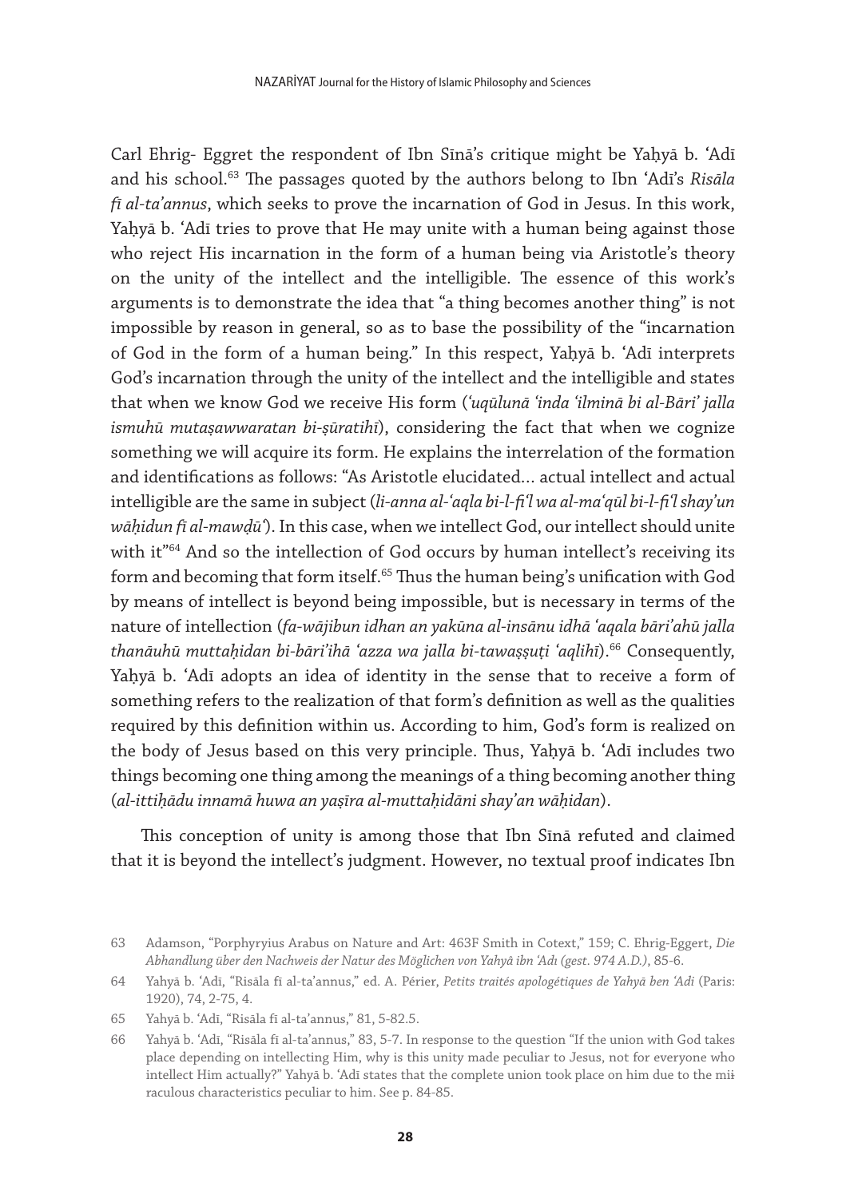Carl Ehrig- Eggret the respondent of Ibn Sīnā's critique might be Yaḥyā b. 'Adī and his school.[63] The passages quoted by the authors belong to Ibn 'Adī's *Risāla fī al-ta'annus*, which seeks to prove the incarnation of God in Jesus. In this work, Yaḥyā b. 'Adī tries to prove that He may unite with a human being against those who reject His incarnation in the form of a human being via Aristotle's theory on the unity of the intellect and the intelligible. The essence of this work's arguments is to demonstrate the idea that "a thing becomes another thing" is not impossible by reason in general, so as to base the possibility of the "incarnation of God in the form of a human being." In this respect, Yaḥyā b. 'Adī interprets God's incarnation through the unity of the intellect and the intelligible and states that when we know God we receive His form (*'uqūlunā 'inda 'ilminā bi al-Bārī' jalla ismuhū mutaṣawwaratan bi-ṣūratihī*), considering the fact that when we cognize something we will acquire its form. He explains the interrelation of the formation and identifications as follows: "As Aristotle elucidated... actual intellect and actual intelligible are the same in subject (*li-anna al-'aqla bi-l-fi'l wa al-ma'qūl bi-l-fi'l shay'un wāḥidun fī al-mawḍū'*). In this case, when we intellect God, our intellect should unite with it"[64] And so the intellection of God occurs by human intellect's receiving its form and becoming that form itself.[65] Thus the human being's unification with God by means of intellect is beyond being impossible, but is necessary in terms of the nature of intellection (*fa-wājibun idhan an yakūna al-insānu idhā 'aqala bāri'ahū jalla thanāuhū muttaḥidan bi-bāri'ihā 'azza wa jalla bi-tawaṣṣuṭi 'aqlihī*).[66] Consequently, Yaḥyā b. 'Adī adopts an idea of identity in the sense that to receive a form of something refers to the realization of that form's definition as well as the qualities required by this definition within us. According to him, God's form is realized on the body of Jesus based on this very principle. Thus, Yaḥyā b. 'Adī includes two things becoming one thing among the meanings of a thing becoming another thing (*al-ittiḥādu innamā huwa an yaṣīra al-muttaḥidāni shay'an wāḥidan*).

This conception of unity is among those that Ibn Sīnā refuted and claimed that it is beyond the intellect's judgment. However, no textual proof indicates Ibn

---

63 Adamson, "Porphyryius Arabus on Nature and Art: 463F Smith in Cotext," 159; C. Ehrig-Eggert, *Die Abhandlung über den Nachweis der Natur des Möglichen von Yahyâ ibn 'Adı (gest. 974 A.D.)*, 85-6.

64 Yahyā b. 'Adī, "Risāla fī al-ta'annus," ed. A. Périer, *Petits traités apologétiques de Yahyā ben 'Adi* (Paris: 1920), 74, 2-75, 4.

65 Yahyā b. 'Adī, "Risāla fī al-ta'annus," 81, 5-82.5.

66 Yahyā b. 'Adī, "Risāla fī al-ta'annus," 83, 5-7. In response to the question "If the union with God takes place depending on intellecting Him, why is this unity made peculiar to Jesus, not for everyone who intellect Him actually?" Yahyā b. 'Adī states that the complete union took place on him due to the miraculous characteristics peculiar to him. See p. 84-85.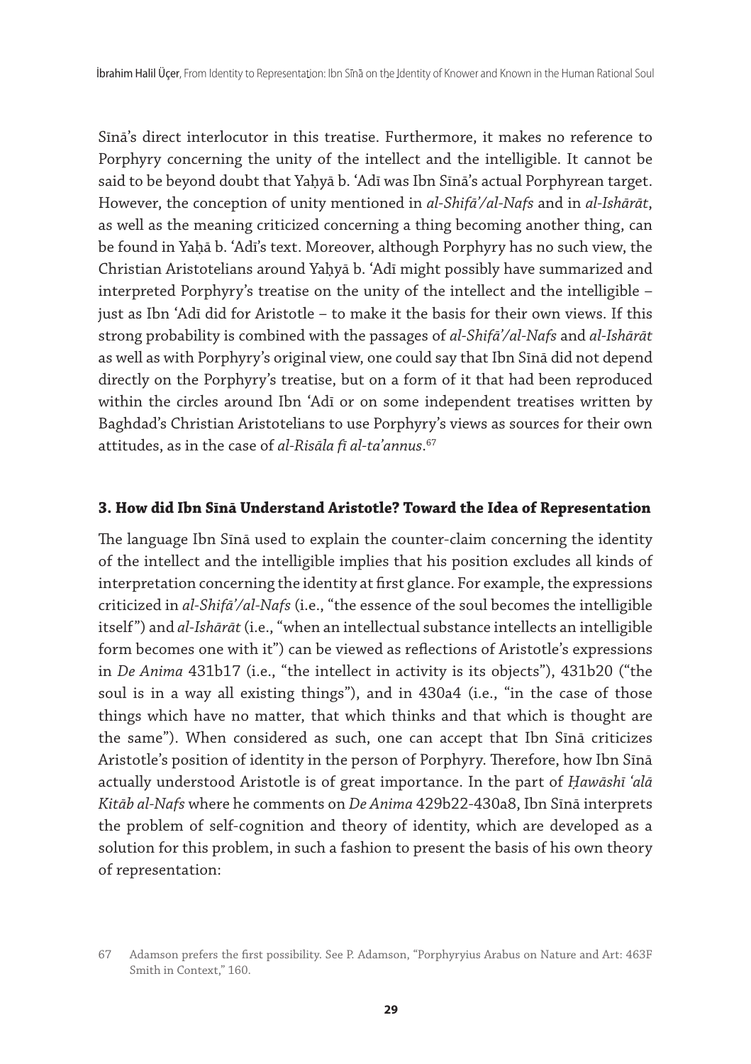Sīnā's direct interlocutor in this treatise. Furthermore, it makes no reference to Porphyry concerning the unity of the intellect and the intelligible. It cannot be said to be beyond doubt that Yaḥyā b. ʿAdī was Ibn Sīnā's actual Porphyrean target. However, the conception of unity mentioned in *al-Shifāʾ/al-Nafs* and in *al-Ishārāt*, as well as the meaning criticized concerning a thing becoming another thing, can be found in Yaḥā b. ʿAdī's text. Moreover, although Porphyry has no such view, the Christian Aristotelians around Yaḥyā b. ʿAdī might possibly have summarized and interpreted Porphyry's treatise on the unity of the intellect and the intelligible – just as Ibn ʿAdī did for Aristotle – to make it the basis for their own views. If this strong probability is combined with the passages of *al-Shifāʾ/al-Nafs* and *al-Ishārāt* as well as with Porphyry's original view, one could say that Ibn Sīnā did not depend directly on the Porphyry's treatise, but on a form of it that had been reproduced within the circles around Ibn ʿAdī or on some independent treatises written by Baghdad's Christian Aristotelians to use Porphyry's views as sources for their own attitudes, as in the case of *al-Risāla fī al-taʾannus*.[67]

### 3. How did Ibn Sīnā Understand Aristotle? Toward the Idea of Representation

The language Ibn Sīnā used to explain the counter-claim concerning the identity of the intellect and the intelligible implies that his position excludes all kinds of interpretation concerning the identity at first glance. For example, the expressions criticized in *al-Shifāʾ/al-Nafs* (i.e., "the essence of the soul becomes the intelligible itself") and *al-Ishārāt* (i.e., "when an intellectual substance intellects an intelligible form becomes one with it") can be viewed as reflections of Aristotle's expressions in *De Anima* 431b17 (i.e., "the intellect in activity is its objects"), 431b20 ("the soul is in a way all existing things"), and in 430a4 (i.e., "in the case of those things which have no matter, that which thinks and that which is thought are the same"). When considered as such, one can accept that Ibn Sīnā criticizes Aristotle's position of identity in the person of Porphyry. Therefore, how Ibn Sīnā actually understood Aristotle is of great importance. In the part of *Ḥawāshī ʿalā Kitāb al-Nafs* where he comments on *De Anima* 429b22-430a8, Ibn Sīnā interprets the problem of self-cognition and theory of identity, which are developed as a solution for this problem, in such a fashion to present the basis of his own theory of representation:

67 Adamson prefers the first possibility. See P. Adamson, "Porphyryius Arabus on Nature and Art: 463F Smith in Context," 160.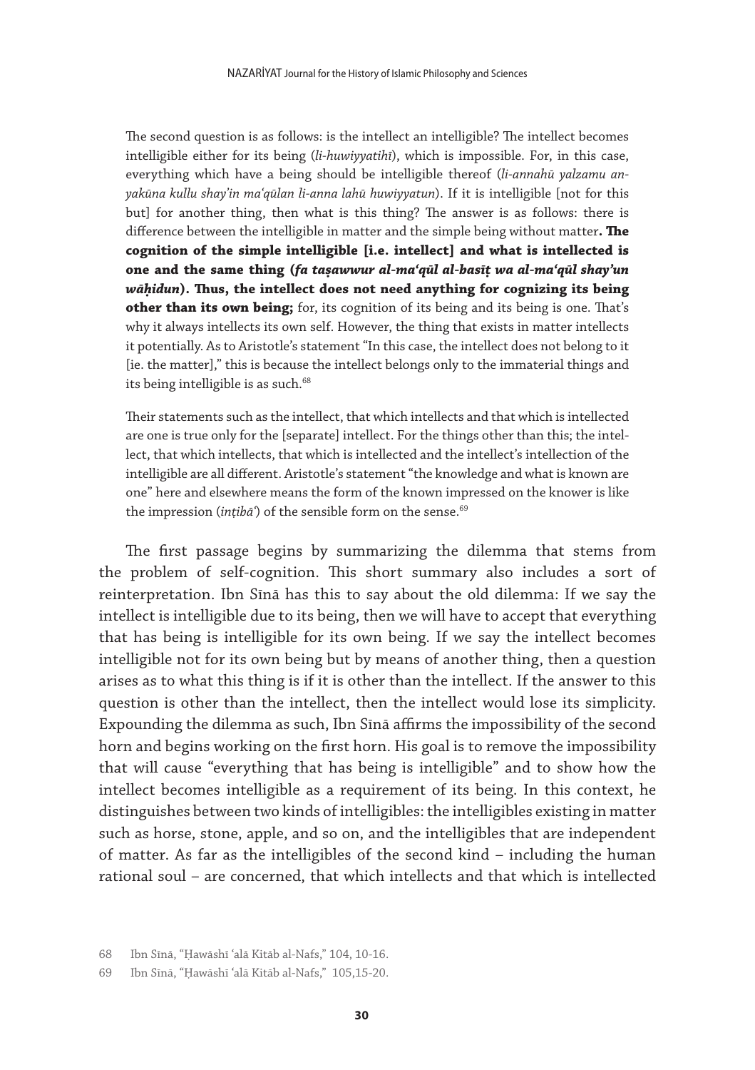The second question is as follows: is the intellect an intelligible? The intellect becomes intelligible either for its being (*li-huwiyyatihī*), which is impossible. For, in this case, everything which have a being should be intelligible thereof (*li-annahū yalzamu an-yakūna kullu shay'in ma'qūlan li-anna lahū huwiyyatun*). If it is intelligible [not for this but] for another thing, then what is this thing? The answer is as follows: there is difference between the intelligible in matter and the simple being without matter**. The cognition of the simple intelligible [i.e. intellect] and what is intellected is one and the same thing (*fa taṣawwur al-ma'qūl al-basīṭ wa al-ma'qūl shay'un wāḥidun*). Thus, the intellect does not need anything for cognizing its being other than its own being;** for, its cognition of its being and its being is one. That's why it always intellects its own self. However, the thing that exists in matter intellects it potentially. As to Aristotle's statement "In this case, the intellect does not belong to it [ie. the matter]," this is because the intellect belongs only to the immaterial things and its being intelligible is as such.[68]

Their statements such as the intellect, that which intellects and that which is intellected are one is true only for the [separate] intellect. For the things other than this; the intellect, that which intellects, that which is intellected and the intellect's intellection of the intelligible are all different. Aristotle's statement "the knowledge and what is known are one" here and elsewhere means the form of the known impressed on the knower is like the impression (*inṭibā'*) of the sensible form on the sense.[69]

The first passage begins by summarizing the dilemma that stems from the problem of self-cognition. This short summary also includes a sort of reinterpretation. Ibn Sīnā has this to say about the old dilemma: If we say the intellect is intelligible due to its being, then we will have to accept that everything that has being is intelligible for its own being. If we say the intellect becomes intelligible not for its own being but by means of another thing, then a question arises as to what this thing is if it is other than the intellect. If the answer to this question is other than the intellect, then the intellect would lose its simplicity. Expounding the dilemma as such, Ibn Sīnā affirms the impossibility of the second horn and begins working on the first horn. His goal is to remove the impossibility that will cause "everything that has being is intelligible" and to show how the intellect becomes intelligible as a requirement of its being. In this context, he distinguishes between two kinds of intelligibles: the intelligibles existing in matter such as horse, stone, apple, and so on, and the intelligibles that are independent of matter. As far as the intelligibles of the second kind – including the human rational soul – are concerned, that which intellects and that which is intellected

68 Ibn Sīnā, "Ḥawāshī 'alā Kitāb al-Nafs," 104, 10-16.

69 Ibn Sīnā, "Ḥawāshī 'alā Kitāb al-Nafs," 105,15-20.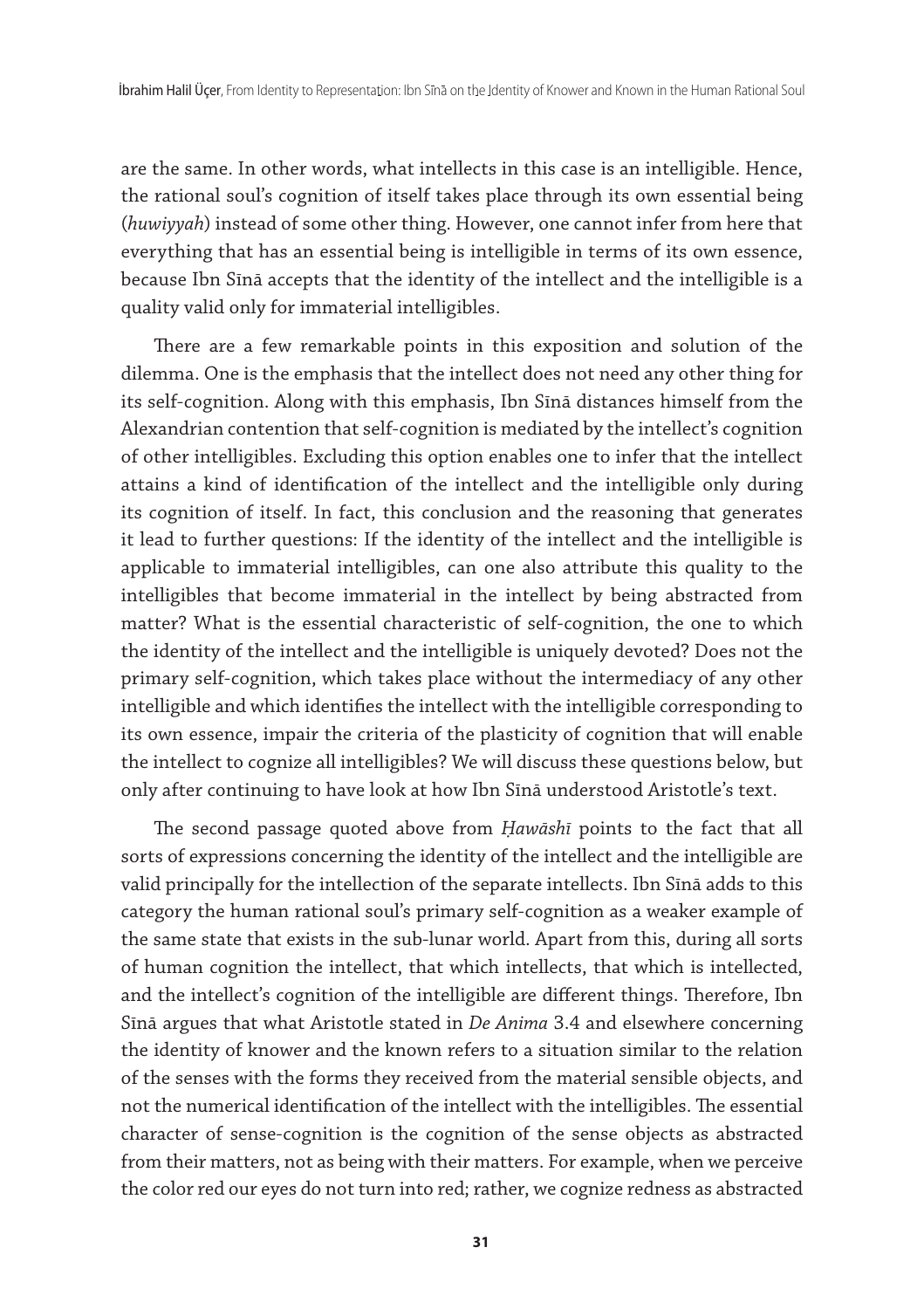are the same. In other words, what intellects in this case is an intelligible. Hence, the rational soul's cognition of itself takes place through its own essential being (*huwiyyah*) instead of some other thing. However, one cannot infer from here that everything that has an essential being is intelligible in terms of its own essence, because Ibn Sīnā accepts that the identity of the intellect and the intelligible is a quality valid only for immaterial intelligibles.

There are a few remarkable points in this exposition and solution of the dilemma. One is the emphasis that the intellect does not need any other thing for its self-cognition. Along with this emphasis, Ibn Sīnā distances himself from the Alexandrian contention that self-cognition is mediated by the intellect's cognition of other intelligibles. Excluding this option enables one to infer that the intellect attains a kind of identification of the intellect and the intelligible only during its cognition of itself. In fact, this conclusion and the reasoning that generates it lead to further questions: If the identity of the intellect and the intelligible is applicable to immaterial intelligibles, can one also attribute this quality to the intelligibles that become immaterial in the intellect by being abstracted from matter? What is the essential characteristic of self-cognition, the one to which the identity of the intellect and the intelligible is uniquely devoted? Does not the primary self-cognition, which takes place without the intermediacy of any other intelligible and which identifies the intellect with the intelligible corresponding to its own essence, impair the criteria of the plasticity of cognition that will enable the intellect to cognize all intelligibles? We will discuss these questions below, but only after continuing to have look at how Ibn Sīnā understood Aristotle's text.

The second passage quoted above from *Ḥawāshī* points to the fact that all sorts of expressions concerning the identity of the intellect and the intelligible are valid principally for the intellection of the separate intellects. Ibn Sīnā adds to this category the human rational soul's primary self-cognition as a weaker example of the same state that exists in the sub-lunar world. Apart from this, during all sorts of human cognition the intellect, that which intellects, that which is intellected, and the intellect's cognition of the intelligible are different things. Therefore, Ibn Sīnā argues that what Aristotle stated in *De Anima* 3.4 and elsewhere concerning the identity of knower and the known refers to a situation similar to the relation of the senses with the forms they received from the material sensible objects, and not the numerical identification of the intellect with the intelligibles. The essential character of sense-cognition is the cognition of the sense objects as abstracted from their matters, not as being with their matters. For example, when we perceive the color red our eyes do not turn into red; rather, we cognize redness as abstracted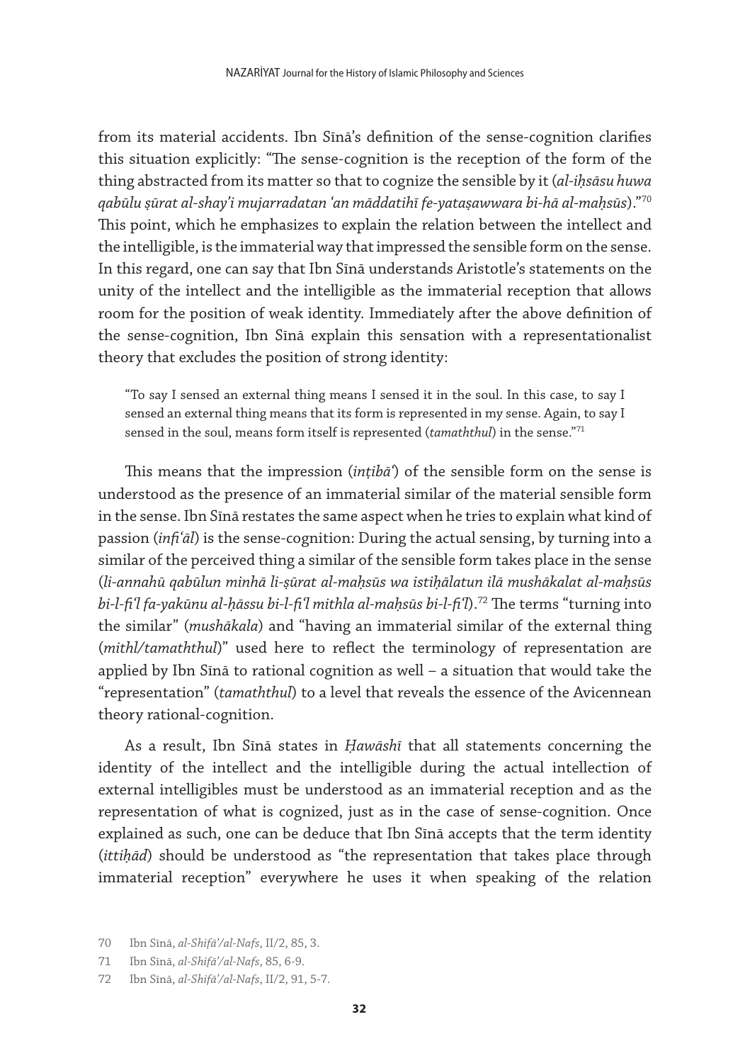from its material accidents. Ibn Sīnā's definition of the sense-cognition clarifies this situation explicitly: "The sense-cognition is the reception of the form of the thing abstracted from its matter so that to cognize the sensible by it (*al-iḥsāsu huwa qabūlu ṣūrat al-shay'i mujarradatan 'an māddatihī fe-yataṣawwara bi-hā al-maḥsūs*)."[70] This point, which he emphasizes to explain the relation between the intellect and the intelligible, is the immaterial way that impressed the sensible form on the sense. In this regard, one can say that Ibn Sīnā understands Aristotle's statements on the unity of the intellect and the intelligible as the immaterial reception that allows room for the position of weak identity. Immediately after the above definition of the sense-cognition, Ibn Sīnā explain this sensation with a representationalist theory that excludes the position of strong identity:

> "To say I sensed an external thing means I sensed it in the soul. In this case, to say I sensed an external thing means that its form is represented in my sense. Again, to say I sensed in the soul, means form itself is represented (*tamaththul*) in the sense."[71]

This means that the impression (*inṭibā'*) of the sensible form on the sense is understood as the presence of an immaterial similar of the material sensible form in the sense. Ibn Sīnā restates the same aspect when he tries to explain what kind of passion (*infi'āl*) is the sense-cognition: During the actual sensing, by turning into a similar of the perceived thing a similar of the sensible form takes place in the sense (*li-annahū qabūlun minhā li-ṣūrat al-maḥsūs wa istiḥālatun ilā mushākalat al-maḥsūs bi-l-fi'l fa-yakūnu al-ḥāssu bi-l-fi'l mithla al-maḥsūs bi-l-fi'l*).[72] The terms "turning into the similar" (*mushākala*) and "having an immaterial similar of the external thing (*mithl/tamaththul*)" used here to reflect the terminology of representation are applied by Ibn Sīnā to rational cognition as well – a situation that would take the "representation" (*tamaththul*) to a level that reveals the essence of the Avicennean theory rational-cognition.

As a result, Ibn Sīnā states in *Ḥawāshī* that all statements concerning the identity of the intellect and the intelligible during the actual intellection of external intelligibles must be understood as an immaterial reception and as the representation of what is cognized, just as in the case of sense-cognition. Once explained as such, one can be deduce that Ibn Sīnā accepts that the term identity (*ittiḥād*) should be understood as "the representation that takes place through immaterial reception" everywhere he uses it when speaking of the relation

70 Ibn Sīnā, *al-Shifā'/al-Nafs*, II/2, 85, 3.

71 Ibn Sīnā, *al-Shifā'/al-Nafs*, 85, 6-9.

72 Ibn Sīnā, *al-Shifā'/al-Nafs*, II/2, 91, 5-7.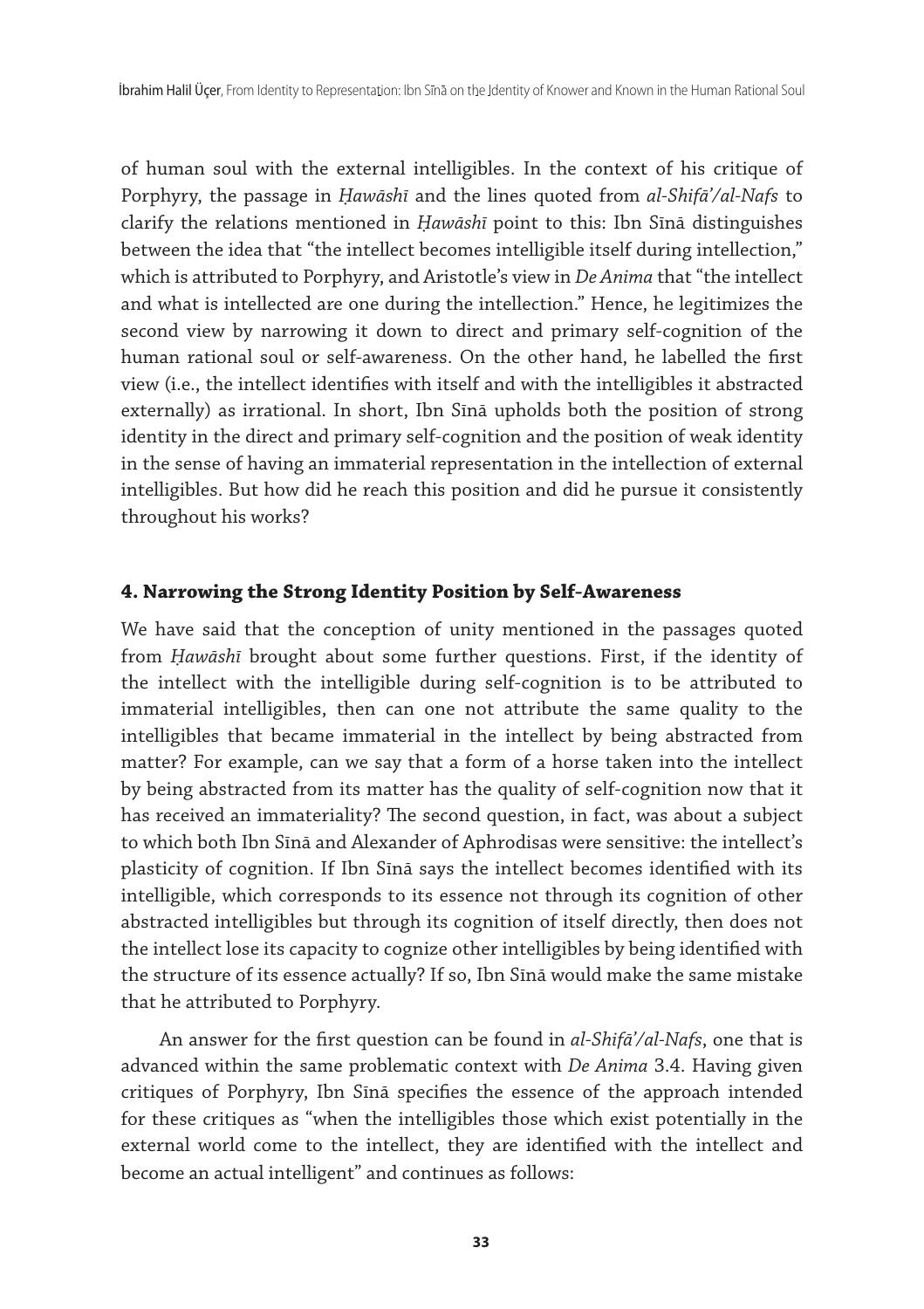of human soul with the external intelligibles. In the context of his critique of Porphyry, the passage in *Ḥawāshī* and the lines quoted from *al-Shifā'/al-Nafs* to clarify the relations mentioned in *Ḥawāshī* point to this: Ibn Sīnā distinguishes between the idea that "the intellect becomes intelligible itself during intellection," which is attributed to Porphyry, and Aristotle's view in *De Anima* that "the intellect and what is intellected are one during the intellection." Hence, he legitimizes the second view by narrowing it down to direct and primary self-cognition of the human rational soul or self-awareness. On the other hand, he labelled the first view (i.e., the intellect identifies with itself and with the intelligibles it abstracted externally) as irrational. In short, Ibn Sīnā upholds both the position of strong identity in the direct and primary self-cognition and the position of weak identity in the sense of having an immaterial representation in the intellection of external intelligibles. But how did he reach this position and did he pursue it consistently throughout his works?

## 4. Narrowing the Strong Identity Position by Self-Awareness

We have said that the conception of unity mentioned in the passages quoted from *Ḥawāshī* brought about some further questions. First, if the identity of the intellect with the intelligible during self-cognition is to be attributed to immaterial intelligibles, then can one not attribute the same quality to the intelligibles that became immaterial in the intellect by being abstracted from matter? For example, can we say that a form of a horse taken into the intellect by being abstracted from its matter has the quality of self-cognition now that it has received an immateriality? The second question, in fact, was about a subject to which both Ibn Sīnā and Alexander of Aphrodisas were sensitive: the intellect's plasticity of cognition. If Ibn Sīnā says the intellect becomes identified with its intelligible, which corresponds to its essence not through its cognition of other abstracted intelligibles but through its cognition of itself directly, then does not the intellect lose its capacity to cognize other intelligibles by being identified with the structure of its essence actually? If so, Ibn Sīnā would make the same mistake that he attributed to Porphyry.

An answer for the first question can be found in *al-Shifā'/al-Nafs*, one that is advanced within the same problematic context with *De Anima* 3.4. Having given critiques of Porphyry, Ibn Sīnā specifies the essence of the approach intended for these critiques as "when the intelligibles those which exist potentially in the external world come to the intellect, they are identified with the intellect and become an actual intelligent" and continues as follows: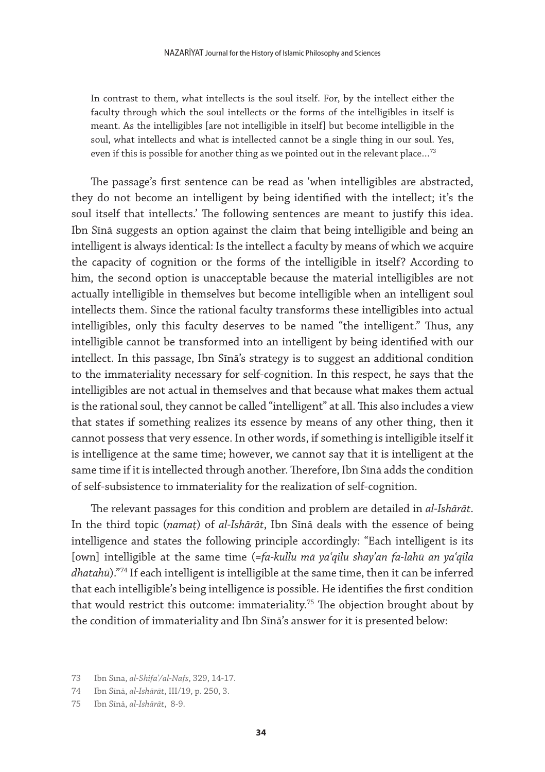> In contrast to them, what intellects is the soul itself. For, by the intellect either the faculty through which the soul intellects or the forms of the intelligibles in itself is meant. As the intelligibles [are not intelligible in itself] but become intelligible in the soul, what intellects and what is intellected cannot be a single thing in our soul. Yes, even if this is possible for another thing as we pointed out in the relevant place…[73]

The passage's first sentence can be read as 'when intelligibles are abstracted, they do not become an intelligent by being identified with the intellect; it's the soul itself that intellects.' The following sentences are meant to justify this idea. Ibn Sīnā suggests an option against the claim that being intelligible and being an intelligent is always identical: Is the intellect a faculty by means of which we acquire the capacity of cognition or the forms of the intelligible in itself? According to him, the second option is unacceptable because the material intelligibles are not actually intelligible in themselves but become intelligible when an intelligent soul intellects them. Since the rational faculty transforms these intelligibles into actual intelligibles, only this faculty deserves to be named "the intelligent." Thus, any intelligible cannot be transformed into an intelligent by being identified with our intellect. In this passage, Ibn Sīnā's strategy is to suggest an additional condition to the immateriality necessary for self-cognition. In this respect, he says that the intelligibles are not actual in themselves and that because what makes them actual is the rational soul, they cannot be called "intelligent" at all. This also includes a view that states if something realizes its essence by means of any other thing, then it cannot possess that very essence. In other words, if something is intelligible itself it is intelligence at the same time; however, we cannot say that it is intelligent at the same time if it is intellected through another. Therefore, Ibn Sīnā adds the condition of self-subsistence to immateriality for the realization of self-cognition.

The relevant passages for this condition and problem are detailed in *al-Ishārāt*. In the third topic (*namaṭ*) of *al-Ishārāt*, Ibn Sīnā deals with the essence of being intelligence and states the following principle accordingly: "Each intelligent is its [own] intelligible at the same time (=*fa-kullu mā yaʿqilu shay'an fa-lahū an yaʿqila dhatahū*)."[74] If each intelligent is intelligible at the same time, then it can be inferred that each intelligible's being intelligence is possible. He identifies the first condition that would restrict this outcome: immateriality.[75] The objection brought about by the condition of immateriality and Ibn Sīnā's answer for it is presented below:

---

73 Ibn Sīnā, *al-Shifā'/al-Nafs*, 329, 14-17.

74 Ibn Sīnā, *al-Ishārāt*, III/19, p. 250, 3.

75 Ibn Sīnā, *al-Ishārāt*, 8-9.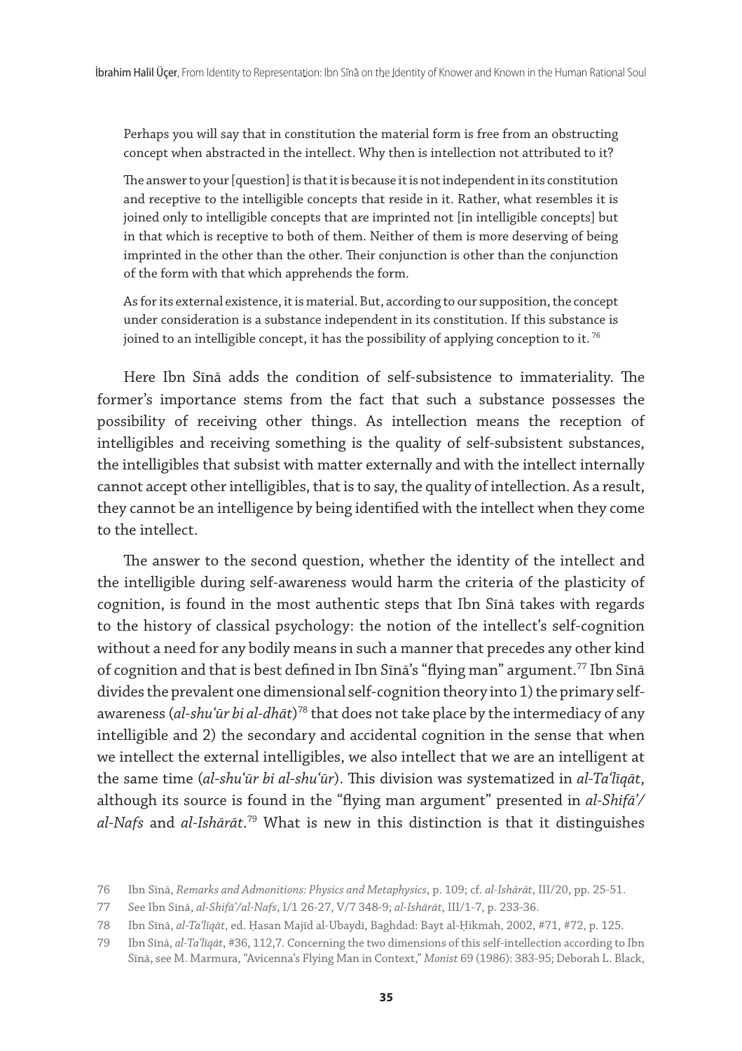Perhaps you will say that in constitution the material form is free from an obstructing concept when abstracted in the intellect. Why then is intellection not attributed to it?

The answer to your [question] is that it is because it is not independent in its constitution and receptive to the intelligible concepts that reside in it. Rather, what resembles it is joined only to intelligible concepts that are imprinted not [in intelligible concepts] but in that which is receptive to both of them. Neither of them is more deserving of being imprinted in the other than the other. Their conjunction is other than the conjunction of the form with that which apprehends the form.

As for its external existence, it is material. But, according to our supposition, the concept under consideration is a substance independent in its constitution. If this substance is joined to an intelligible concept, it has the possibility of applying conception to it. [76]

Here Ibn Sīnā adds the condition of self-subsistence to immateriality. The former's importance stems from the fact that such a substance possesses the possibility of receiving other things. As intellection means the reception of intelligibles and receiving something is the quality of self-subsistent substances, the intelligibles that subsist with matter externally and with the intellect internally cannot accept other intelligibles, that is to say, the quality of intellection. As a result, they cannot be an intelligence by being identified with the intellect when they come to the intellect.

The answer to the second question, whether the identity of the intellect and the intelligible during self-awareness would harm the criteria of the plasticity of cognition, is found in the most authentic steps that Ibn Sīnā takes with regards to the history of classical psychology: the notion of the intellect's self-cognition without a need for any bodily means in such a manner that precedes any other kind of cognition and that is best defined in Ibn Sīnā's "flying man" argument.[77] Ibn Sīnā divides the prevalent one dimensional self-cognition theory into 1) the primary self-awareness (*al-shuʿūr bi al-dhāt*)[78] that does not take place by the intermediacy of any intelligible and 2) the secondary and accidental cognition in the sense that when we intellect the external intelligibles, we also intellect that we are an intelligent at the same time (*al-shuʿūr bi al-shuʿūr*). This division was systematized in *al-Taʿlīqāt*, although its source is found in the "flying man argument" presented in *al-Shifāʾ/al-Nafs* and *al-Ishārāt*.[79] What is new in this distinction is that it distinguishes

76 Ibn Sīnā, *Remarks and Admonitions: Physics and Metaphysics*, p. 109; cf. *al-Ishārāt*, III/20, pp. 25-51.

77 See Ibn Sīnā, *al-Shifāʾ/al-Nafs*, I/1 26-27, V/7 348-9; *al-Ishārāt*, III/1-7, p. 233-36.

78 Ibn Sīnā, *al-Taʿlīqāt*, ed. Ḥasan Majīd al-Ubaydī, Baghdad: Bayt al-Ḥikmah, 2002, #71, #72, p. 125.

79 Ibn Sīnā, *al-Taʿlīqāt*, #36, 112,7. Concerning the two dimensions of this self-intellection according to Ibn Sīnā, see M. Marmura, "Avicenna's Flying Man in Context," *Monist* 69 (1986): 383-95; Deborah L. Black,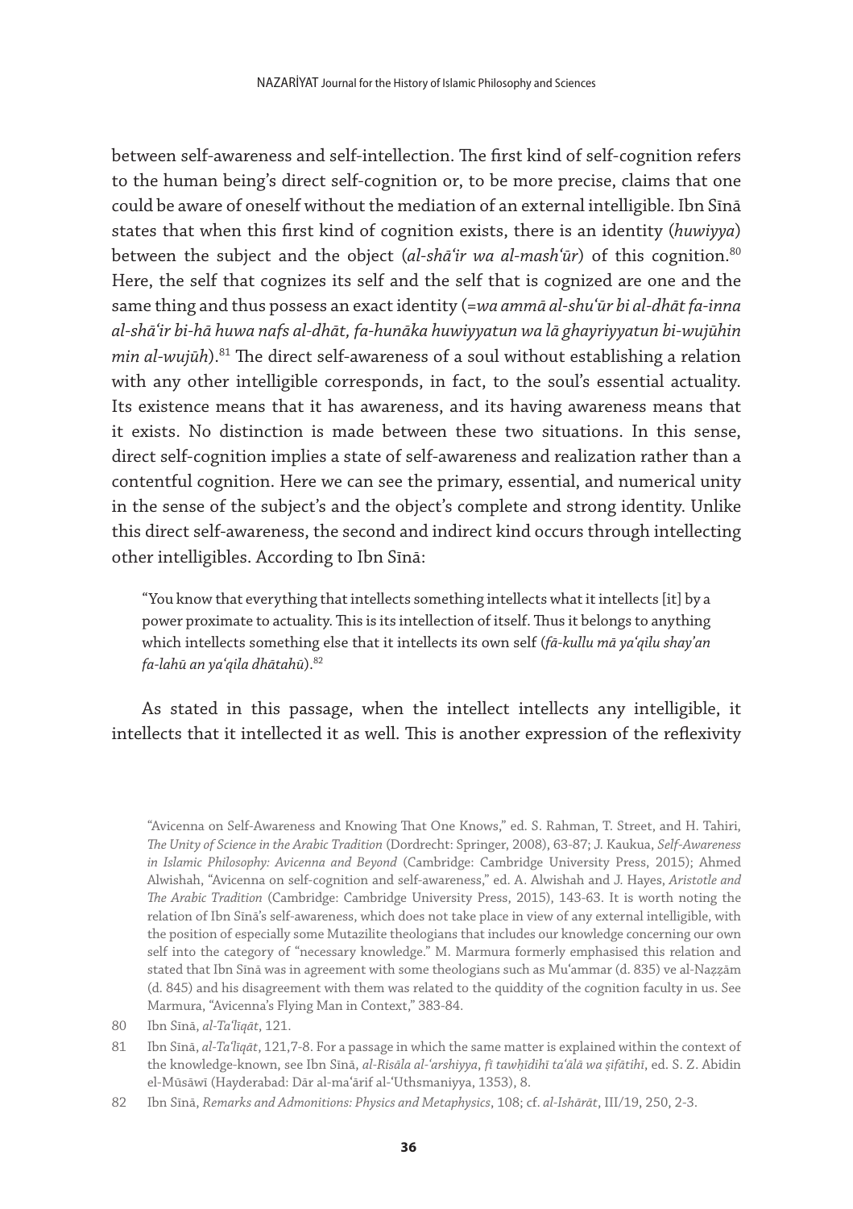between self-awareness and self-intellection. The first kind of self-cognition refers to the human being's direct self-cognition or, to be more precise, claims that one could be aware of oneself without the mediation of an external intelligible. Ibn Sīnā states that when this first kind of cognition exists, there is an identity (*huwiyya*) between the subject and the object (*al-shā'ir wa al-mash'ūr*) of this cognition.[80] Here, the self that cognizes its self and the self that is cognized are one and the same thing and thus possess an exact identity (=*wa ammā al-shu'ūr bi al-dhāt fa-inna al-shā'ir bi-hā huwa nafs al-dhāt, fa-hunāka huwiyyatun wa lā ghayriyyatun bi-wujūhin min al-wujūh*).[81] The direct self-awareness of a soul without establishing a relation with any other intelligible corresponds, in fact, to the soul's essential actuality. Its existence means that it has awareness, and its having awareness means that it exists. No distinction is made between these two situations. In this sense, direct self-cognition implies a state of self-awareness and realization rather than a contentful cognition. Here we can see the primary, essential, and numerical unity in the sense of the subject's and the object's complete and strong identity. Unlike this direct self-awareness, the second and indirect kind occurs through intellecting other intelligibles. According to Ibn Sīnā:

> "You know that everything that intellects something intellects what it intellects [it] by a power proximate to actuality. This is its intellection of itself. Thus it belongs to anything which intellects something else that it intellects its own self (*fa-kullu mā ya'qilu shay'an fa-lahū an ya'qila dhātahū*).[82]

As stated in this passage, when the intellect intellects any intelligible, it intellects that it intellected it as well. This is another expression of the reflexivity

"Avicenna on Self-Awareness and Knowing That One Knows," ed. S. Rahman, T. Street, and H. Tahiri, *The Unity of Science in the Arabic Tradition* (Dordrecht: Springer, 2008), 63-87; J. Kaukua, *Self-Awareness in Islamic Philosophy: Avicenna and Beyond* (Cambridge: Cambridge University Press, 2015); Ahmed Alwishah, "Avicenna on self-cognition and self-awareness," ed. A. Alwishah and J. Hayes, *Aristotle and The Arabic Tradition* (Cambridge: Cambridge University Press, 2015), 143-63. It is worth noting the relation of Ibn Sīnā's self-awareness, which does not take place in view of any external intelligible, with the position of especially some Mutazilite theologians that includes our knowledge concerning our own self into the category of "necessary knowledge." M. Marmura formerly emphasised this relation and stated that Ibn Sīnā was in agreement with some theologians such as Mu'ammar (d. 835) ve al-Naẓẓām (d. 845) and his disagreement with them was related to the quiddity of the cognition faculty in us. See Marmura, "Avicenna's Flying Man in Context," 383-84.

80 Ibn Sīnā, *al-Ta'līqāt*, 121.

81 Ibn Sīnā, *al-Ta'līqāt*, 121,7-8. For a passage in which the same matter is explained within the context of the knowledge-known, see Ibn Sīnā, *al-Risāla al-'arshiyya, fī tawḥīdihī ta'ālā wa ṣifātihī*, ed. S. Z. Abidin el-Mūsāwī (Hayderabad: Dār al-ma'ārif al-'Uthsmaniyya, 1353), 8.

82 Ibn Sīnā, *Remarks and Admonitions: Physics and Metaphysics*, 108; cf. *al-Ishārāt*, III/19, 250, 2-3.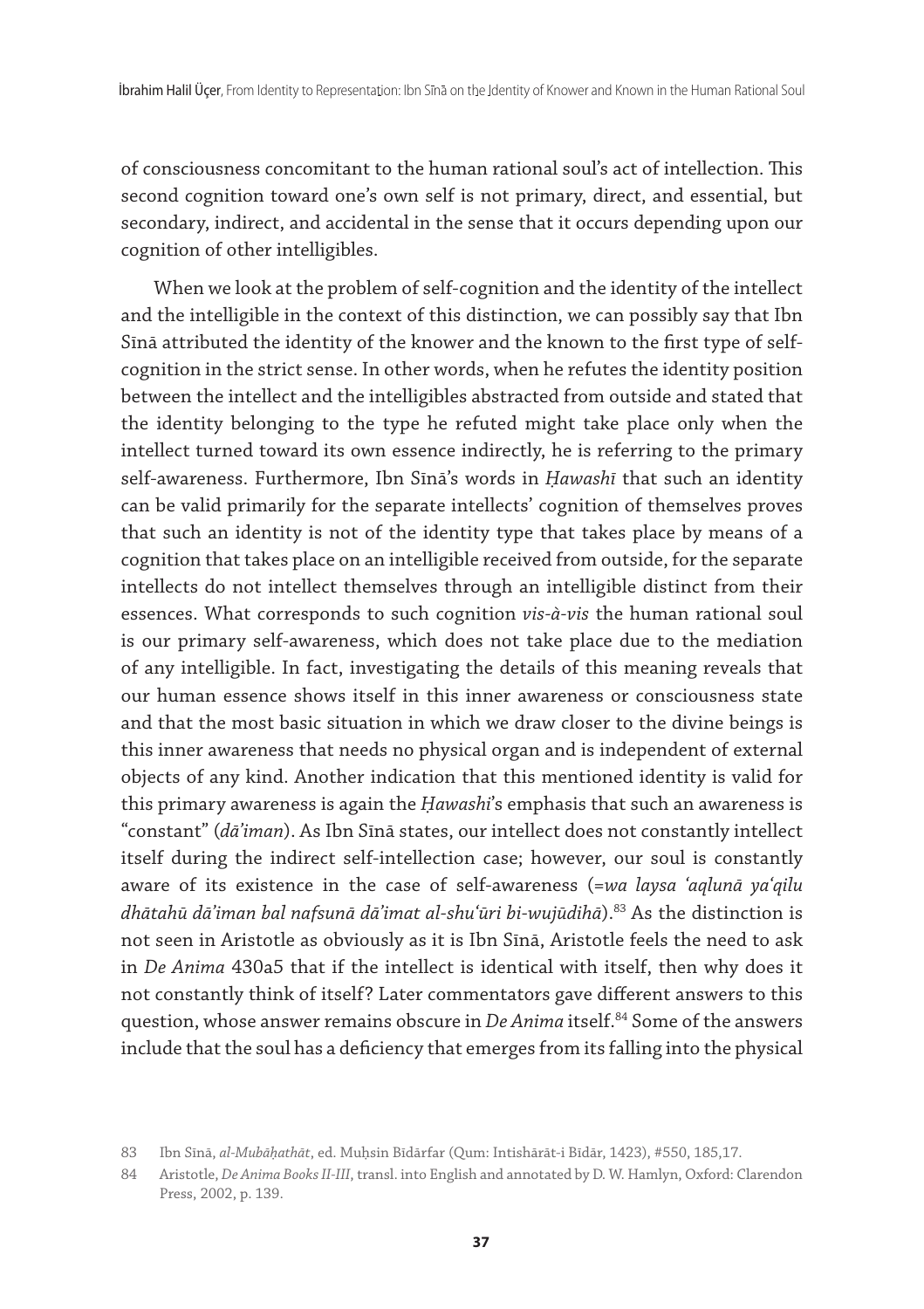of consciousness concomitant to the human rational soul's act of intellection. This second cognition toward one's own self is not primary, direct, and essential, but secondary, indirect, and accidental in the sense that it occurs depending upon our cognition of other intelligibles.

When we look at the problem of self-cognition and the identity of the intellect and the intelligible in the context of this distinction, we can possibly say that Ibn Sīnā attributed the identity of the knower and the known to the first type of self-cognition in the strict sense. In other words, when he refutes the identity position between the intellect and the intelligibles abstracted from outside and stated that the identity belonging to the type he refuted might take place only when the intellect turned toward its own essence indirectly, he is referring to the primary self-awareness. Furthermore, Ibn Sīnā's words in *Ḥawashī* that such an identity can be valid primarily for the separate intellects' cognition of themselves proves that such an identity is not of the identity type that takes place by means of a cognition that takes place on an intelligible received from outside, for the separate intellects do not intellect themselves through an intelligible distinct from their essences. What corresponds to such cognition *vis-à-vis* the human rational soul is our primary self-awareness, which does not take place due to the mediation of any intelligible. In fact, investigating the details of this meaning reveals that our human essence shows itself in this inner awareness or consciousness state and that the most basic situation in which we draw closer to the divine beings is this inner awareness that needs no physical organ and is independent of external objects of any kind. Another indication that this mentioned identity is valid for this primary awareness is again the *Ḥawashī*'s emphasis that such an awareness is "constant" (*dā'iman*). As Ibn Sīnā states, our intellect does not constantly intellect itself during the indirect self-intellection case; however, our soul is constantly aware of its existence in the case of self-awareness (=*wa laysa 'aqlunā ya'qilu dhātahū dā'iman bal nafsunā dā'imat al-shu'ūri bi-wujūdihā*).[83] As the distinction is not seen in Aristotle as obviously as it is Ibn Sīnā, Aristotle feels the need to ask in *De Anima* 430a5 that if the intellect is identical with itself, then why does it not constantly think of itself? Later commentators gave different answers to this question, whose answer remains obscure in *De Anima* itself.[84] Some of the answers include that the soul has a deficiency that emerges from its falling into the physical

83 Ibn Sīnā, *al-Mubāḥathāt*, ed. Muḥsin Bīdārfar (Qum: Intishārāt-i Bīdār, 1423), #550, 185,17.

84 Aristotle, *De Anima Books II-III*, transl. into English and annotated by D. W. Hamlyn, Oxford: Clarendon Press, 2002, p. 139.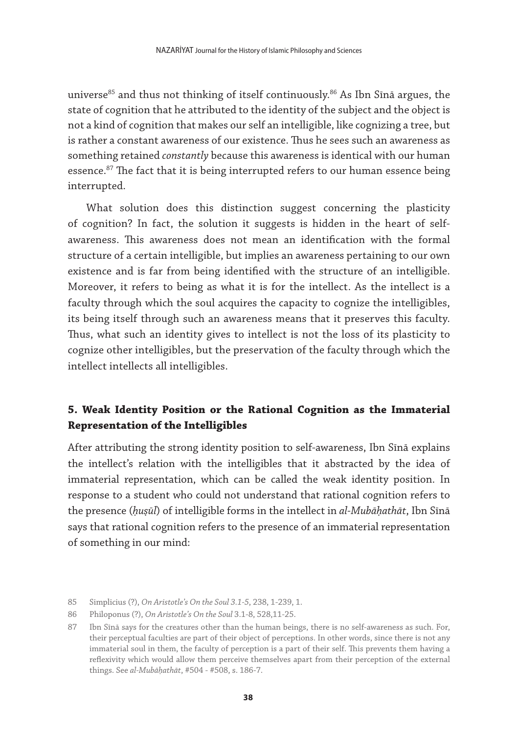universe[85] and thus not thinking of itself continuously.[86] As Ibn Sīnā argues, the state of cognition that he attributed to the identity of the subject and the object is not a kind of cognition that makes our self an intelligible, like cognizing a tree, but is rather a constant awareness of our existence. Thus he sees such an awareness as something retained *constantly* because this awareness is identical with our human essence.[87] The fact that it is being interrupted refers to our human essence being interrupted.

What solution does this distinction suggest concerning the plasticity of cognition? In fact, the solution it suggests is hidden in the heart of self-awareness. This awareness does not mean an identification with the formal structure of a certain intelligible, but implies an awareness pertaining to our own existence and is far from being identified with the structure of an intelligible. Moreover, it refers to being as what it is for the intellect. As the intellect is a faculty through which the soul acquires the capacity to cognize the intelligibles, its being itself through such an awareness means that it preserves this faculty. Thus, what such an identity gives to intellect is not the loss of its plasticity to cognize other intelligibles, but the preservation of the faculty through which the intellect intellects all intelligibles.

## 5. Weak Identity Position or the Rational Cognition as the Immaterial Representation of the Intelligibles

After attributing the strong identity position to self-awareness, Ibn Sīnā explains the intellect's relation with the intelligibles that it abstracted by the idea of immaterial representation, which can be called the weak identity position. In response to a student who could not understand that rational cognition refers to the presence (*ḥuṣūl*) of intelligible forms in the intellect in *al-Mubāḥathāt*, Ibn Sīnā says that rational cognition refers to the presence of an immaterial representation of something in our mind:

85 Simplicius (?), *On Aristotle's On the Soul 3.1-5*, 238, 1-239, 1.

86 Philoponus (?), *On Aristotle's On the Soul* 3.1-8, 528,11-25.

87 Ibn Sīnā says for the creatures other than the human beings, there is no self-awareness as such. For, their perceptual faculties are part of their object of perceptions. In other words, since there is not any immaterial soul in them, the faculty of perception is a part of their self. This prevents them having a reflexivity which would allow them perceive themselves apart from their perception of the external things. See *al-Mubāḥathāt*, #504 - #508, s. 186-7.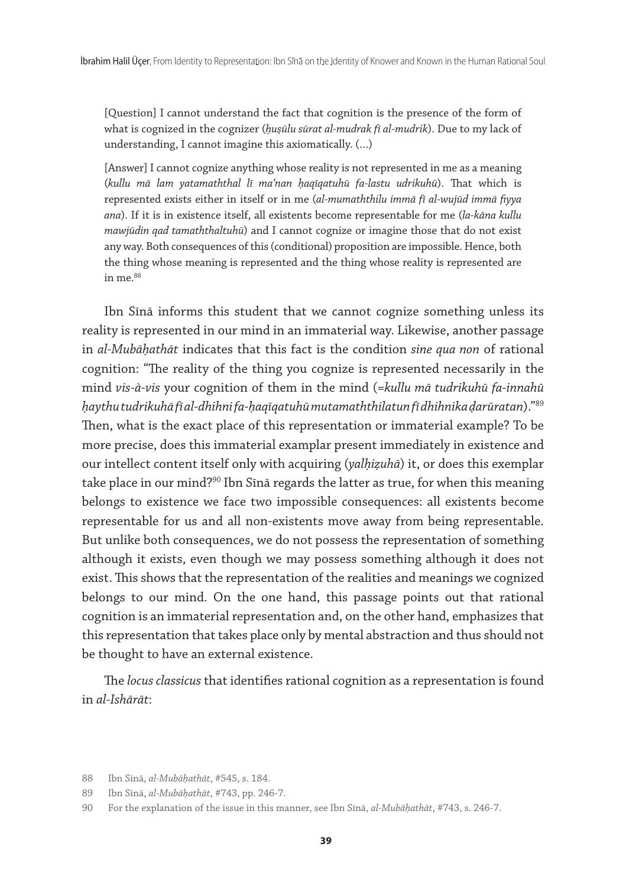> [Question] I cannot understand the fact that cognition is the presence of the form of what is cognized in the cognizer (*ḥuṣūlu sūrat al-mudrak fī al-mudrik*). Due to my lack of understanding, I cannot imagine this axiomatically. (…)
>
> [Answer] I cannot cognize anything whose reality is not represented in me as a meaning (*kullu mā lam yatamaththal lī maʿnan ḥaqīqatuhū fa-lastu udrikuhū*). That which is represented exists either in itself or in me (*al-mumaththilu immā fī al-wujūd immā fiyya ana*). If it is in existence itself, all existents become representable for me (*la-kāna kullu mawjūdin qad tamaththaltuhū*) and I cannot cognize or imagine those that do not exist any way. Both consequences of this (conditional) proposition are impossible. Hence, both the thing whose meaning is represented and the thing whose reality is represented are in me.[88]

Ibn Sīnā informs this student that we cannot cognize something unless its reality is represented in our mind in an immaterial way. Likewise, another passage in *al-Mubāḥathāt* indicates that this fact is the condition *sine qua non* of rational cognition: "The reality of the thing you cognize is represented necessarily in the mind *vis-à-vis* your cognition of them in the mind (=*kullu mā tudrikuhū fa-innahū ḥaythu tudrikuhā fī al-dhihni fa-ḥaqīqatuhū mutamaththilatun fī dhihnika ḍarūratan*)."[89] Then, what is the exact place of this representation or immaterial example? To be more precise, does this immaterial examplar present immediately in existence and our intellect content itself only with acquiring (*yalḥiẓuhā*) it, or does this exemplar take place in our mind?[90] Ibn Sīnā regards the latter as true, for when this meaning belongs to existence we face two impossible consequences: all existents become representable for us and all non-existents move away from being representable. But unlike both consequences, we do not possess the representation of something although it exists, even though we may possess something although it does not exist. This shows that the representation of the realities and meanings we cognized belongs to our mind. On the one hand, this passage points out that rational cognition is an immaterial representation and, on the other hand, emphasizes that this representation that takes place only by mental abstraction and thus should not be thought to have an external existence.

The *locus classicus* that identifies rational cognition as a representation is found in *al-Ishārāt*:

88 Ibn Sīnā, *al-Mubāḥathāt*, #545, s. 184.

89 Ibn Sīnā, *al-Mubāḥathāt*, #743, pp. 246-7.

90 For the explanation of the issue in this manner, see Ibn Sīnā, *al-Mubāḥathāt*, #743, s. 246-7.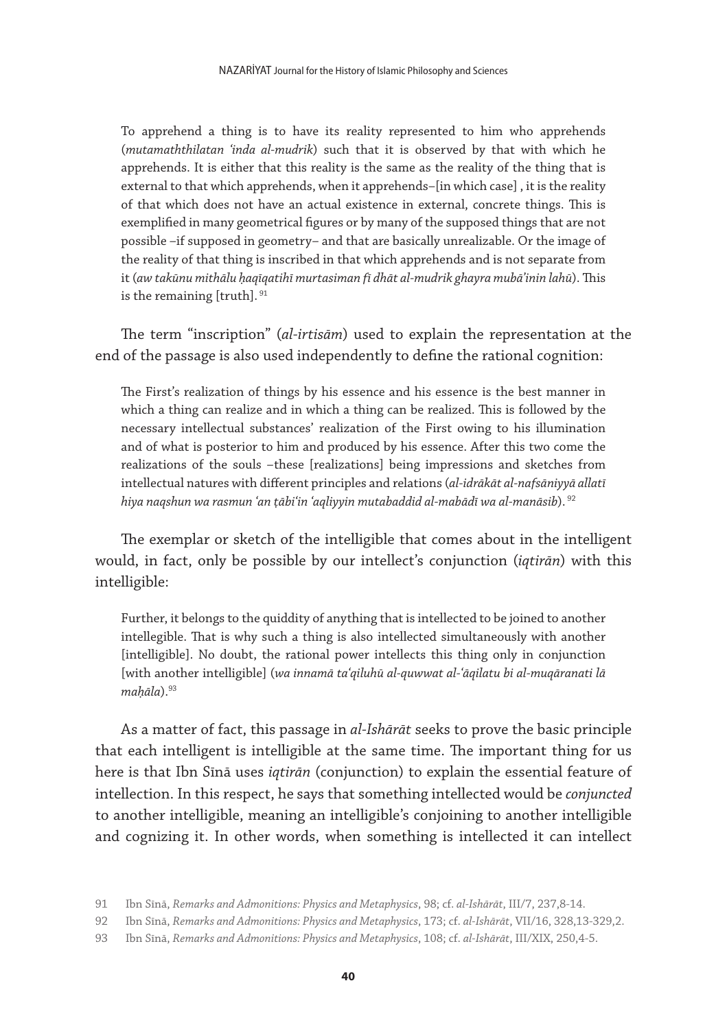> To apprehend a thing is to have its reality represented to him who apprehends (*mutamaththilatan 'inda al-mudrik*) such that it is observed by that with which he apprehends. It is either that this reality is the same as the reality of the thing that is external to that which apprehends, when it apprehends–[in which case] , it is the reality of that which does not have an actual existence in external, concrete things. This is exemplified in many geometrical figures or by many of the supposed things that are not possible –if supposed in geometry– and that are basically unrealizable. Or the image of the reality of that thing is inscribed in that which apprehends and is not separate from it (*aw takūnu mithālu ḥaqīqatihī murtasiman fī dhāt al-mudrik ghayra mubā'inin lahū*). This is the remaining [truth]. [91]

The term "inscription" (*al-irtisām*) used to explain the representation at the end of the passage is also used independently to define the rational cognition:

> The First's realization of things by his essence and his essence is the best manner in which a thing can realize and in which a thing can be realized. This is followed by the necessary intellectual substances' realization of the First owing to his illumination and of what is posterior to him and produced by his essence. After this two come the realizations of the souls –these [realizations] being impressions and sketches from intellectual natures with different principles and relations (*al-idrākāt al-nafsāniyyā allatī hiya naqshun wa rasmun 'an ṭābi'in 'aqliyyin mutabaddid al-mabādī wa al-manāsib*). [92]

The exemplar or sketch of the intelligible that comes about in the intelligent would, in fact, only be possible by our intellect's conjunction (*iqtirān*) with this intelligible:

> Further, it belongs to the quiddity of anything that is intellected to be joined to another intellegible. That is why such a thing is also intellected simultaneously with another [intelligible]. No doubt, the rational power intellects this thing only in conjunction [with another intelligible] (*wa innamā ta'qiluhū al-quwwat al-'āqilatu bi al-muqāranati lā maḥāla*).[93]

As a matter of fact, this passage in *al-Ishārāt* seeks to prove the basic principle that each intelligent is intelligible at the same time. The important thing for us here is that Ibn Sīnā uses *iqtirān* (conjunction) to explain the essential feature of intellection. In this respect, he says that something intellected would be *conjuncted* to another intelligible, meaning an intelligible's conjoining to another intelligible and cognizing it. In other words, when something is intellected it can intellect

---

91 Ibn Sīnā, *Remarks and Admonitions: Physics and Metaphysics*, 98; cf. *al-Ishārāt*, III/7, 237,8-14.

92 Ibn Sīnā, *Remarks and Admonitions: Physics and Metaphysics*, 173; cf. *al-Ishārāt*, VII/16, 328,13-329,2.

93 Ibn Sīnā, *Remarks and Admonitions: Physics and Metaphysics*, 108; cf. *al-Ishārāt*, III/XIX, 250,4-5.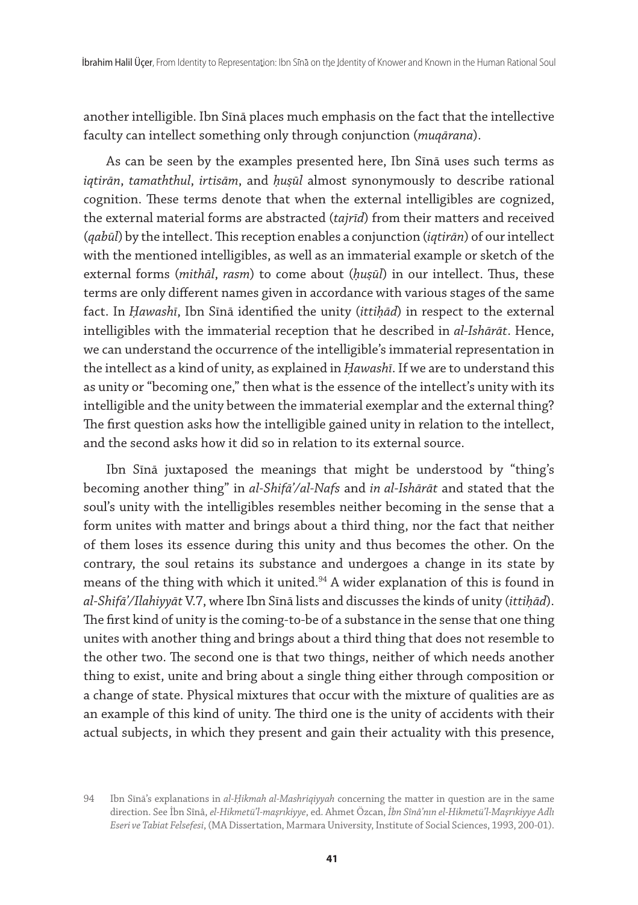another intelligible. Ibn Sīnā places much emphasis on the fact that the intellective faculty can intellect something only through conjunction (*muqārana*).

As can be seen by the examples presented here, Ibn Sīnā uses such terms as *iqtirān*, *tamaththul*, *irtisām*, and *ḥuṣūl* almost synonymously to describe rational cognition. These terms denote that when the external intelligibles are cognized, the external material forms are abstracted (*tajrīd*) from their matters and received (*qabūl*) by the intellect. This reception enables a conjunction (*iqtirān*) of our intellect with the mentioned intelligibles, as well as an immaterial example or sketch of the external forms (*mithāl*, *rasm*) to come about (*ḥuṣūl*) in our intellect. Thus, these terms are only different names given in accordance with various stages of the same fact. In *Ḥawashī*, Ibn Sīnā identified the unity (*ittiḥād*) in respect to the external intelligibles with the immaterial reception that he described in *al-Ishārāt*. Hence, we can understand the occurrence of the intelligible's immaterial representation in the intellect as a kind of unity, as explained in *Ḥawashī*. If we are to understand this as unity or "becoming one," then what is the essence of the intellect's unity with its intelligible and the unity between the immaterial exemplar and the external thing? The first question asks how the intelligible gained unity in relation to the intellect, and the second asks how it did so in relation to its external source.

Ibn Sīnā juxtaposed the meanings that might be understood by "thing's becoming another thing" in *al-Shifā'/al-Nafs* and *in al-Ishārāt* and stated that the soul's unity with the intelligibles resembles neither becoming in the sense that a form unites with matter and brings about a third thing, nor the fact that neither of them loses its essence during this unity and thus becomes the other. On the contrary, the soul retains its substance and undergoes a change in its state by means of the thing with which it united.[94] A wider explanation of this is found in *al-Shifā'/Ilahiyyāt* V.7, where Ibn Sīnā lists and discusses the kinds of unity (*ittiḥād*). The first kind of unity is the coming-to-be of a substance in the sense that one thing unites with another thing and brings about a third thing that does not resemble to the other two. The second one is that two things, neither of which needs another thing to exist, unite and bring about a single thing either through composition or a change of state. Physical mixtures that occur with the mixture of qualities are as an example of this kind of unity. The third one is the unity of accidents with their actual subjects, in which they present and gain their actuality with this presence,

94 Ibn Sīnā's explanations in *al-Ḥikmah al-Mashriqiyyah* concerning the matter in question are in the same direction. See İbn Sînâ, *el-Hikmetü'l-maşrıkiyye*, ed. Ahmet Özcan, *İbn Sînâ'nın el-Hikmetü'l-Maşrıkiyye Adlı Eseri ve Tabiat Felsefesi*, (MA Dissertation, Marmara University, Institute of Social Sciences, 1993, 200-01).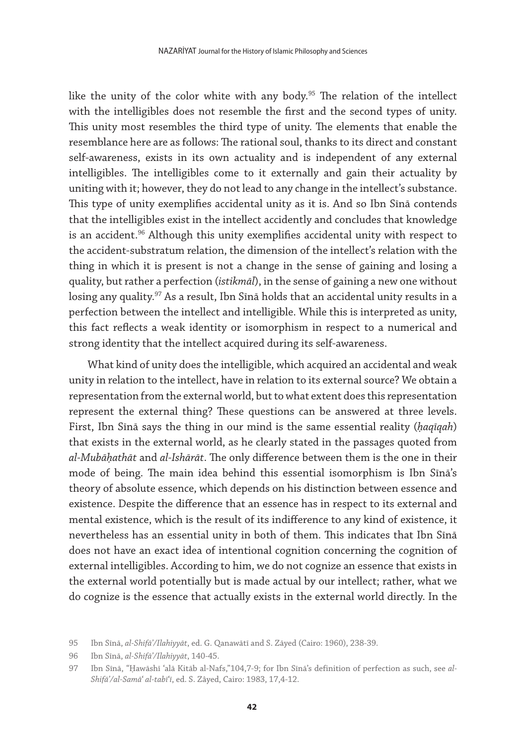like the unity of the color white with any body.[95] The relation of the intellect with the intelligibles does not resemble the first and the second types of unity. This unity most resembles the third type of unity. The elements that enable the resemblance here are as follows: The rational soul, thanks to its direct and constant self-awareness, exists in its own actuality and is independent of any external intelligibles. The intelligibles come to it externally and gain their actuality by uniting with it; however, they do not lead to any change in the intellect's substance. This type of unity exemplifies accidental unity as it is. And so Ibn Sīnā contends that the intelligibles exist in the intellect accidently and concludes that knowledge is an accident.[96] Although this unity exemplifies accidental unity with respect to the accident-substratum relation, the dimension of the intellect's relation with the thing in which it is present is not a change in the sense of gaining and losing a quality, but rather a perfection (*istikmāl*), in the sense of gaining a new one without losing any quality.[97] As a result, Ibn Sīnā holds that an accidental unity results in a perfection between the intellect and intelligible. While this is interpreted as unity, this fact reflects a weak identity or isomorphism in respect to a numerical and strong identity that the intellect acquired during its self-awareness.

What kind of unity does the intelligible, which acquired an accidental and weak unity in relation to the intellect, have in relation to its external source? We obtain a representation from the external world, but to what extent does this representation represent the external thing? These questions can be answered at three levels. First, Ibn Sīnā says the thing in our mind is the same essential reality (*ḥaqīqah*) that exists in the external world, as he clearly stated in the passages quoted from *al-Mubāḥathāt* and *al-Ishārāt*. The only difference between them is the one in their mode of being. The main idea behind this essential isomorphism is Ibn Sīnā's theory of absolute essence, which depends on his distinction between essence and existence. Despite the difference that an essence has in respect to its external and mental existence, which is the result of its indifference to any kind of existence, it nevertheless has an essential unity in both of them. This indicates that Ibn Sīnā does not have an exact idea of intentional cognition concerning the cognition of external intelligibles. According to him, we do not cognize an essence that exists in the external world potentially but is made actual by our intellect; rather, what we do cognize is the essence that actually exists in the external world directly. In the

95 Ibn Sīnā, *al-Shifā'/Ilahiyyāt*, ed. G. Qanawātī and S. Zāyed (Cairo: 1960), 238-39.

96 Ibn Sīnā, *al-Shifā'/Ilahiyyāt*, 140-45.

97 Ibn Sīnā, "Ḥawāshī 'alā Kitāb al-Nafs,"104,7-9; for Ibn Sīnā's definition of perfection as such, see *al-Shifā'/al-Samā' al-tabī'ī*, ed. S. Zâyed, Cairo: 1983, 17,4-12.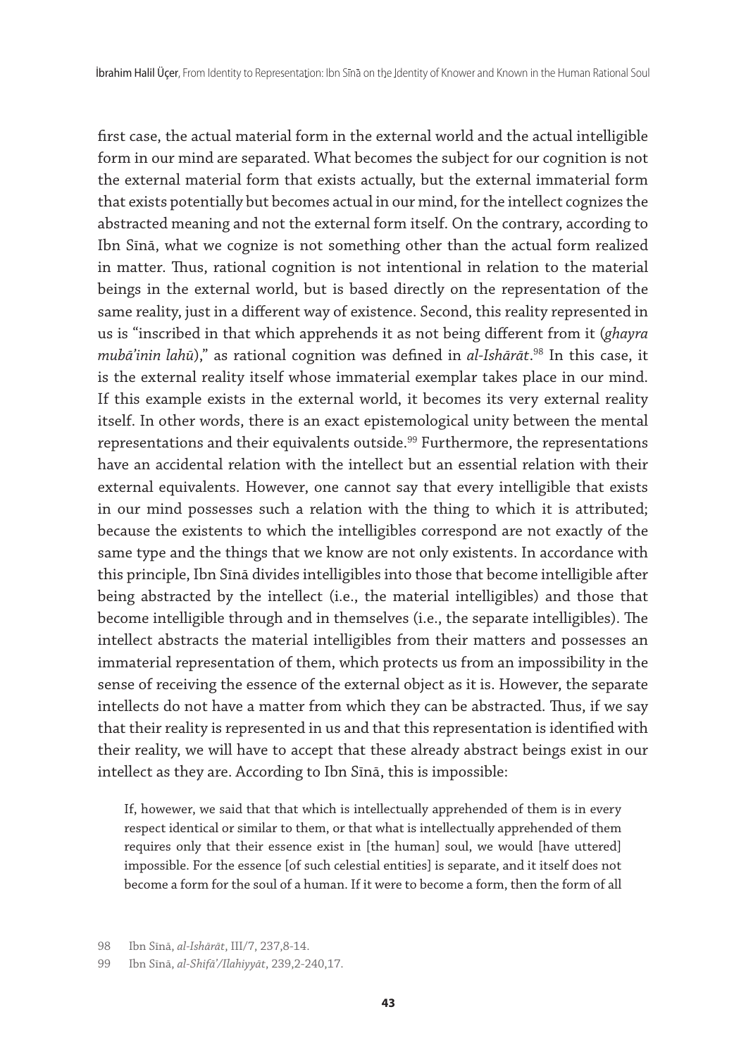first case, the actual material form in the external world and the actual intelligible form in our mind are separated. What becomes the subject for our cognition is not the external material form that exists actually, but the external immaterial form that exists potentially but becomes actual in our mind, for the intellect cognizes the abstracted meaning and not the external form itself. On the contrary, according to Ibn Sīnā, what we cognize is not something other than the actual form realized in matter. Thus, rational cognition is not intentional in relation to the material beings in the external world, but is based directly on the representation of the same reality, just in a different way of existence. Second, this reality represented in us is "inscribed in that which apprehends it as not being different from it (*ghayra mubā'inin lahū*)," as rational cognition was defined in *al-Ishārāt*.[98] In this case, it is the external reality itself whose immaterial exemplar takes place in our mind. If this example exists in the external world, it becomes its very external reality itself. In other words, there is an exact epistemological unity between the mental representations and their equivalents outside.[99] Furthermore, the representations have an accidental relation with the intellect but an essential relation with their external equivalents. However, one cannot say that every intelligible that exists in our mind possesses such a relation with the thing to which it is attributed; because the existents to which the intelligibles correspond are not exactly of the same type and the things that we know are not only existents. In accordance with this principle, Ibn Sīnā divides intelligibles into those that become intelligible after being abstracted by the intellect (i.e., the material intelligibles) and those that become intelligible through and in themselves (i.e., the separate intelligibles). The intellect abstracts the material intelligibles from their matters and possesses an immaterial representation of them, which protects us from an impossibility in the sense of receiving the essence of the external object as it is. However, the separate intellects do not have a matter from which they can be abstracted. Thus, if we say that their reality is represented in us and that this representation is identified with their reality, we will have to accept that these already abstract beings exist in our intellect as they are. According to Ibn Sīnā, this is impossible:

> If, however, we said that that which is intellectually apprehended of them is in every respect identical or similar to them, or that what is intellectually apprehended of them requires only that their essence exist in [the human] soul, we would [have uttered] impossible. For the essence [of such celestial entities] is separate, and it itself does not become a form for the soul of a human. If it were to become a form, then the form of all

98 Ibn Sīnā, *al-Ishārāt*, III/7, 237,8-14.

99 Ibn Sīnā, *al-Shifā'/Ilahiyyāt*, 239,2-240,17.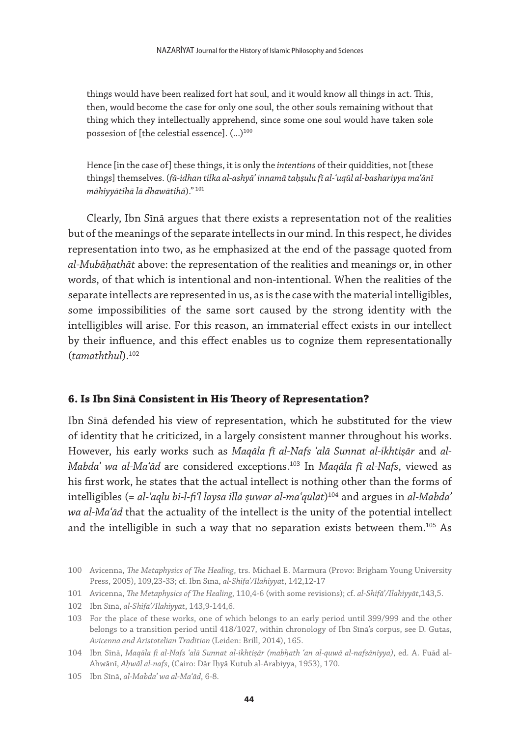things would have been realized fort hat soul, and it would know all things in act. This, then, would become the case for only one soul, the other souls remaining without that thing which they intellectually apprehend, since some one soul would have taken sole possesion of [the celestial essence]. (…)[100]

Hence [in the case of] these things, it is only the *intentions* of their quiddities, not [these things] themselves. (*fā-idhan tilka al-ashyā' innamā taḥṣulu fī al-'uqūl al-bashariyya ma'ānī māhiyyātihā lā dhawātihā*)." [101]

Clearly, Ibn Sīnā argues that there exists a representation not of the realities but of the meanings of the separate intellects in our mind. In this respect, he divides representation into two, as he emphasized at the end of the passage quoted from *al-Mubāḥathāt* above: the representation of the realities and meanings or, in other words, of that which is intentional and non-intentional. When the realities of the separate intellects are represented in us, as is the case with the material intelligibles, some impossibilities of the same sort caused by the strong identity with the intelligibles will arise. For this reason, an immaterial effect exists in our intellect by their influence, and this effect enables us to cognize them representationally (*tamaththul*).[102]

## 6. Is Ibn Sīnā Consistent in His Theory of Representation?

Ibn Sīnā defended his view of representation, which he substituted for the view of identity that he criticized, in a largely consistent manner throughout his works. However, his early works such as *Maqāla fī al-Nafs 'alā Sunnat al-ikhtiṣār* and *al-Mabda' wa al-Ma'ād* are considered exceptions.[103] In *Maqāla fī al-Nafs*, viewed as his first work, he states that the actual intellect is nothing other than the forms of intelligibles (= *al-'aqlu bi-l-fi'l laysa illā ṣuwar al-ma'qūlāt*)[104] and argues in *al-Mabda' wa al-Ma'ād* that the actuality of the intellect is the unity of the potential intellect and the intelligible in such a way that no separation exists between them.[105] As

100 Avicenna, *The Metaphysics of The Healing*, trs. Michael E. Marmura (Provo: Brigham Young University Press, 2005), 109,23-33; cf. Ibn Sīnā, *al-Shifā'/Ilahiyyāt*, 142,12-17

101 Avicenna, *The Metaphysics of The Healing*, 110,4-6 (with some revisions); cf. *al-Shifā'/Ilahiyyāt*,143,5.

102 Ibn Sīnā, *al-Shifā'/Ilahiyyāt*, 143,9-144,6.

103 For the place of these works, one of which belongs to an early period until 399/999 and the other belongs to a transition period until 418/1027, within chronology of Ibn Sīnā's corpus, see D. Gutas, *Avicenna and Aristotelian Tradition* (Leiden: Brill, 2014), 165.

104 Ibn Sīnā, *Maqāla fi al-Nafs 'alā Sunnat al-ikhtiṣār (mabḥath 'an al-quwā al-nafsāniyya)*, ed. A. Fuād al-Ahwānī, *Aḥwāl al-nafs*, (Cairo: Dār Iḥyā Kutub al-Arabiyya, 1953), 170.

105 Ibn Sīnā, *al-Mabda' wa al-Ma'ād*, 6-8.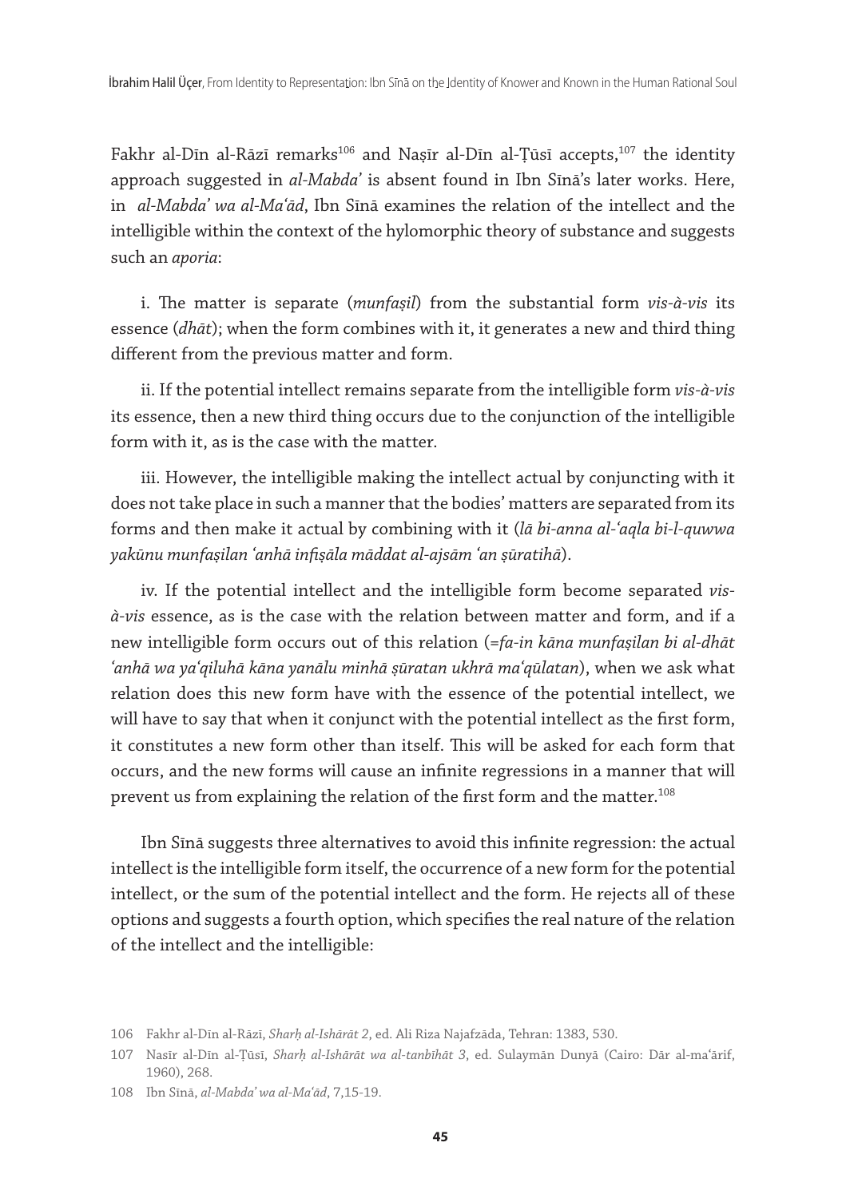Fakhr al-Dīn al-Rāzī remarks[106] and Naṣīr al-Dīn al-Ṭūsī accepts,[107] the identity approach suggested in *al-Mabda'* is absent found in Ibn Sīnā's later works. Here, in *al-Mabda' wa al-Maʿād*, Ibn Sīnā examines the relation of the intellect and the intelligible within the context of the hylomorphic theory of substance and suggests such an *aporia*:

i. The matter is separate (*munfaṣil*) from the substantial form *vis-à-vis* its essence (*dhāt*); when the form combines with it, it generates a new and third thing different from the previous matter and form.

ii. If the potential intellect remains separate from the intelligible form *vis-à-vis* its essence, then a new third thing occurs due to the conjunction of the intelligible form with it, as is the case with the matter.

iii. However, the intelligible making the intellect actual by conjuncting with it does not take place in such a manner that the bodies' matters are separated from its forms and then make it actual by combining with it (*lā bi-anna al-ʿaqla bi-l-quwwa yakūnu munfaṣilan ʿanhā infiṣāla māddat al-ajsām ʿan ṣūratihā*).

iv. If the potential intellect and the intelligible form become separated *vis-à-vis* essence, as is the case with the relation between matter and form, and if a new intelligible form occurs out of this relation (=*fa-in kāna munfaṣilan bi al-dhāt ʿanhā wa yaʿqiluhā kāna yanālu minhā ṣūratan ukhrā maʿqūlatan*), when we ask what relation does this new form have with the essence of the potential intellect, we will have to say that when it conjunct with the potential intellect as the first form, it constitutes a new form other than itself. This will be asked for each form that occurs, and the new forms will cause an infinite regressions in a manner that will prevent us from explaining the relation of the first form and the matter.[108]

Ibn Sīnā suggests three alternatives to avoid this infinite regression: the actual intellect is the intelligible form itself, the occurrence of a new form for the potential intellect, or the sum of the potential intellect and the form. He rejects all of these options and suggests a fourth option, which specifies the real nature of the relation of the intellect and the intelligible:

106 Fakhr al-Dīn al-Rāzī, *Sharḥ al-Ishārāt 2*, ed. Ali Riza Najafzāda, Tehran: 1383, 530.

107 Nasīr al-Dīn al-Ṭūsī, *Sharḥ al-Ishārāt wa al-tanbīhāt 3*, ed. Sulaymān Dunyā (Cairo: Dār al-maʿārif, 1960), 268.

108 Ibn Sīnā, *al-Mabda' wa al-Maʿād*, 7,15-19.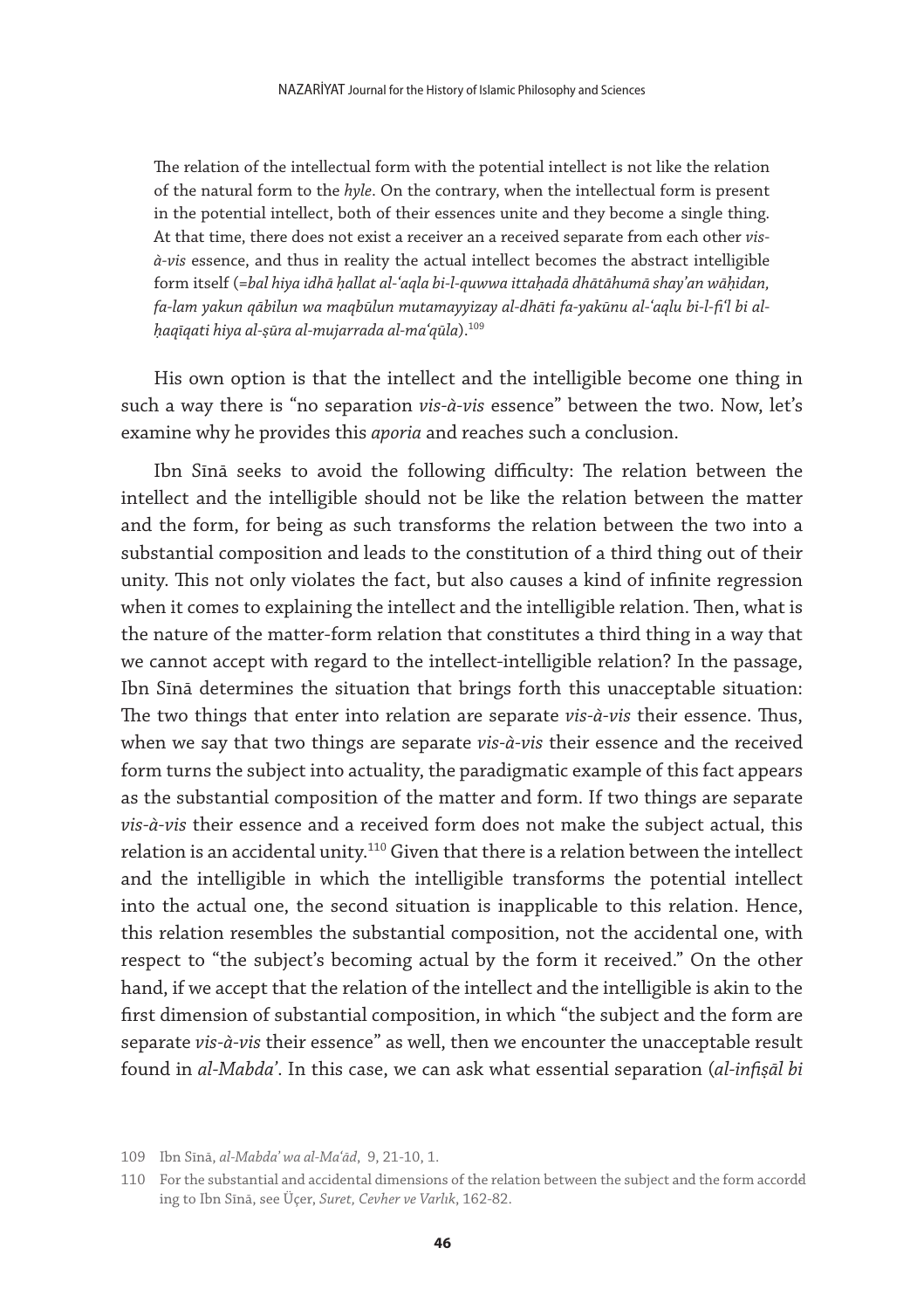> The relation of the intellectual form with the potential intellect is not like the relation of the natural form to the *hyle*. On the contrary, when the intellectual form is present in the potential intellect, both of their essences unite and they become a single thing. At that time, there does not exist a receiver an a received separate from each other *vis-à-vis* essence, and thus in reality the actual intellect becomes the abstract intelligible form itself (=*bal hiya idhā ḥallat al-ʿaqla bi-l-quwwa ittaḥadā dhātāhumā shay'an wāḥidan, fa-lam yakun qābilun wa maqbūlun mutamayyizay al-dhāti fa-yakūnu al-ʿaqlu bi-l-fiʿl bi al-ḥaqīqati hiya al-ṣūra al-mujarrada al-maʿqūla*).[109]

His own option is that the intellect and the intelligible become one thing in such a way there is "no separation *vis-à-vis* essence" between the two. Now, let's examine why he provides this *aporia* and reaches such a conclusion.

Ibn Sīnā seeks to avoid the following difficulty: The relation between the intellect and the intelligible should not be like the relation between the matter and the form, for being as such transforms the relation between the two into a substantial composition and leads to the constitution of a third thing out of their unity. This not only violates the fact, but also causes a kind of infinite regression when it comes to explaining the intellect and the intelligible relation. Then, what is the nature of the matter-form relation that constitutes a third thing in a way that we cannot accept with regard to the intellect-intelligible relation? In the passage, Ibn Sīnā determines the situation that brings forth this unacceptable situation: The two things that enter into relation are separate *vis-à-vis* their essence. Thus, when we say that two things are separate *vis-à-vis* their essence and the received form turns the subject into actuality, the paradigmatic example of this fact appears as the substantial composition of the matter and form. If two things are separate *vis-à-vis* their essence and a received form does not make the subject actual, this relation is an accidental unity.[110] Given that there is a relation between the intellect and the intelligible in which the intelligible transforms the potential intellect into the actual one, the second situation is inapplicable to this relation. Hence, this relation resembles the substantial composition, not the accidental one, with respect to "the subject's becoming actual by the form it received." On the other hand, if we accept that the relation of the intellect and the intelligible is akin to the first dimension of substantial composition, in which "the subject and the form are separate *vis-à-vis* their essence" as well, then we encounter the unacceptable result found in *al-Mabda'*. In this case, we can ask what essential separation (*al-infiṣāl bi*

---

109 Ibn Sīnā, *al-Mabda' wa al-Maʿād*, 9, 21-10, 1.

110 For the substantial and accidental dimensions of the relation between the subject and the form according to Ibn Sīnā, see Üçer, *Suret, Cevher ve Varlık*, 162-82.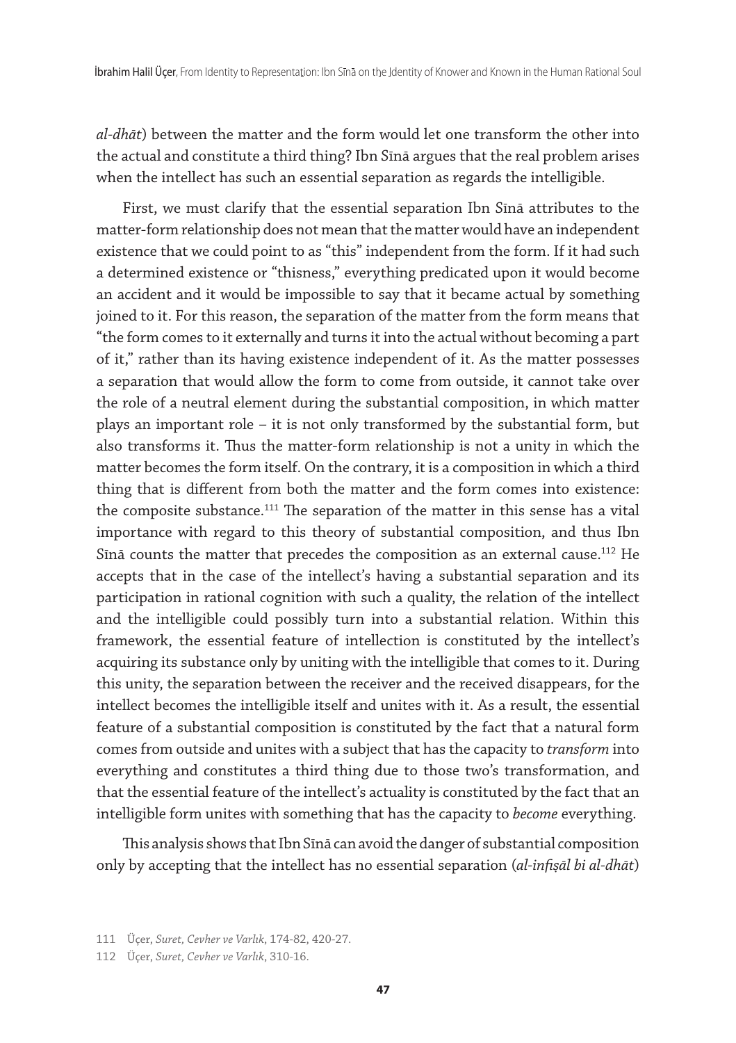*al-dhāt*) between the matter and the form would let one transform the other into the actual and constitute a third thing? Ibn Sīnā argues that the real problem arises when the intellect has such an essential separation as regards the intelligible.

First, we must clarify that the essential separation Ibn Sīnā attributes to the matter-form relationship does not mean that the matter would have an independent existence that we could point to as "this" independent from the form. If it had such a determined existence or "thisness," everything predicated upon it would become an accident and it would be impossible to say that it became actual by something joined to it. For this reason, the separation of the matter from the form means that "the form comes to it externally and turns it into the actual without becoming a part of it," rather than its having existence independent of it. As the matter possesses a separation that would allow the form to come from outside, it cannot take over the role of a neutral element during the substantial composition, in which matter plays an important role – it is not only transformed by the substantial form, but also transforms it. Thus the matter-form relationship is not a unity in which the matter becomes the form itself. On the contrary, it is a composition in which a third thing that is different from both the matter and the form comes into existence: the composite substance.[111] The separation of the matter in this sense has a vital importance with regard to this theory of substantial composition, and thus Ibn Sīnā counts the matter that precedes the composition as an external cause.[112] He accepts that in the case of the intellect's having a substantial separation and its participation in rational cognition with such a quality, the relation of the intellect and the intelligible could possibly turn into a substantial relation. Within this framework, the essential feature of intellection is constituted by the intellect's acquiring its substance only by uniting with the intelligible that comes to it. During this unity, the separation between the receiver and the received disappears, for the intellect becomes the intelligible itself and unites with it. As a result, the essential feature of a substantial composition is constituted by the fact that a natural form comes from outside and unites with a subject that has the capacity to *transform* into everything and constitutes a third thing due to those two's transformation, and that the essential feature of the intellect's actuality is constituted by the fact that an intelligible form unites with something that has the capacity to *become* everything.

This analysis shows that Ibn Sīnā can avoid the danger of substantial composition only by accepting that the intellect has no essential separation (*al-infiṣāl bi al-dhāt*)

111 Üçer, *Suret, Cevher ve Varlık*, 174-82, 420-27.

112 Üçer, *Suret, Cevher ve Varlık*, 310-16.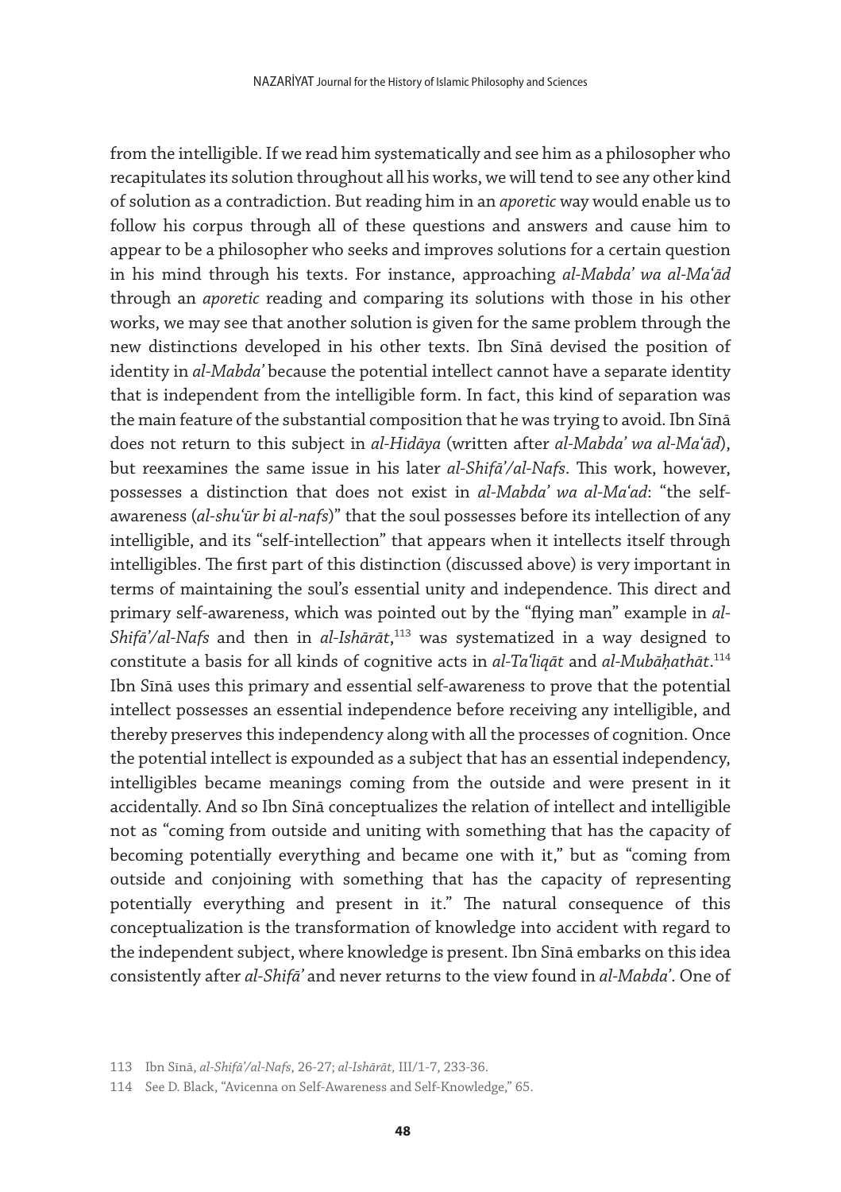from the intelligible. If we read him systematically and see him as a philosopher who recapitulates its solution throughout all his works, we will tend to see any other kind of solution as a contradiction. But reading him in an *aporetic* way would enable us to follow his corpus through all of these questions and answers and cause him to appear to be a philosopher who seeks and improves solutions for a certain question in his mind through his texts. For instance, approaching *al-Mabdaʾ wa al-Maʿād* through an *aporetic* reading and comparing its solutions with those in his other works, we may see that another solution is given for the same problem through the new distinctions developed in his other texts. Ibn Sīnā devised the position of identity in *al-Mabdaʾ* because the potential intellect cannot have a separate identity that is independent from the intelligible form. In fact, this kind of separation was the main feature of the substantial composition that he was trying to avoid. Ibn Sīnā does not return to this subject in *al-Hidāya* (written after *al-Mabdaʾ wa al-Maʿād*), but reexamines the same issue in his later *al-Shifāʾ/al-Nafs*. This work, however, possesses a distinction that does not exist in *al-Mabdaʾ wa al-Maʿad*: "the self-awareness (*al-shuʿūr bi al-nafs*)" that the soul possesses before its intellection of any intelligible, and its "self-intellection" that appears when it intellects itself through intelligibles. The first part of this distinction (discussed above) is very important in terms of maintaining the soul's essential unity and independence. This direct and primary self-awareness, which was pointed out by the "flying man" example in *al-Shifāʾ/al-Nafs* and then in *al-Ishārāt*,[113] was systematized in a way designed to constitute a basis for all kinds of cognitive acts in *al-Taʿlīqāt* and *al-Mubāḥathāt*.[114] Ibn Sīnā uses this primary and essential self-awareness to prove that the potential intellect possesses an essential independence before receiving any intelligible, and thereby preserves this independency along with all the processes of cognition. Once the potential intellect is expounded as a subject that has an essential independency, intelligibles became meanings coming from the outside and were present in it accidentally. And so Ibn Sīnā conceptualizes the relation of intellect and intelligible not as "coming from outside and uniting with something that has the capacity of becoming potentially everything and became one with it," but as "coming from outside and conjoining with something that has the capacity of representing potentially everything and present in it." The natural consequence of this conceptualization is the transformation of knowledge into accident with regard to the independent subject, where knowledge is present. Ibn Sīnā embarks on this idea consistently after *al-Shifāʾ* and never returns to the view found in *al-Mabdaʾ*. One of

113 Ibn Sīnā, *al-Shifāʾ/al-Nafs*, 26-27; *al-Ishārāt*, III/1-7, 233-36.

114 See D. Black, "Avicenna on Self-Awareness and Self-Knowledge," 65.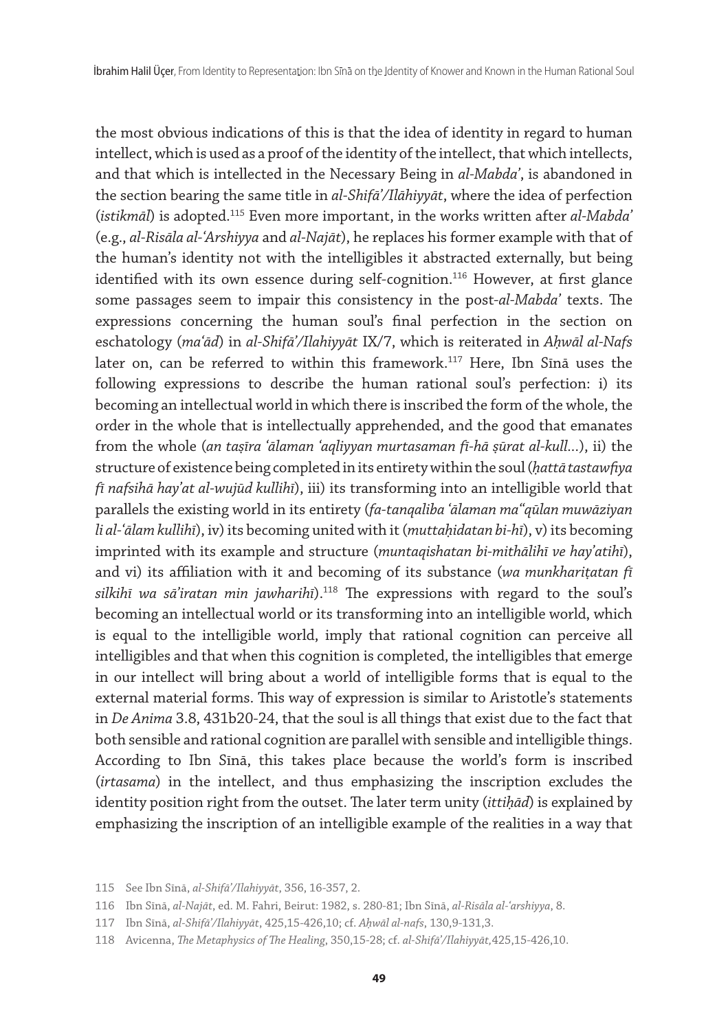the most obvious indications of this is that the idea of identity in regard to human intellect, which is used as a proof of the identity of the intellect, that which intellects, and that which is intellected in the Necessary Being in *al-Mabdaʾ*, is abandoned in the section bearing the same title in *al-Shifāʾ/Ilāhiyyāt*, where the idea of perfection (*istikmāl*) is adopted.[115] Even more important, in the works written after *al-Mabdaʾ* (e.g., *al-Risāla al-ʿArshiyya* and *al-Najāt*), he replaces his former example with that of the human's identity not with the intelligibles it abstracted externally, but being identified with its own essence during self-cognition.[116] However, at first glance some passages seem to impair this consistency in the post-*al-Mabdaʾ* texts. The expressions concerning the human soul's final perfection in the section on eschatology (*maʿād*) in *al-Shifāʾ/Ilahiyyāt* IX/7, which is reiterated in *Aḥwāl al-Nafs* later on, can be referred to within this framework.[117] Here, Ibn Sīnā uses the following expressions to describe the human rational soul's perfection: i) its becoming an intellectual world in which there is inscribed the form of the whole, the order in the whole that is intellectually apprehended, and the good that emanates from the whole (*an taṣīra ʿālaman ʿaqliyyan murtasaman fī-hā ṣūrat al-kull*...), ii) the structure of existence being completed in its entirety within the soul (*ḥattā tastawfiya fī nafsihā hay'at al-wujūd kullihī*), iii) its transforming into an intelligible world that parallels the existing world in its entirety (*fa-tanqaliba ʿālaman maʿqūlan muwāziyan li al-ʿālam kullihī*), iv) its becoming united with it (*muttaḥidatan bi-hī*), v) its becoming imprinted with its example and structure (*muntaqishatan bi-mithālihī ve hay'atihī*), and vi) its affiliation with it and becoming of its substance (*wa munkhariṭatan fī silkihī wa sā'iratan min jawharihī*).[118] The expressions with regard to the soul's becoming an intellectual world or its transforming into an intelligible world, which is equal to the intelligible world, imply that rational cognition can perceive all intelligibles and that when this cognition is completed, the intelligibles that emerge in our intellect will bring about a world of intelligible forms that is equal to the external material forms. This way of expression is similar to Aristotle's statements in *De Anima* 3.8, 431b20-24, that the soul is all things that exist due to the fact that both sensible and rational cognition are parallel with sensible and intelligible things. According to Ibn Sīnā, this takes place because the world's form is inscribed (*irtasama*) in the intellect, and thus emphasizing the inscription excludes the identity position right from the outset. The later term unity (*ittiḥād*) is explained by emphasizing the inscription of an intelligible example of the realities in a way that

115 See Ibn Sīnā, *al-Shifāʾ/Ilahiyyāt*, 356, 16-357, 2.

116 Ibn Sīnā, *al-Najāt*, ed. M. Fahri, Beirut: 1982, s. 280-81; Ibn Sīnā, *al-Risāla al-ʿarshiyya*, 8.

117 Ibn Sīnā, *al-Shifāʾ/Ilahiyyāt*, 425,15-426,10; cf. *Aḥwāl al-nafs*, 130,9-131,3.

118 Avicenna, *The Metaphysics of The Healing*, 350,15-28; cf. *al-Shifāʾ/Ilahiyyāt*,425,15-426,10.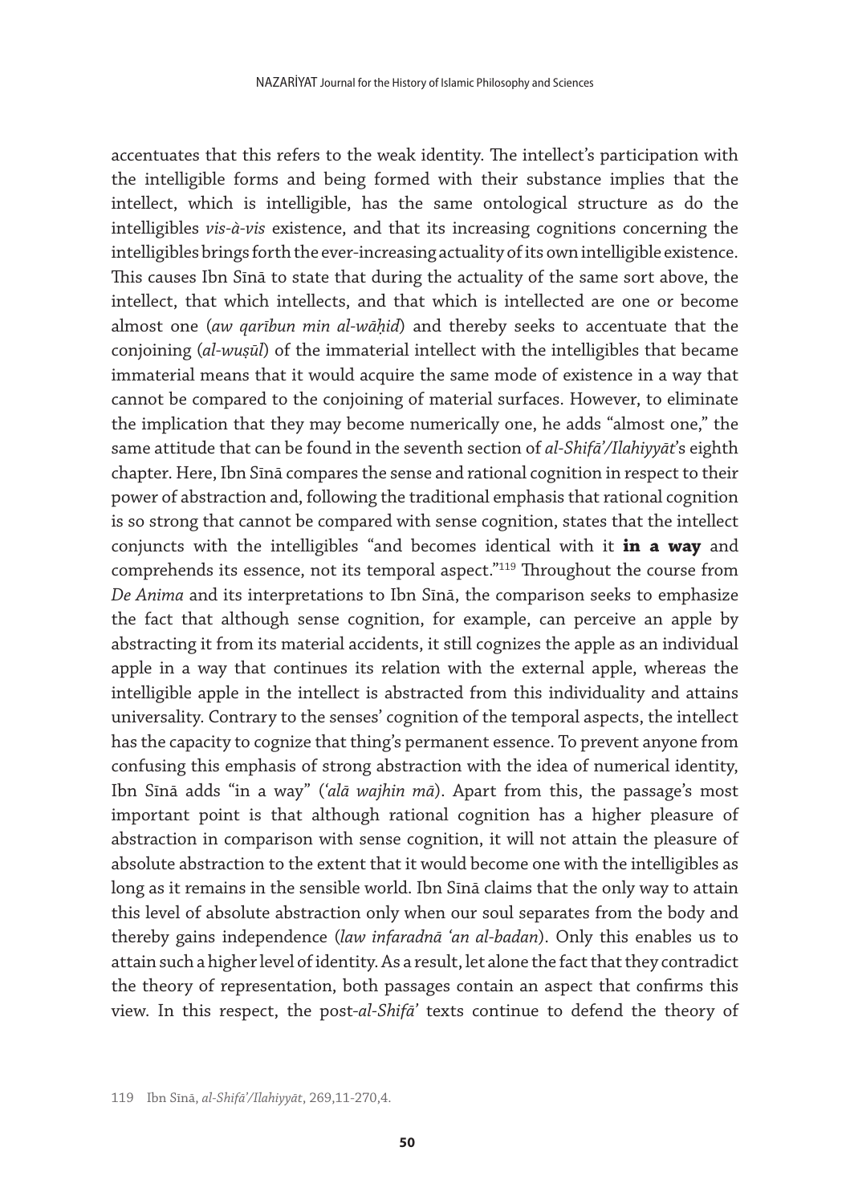accentuates that this refers to the weak identity. The intellect's participation with the intelligible forms and being formed with their substance implies that the intellect, which is intelligible, has the same ontological structure as do the intelligibles *vis-à-vis* existence, and that its increasing cognitions concerning the intelligibles brings forth the ever-increasing actuality of its own intelligible existence. This causes Ibn Sīnā to state that during the actuality of the same sort above, the intellect, that which intellects, and that which is intellected are one or become almost one (*aw qarībun min al-wāḥid*) and thereby seeks to accentuate that the conjoining (*al-wuṣūl*) of the immaterial intellect with the intelligibles that became immaterial means that it would acquire the same mode of existence in a way that cannot be compared to the conjoining of material surfaces. However, to eliminate the implication that they may become numerically one, he adds "almost one," the same attitude that can be found in the seventh section of *al-Shifā'/Ilahiyyāt*'s eighth chapter. Here, Ibn Sīnā compares the sense and rational cognition in respect to their power of abstraction and, following the traditional emphasis that rational cognition is so strong that cannot be compared with sense cognition, states that the intellect conjuncts with the intelligibles "and becomes identical with it **in a way** and comprehends its essence, not its temporal aspect."[119] Throughout the course from *De Anima* and its interpretations to Ibn Sīnā, the comparison seeks to emphasize the fact that although sense cognition, for example, can perceive an apple by abstracting it from its material accidents, it still cognizes the apple as an individual apple in a way that continues its relation with the external apple, whereas the intelligible apple in the intellect is abstracted from this individuality and attains universality. Contrary to the senses' cognition of the temporal aspects, the intellect has the capacity to cognize that thing's permanent essence. To prevent anyone from confusing this emphasis of strong abstraction with the idea of numerical identity, Ibn Sīnā adds "in a way" (*'alā wajhin mā*). Apart from this, the passage's most important point is that although rational cognition has a higher pleasure of abstraction in comparison with sense cognition, it will not attain the pleasure of absolute abstraction to the extent that it would become one with the intelligibles as long as it remains in the sensible world. Ibn Sīnā claims that the only way to attain this level of absolute abstraction only when our soul separates from the body and thereby gains independence (*law infaradnā 'an al-badan*). Only this enables us to attain such a higher level of identity. As a result, let alone the fact that they contradict the theory of representation, both passages contain an aspect that confirms this view. In this respect, the post-*al-Shifā'* texts continue to defend the theory of

119 Ibn Sīnā, *al-Shifā'/Ilahiyyāt*, 269,11-270,4.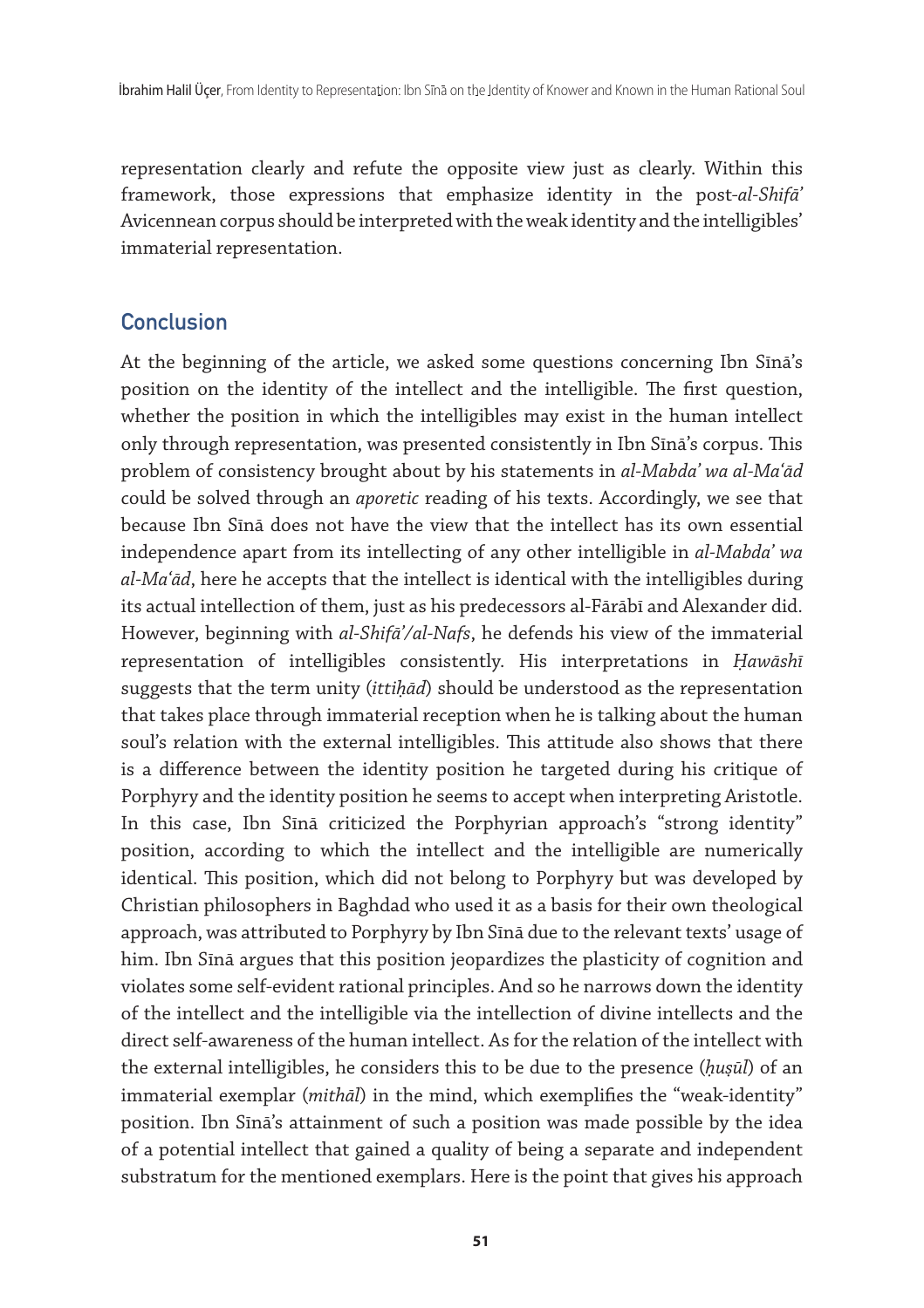representation clearly and refute the opposite view just as clearly. Within this framework, those expressions that emphasize identity in the post-*al-Shifā'* Avicennean corpus should be interpreted with the weak identity and the intelligibles' immaterial representation.

## Conclusion

At the beginning of the article, we asked some questions concerning Ibn Sīnā's position on the identity of the intellect and the intelligible. The first question, whether the position in which the intelligibles may exist in the human intellect only through representation, was presented consistently in Ibn Sīnā's corpus. This problem of consistency brought about by his statements in *al-Mabda' wa al-Ma'ād* could be solved through an *aporetic* reading of his texts. Accordingly, we see that because Ibn Sīnā does not have the view that the intellect has its own essential independence apart from its intellecting of any other intelligible in *al-Mabda' wa al-Ma'ād*, here he accepts that the intellect is identical with the intelligibles during its actual intellection of them, just as his predecessors al-Fārābī and Alexander did. However, beginning with *al-Shifā'/al-Nafs*, he defends his view of the immaterial representation of intelligibles consistently. His interpretations in *Ḥawāshī* suggests that the term unity (*ittiḥād*) should be understood as the representation that takes place through immaterial reception when he is talking about the human soul's relation with the external intelligibles. This attitude also shows that there is a difference between the identity position he targeted during his critique of Porphyry and the identity position he seems to accept when interpreting Aristotle. In this case, Ibn Sīnā criticized the Porphyrian approach's "strong identity" position, according to which the intellect and the intelligible are numerically identical. This position, which did not belong to Porphyry but was developed by Christian philosophers in Baghdad who used it as a basis for their own theological approach, was attributed to Porphyry by Ibn Sīnā due to the relevant texts' usage of him. Ibn Sīnā argues that this position jeopardizes the plasticity of cognition and violates some self-evident rational principles. And so he narrows down the identity of the intellect and the intelligible via the intellection of divine intellects and the direct self-awareness of the human intellect. As for the relation of the intellect with the external intelligibles, he considers this to be due to the presence (*ḥuṣūl*) of an immaterial exemplar (*mithāl*) in the mind, which exemplifies the "weak-identity" position. Ibn Sīnā's attainment of such a position was made possible by the idea of a potential intellect that gained a quality of being a separate and independent substratum for the mentioned exemplars. Here is the point that gives his approach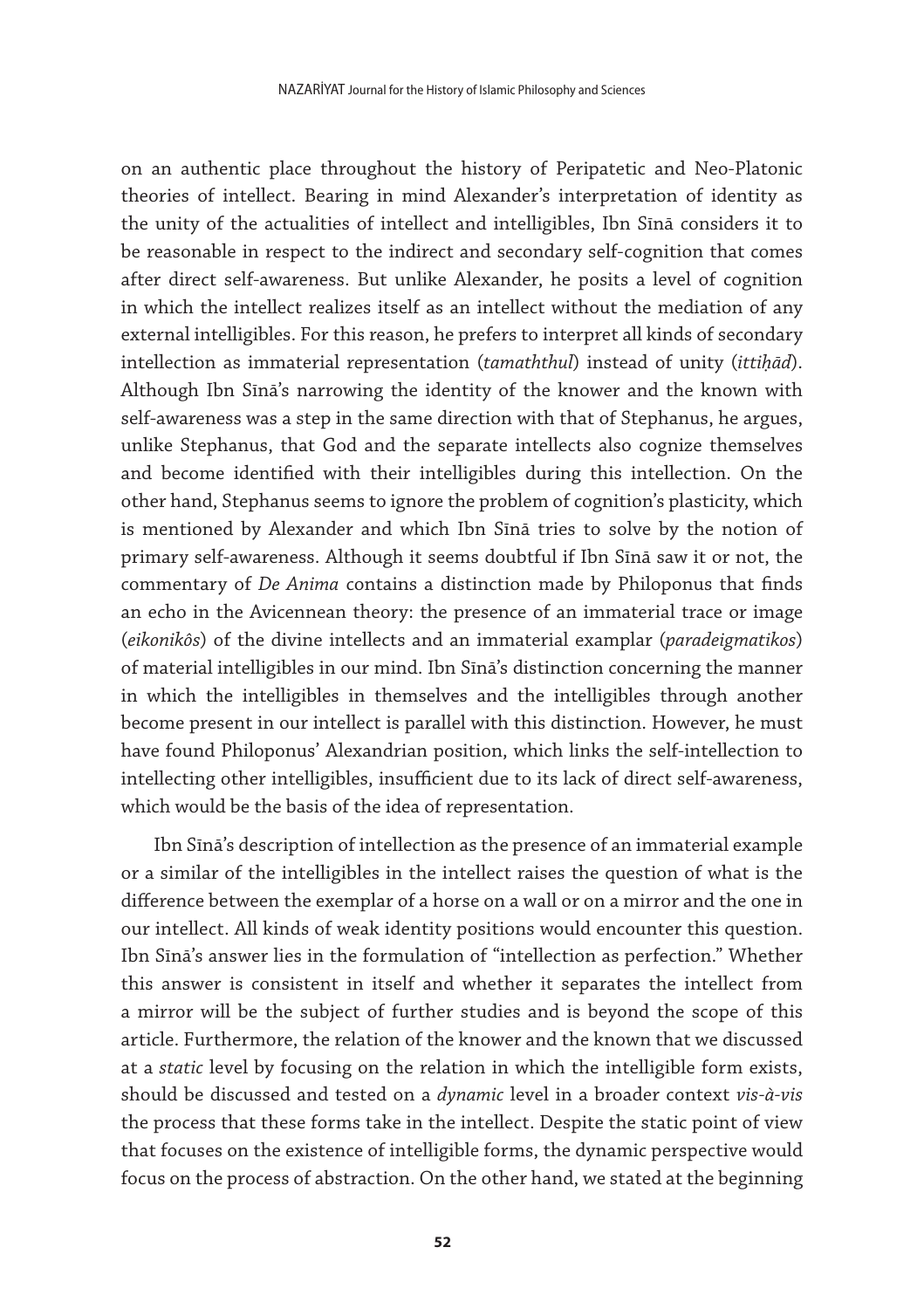on an authentic place throughout the history of Peripatetic and Neo-Platonic theories of intellect. Bearing in mind Alexander's interpretation of identity as the unity of the actualities of intellect and intelligibles, Ibn Sīnā considers it to be reasonable in respect to the indirect and secondary self-cognition that comes after direct self-awareness. But unlike Alexander, he posits a level of cognition in which the intellect realizes itself as an intellect without the mediation of any external intelligibles. For this reason, he prefers to interpret all kinds of secondary intellection as immaterial representation (*tamaththul*) instead of unity (*ittiḥād*). Although Ibn Sīnā's narrowing the identity of the knower and the known with self-awareness was a step in the same direction with that of Stephanus, he argues, unlike Stephanus, that God and the separate intellects also cognize themselves and become identified with their intelligibles during this intellection. On the other hand, Stephanus seems to ignore the problem of cognition's plasticity, which is mentioned by Alexander and which Ibn Sīnā tries to solve by the notion of primary self-awareness. Although it seems doubtful if Ibn Sīnā saw it or not, the commentary of *De Anima* contains a distinction made by Philoponus that finds an echo in the Avicennean theory: the presence of an immaterial trace or image (*eikonikôs*) of the divine intellects and an immaterial examplar (*paradeigmatikos*) of material intelligibles in our mind. Ibn Sīnā's distinction concerning the manner in which the intelligibles in themselves and the intelligibles through another become present in our intellect is parallel with this distinction. However, he must have found Philoponus' Alexandrian position, which links the self-intellection to intellecting other intelligibles, insufficient due to its lack of direct self-awareness, which would be the basis of the idea of representation.

Ibn Sīnā's description of intellection as the presence of an immaterial example or a similar of the intelligibles in the intellect raises the question of what is the difference between the exemplar of a horse on a wall or on a mirror and the one in our intellect. All kinds of weak identity positions would encounter this question. Ibn Sīnā's answer lies in the formulation of "intellection as perfection." Whether this answer is consistent in itself and whether it separates the intellect from a mirror will be the subject of further studies and is beyond the scope of this article. Furthermore, the relation of the knower and the known that we discussed at a *static* level by focusing on the relation in which the intelligible form exists, should be discussed and tested on a *dynamic* level in a broader context *vis-à-vis* the process that these forms take in the intellect. Despite the static point of view that focuses on the existence of intelligible forms, the dynamic perspective would focus on the process of abstraction. On the other hand, we stated at the beginning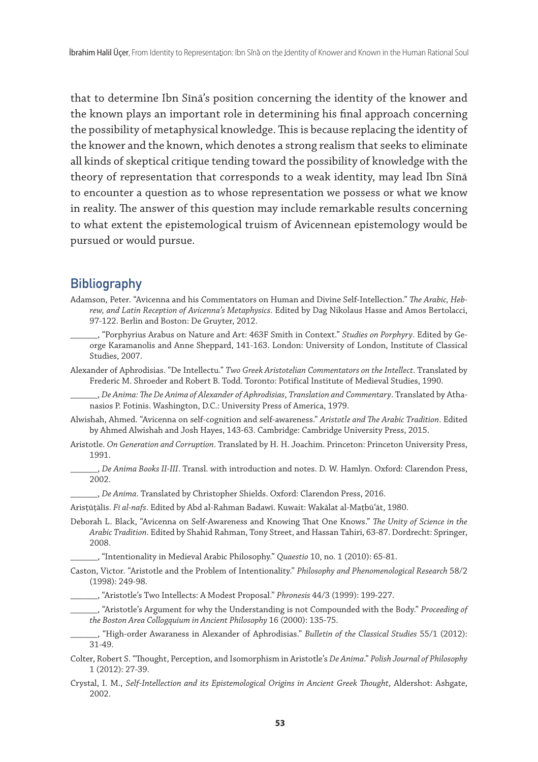that to determine Ibn Sīnā's position concerning the identity of the knower and the known plays an important role in determining his final approach concerning the possibility of metaphysical knowledge. This is because replacing the identity of the knower and the known, which denotes a strong realism that seeks to eliminate all kinds of skeptical critique tending toward the possibility of knowledge with the theory of representation that corresponds to a weak identity, may lead Ibn Sīnā to encounter a question as to whose representation we possess or what we know in reality. The answer of this question may include remarkable results concerning to what extent the epistemological truism of Avicennean epistemology would be pursued or would pursue.

## Bibliography

Adamson, Peter. "Avicenna and his Commentators on Human and Divine Self-Intellection." *The Arabic, Hebrew, and Latin Reception of Avicenna's Metaphysics*. Edited by Dag Nikolaus Hasse and Amos Bertolacci, 97-122. Berlin and Boston: De Gruyter, 2012.

______, "Porphyrius Arabus on Nature and Art: 463F Smith in Context." *Studies on Porphyry*. Edited by George Karamanolis and Anne Sheppard, 141-163. London: University of London, Institute of Classical Studies, 2007.

Alexander of Aphrodisias. "De Intellectu." *Two Greek Aristotelian Commentators on the Intellect*. Translated by Frederic M. Shroeder and Robert B. Todd. Toronto: Potifical Institute of Medieval Studies, 1990.

______, *De Anima: The De Anima of Alexander of Aphrodisias, Translation and Commentary*. Translated by Athanasios P. Fotinis. Washington, D.C.: University Press of America, 1979.

Alwishah, Ahmed. "Avicenna on self-cognition and self-awareness." *Aristotle and The Arabic Tradition*. Edited by Ahmed Alwishah and Josh Hayes, 143-63. Cambridge: Cambridge University Press, 2015.

Aristotle. *On Generation and Corruption*. Translated by H. H. Joachim. Princeton: Princeton University Press, 1991.

______, *De Anima Books II-III*. Transl. with introduction and notes. D. W. Hamlyn. Oxford: Clarendon Press, 2002.

______, *De Anima*. Translated by Christopher Shields. Oxford: Clarendon Press, 2016.

Arisṭūṭālīs. *Fī al-nafs*. Edited by Abd al-Rahman Badawī. Kuwait: Wakālat al-Maṭbū'āt, 1980.

Deborah L. Black, "Avicenna on Self-Awareness and Knowing That One Knows." *The Unity of Science in the Arabic Tradition*. Edited by Shahid Rahman, Tony Street, and Hassan Tahiri, 63-87. Dordrecht: Springer, 2008.

______, "Intentionality in Medieval Arabic Philosophy." *Quaestio* 10, no. 1 (2010): 65-81.

Caston, Victor. "Aristotle and the Problem of Intentionality." *Philosophy and Phenomenological Research* 58/2 (1998): 249-98.

______, "Aristotle's Two Intellects: A Modest Proposal." *Phronesis* 44/3 (1999): 199-227.

______, "Aristotle's Argument for why the Understanding is not Compounded with the Body." *Proceeding of the Boston Area Collogquium in Ancient Philosophy* 16 (2000): 135-75.

______, "High-order Awaraness in Alexander of Aphrodisias." *Bulletin of the Classical Studies* 55/1 (2012): 31-49.

Colter, Robert S. "Thought, Perception, and Isomorphism in Aristotle's *De Anima*." *Polish Journal of Philosophy* 1 (2012): 27-39.

Crystal, I. M., *Self-Intellection and its Epistemological Origins in Ancient Greek Thought*, Aldershot: Ashgate, 2002.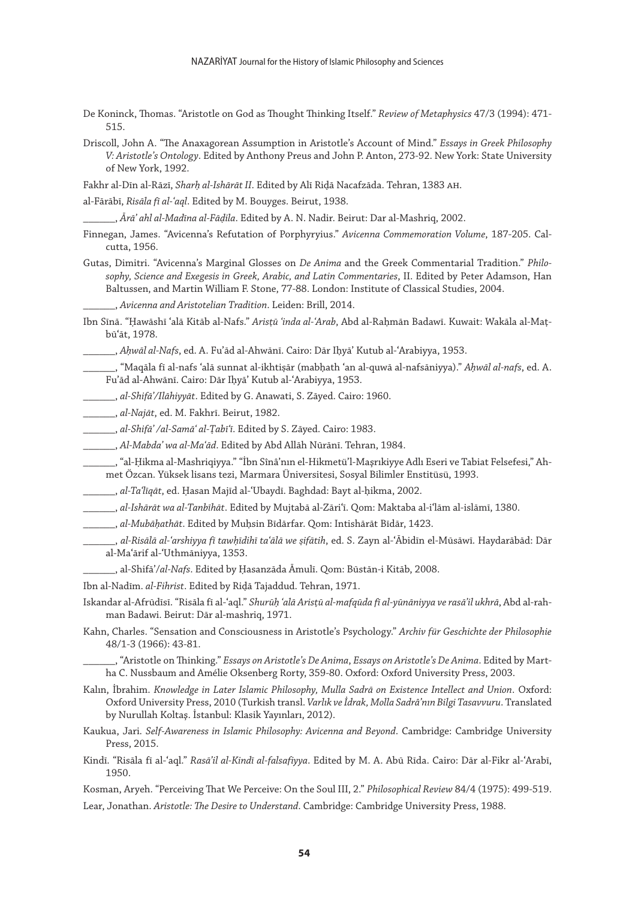De Koninck, Thomas. "Aristotle on God as Thought Thinking Itself." *Review of Metaphysics* 47/3 (1994): 471-515.

Driscoll, John A. "The Anaxagorean Assumption in Aristotle's Account of Mind." *Essays in Greek Philosophy V: Aristotle's Ontology*. Edited by Anthony Preus and John P. Anton, 273-92. New York: State University of New York, 1992.

Fakhr al-Dīn al-Rāzī, *Sharḥ al-Ishārāt II*. Edited by Alī Riḍā Nacafzāda. Tehran, 1383 AH.

al-Fārābī, *Risāla fī al-'aql*. Edited by M. Bouyges. Beirut, 1938.

_______, *Ārā' ahl al-Madīna al-Fāḍila*. Edited by A. N. Nadir. Beirut: Dar al-Mashriq, 2002.

Finnegan, James. "Avicenna's Refutation of Porphyryius." *Avicenna Commemoration Volume*, 187-205. Calcutta, 1956.

Gutas, Dimitri. "Avicenna's Marginal Glosses on *De Anima* and the Greek Commentarial Tradition." *Philosophy, Science and Exegesis in Greek, Arabic, and Latin Commentaries*, II. Edited by Peter Adamson, Han Baltussen, and Martin William F. Stone, 77-88. London: Institute of Classical Studies, 2004.

_______, *Avicenna and Aristotelian Tradition*. Leiden: Brill, 2014.

Ibn Sīnā. "Ḥawāshī 'alā Kitāb al-Nafs." *Arisṭū 'inda al-'Arab*, Abd al-Raḥmān Badawī. Kuwait: Wakāla al-Maṭbū'āt, 1978.

_______, *Aḥwāl al-Nafs*, ed. A. Fu'ād al-Ahwānī. Cairo: Dār Iḥyā' Kutub al-'Arabiyya, 1953.

_______, "Maqāla fī al-nafs 'alā sunnat al-ikhtiṣār (mabḥath 'an al-quwā al-nafsāniyya)." *Aḥwāl al-nafs*, ed. A. Fu'ād al-Ahwānī. Cairo: Dār Iḥyā' Kutub al-'Arabiyya, 1953.

_______, *al-Shifā'/Ilāhiyyāt*. Edited by G. Anawati, S. Zāyed. Cairo: 1960.

_______, *al-Najāt*, ed. M. Fakhrī. Beirut, 1982.

_______, *al-Shifā' /al-Samā' al-Ṭabī'ī*. Edited by S. Zāyed. Cairo: 1983.

_______, *Al-Mabda' wa al-Ma'ād*. Edited by Abd Allāh Nūrānī. Tehran, 1984.

_______, "al-Ḥikma al-Mashriqiyya." "İbn Sînâ'nın el-Hikmetü'l-Maşrıkiyye Adlı Eseri ve Tabiat Felsefesi," Ahmet Özcan. Yüksek lisans tezi, Marmara Üniversitesi, Sosyal Bilimler Enstitüsü, 1993.

_______, *al-Ta'līqāt*, ed. Ḥasan Majīd al-'Ubaydī. Baghdad: Bayt al-ḥikma, 2002.

_______, *al-Ishārāt wa al-Tanbīhāt*. Edited by Mujtabā al-Zāri'ī. Qom: Maktaba al-i'lām al-islāmī, 1380.

_______, *al-Mubāḥathāt*. Edited by Muḥsin Bīdārfar. Qom: Intishārāt Bīdār, 1423.

_______, *al-Risālā al-'arshiyya fī tawḥīdihī ta'ālā we ṣifātih*, ed. S. Zayn al-'Ābidīn el-Mūsāwī. Haydarābād: Dār al-Ma'ārif al-'Uthmāniyya, 1353.

_______, al-Shifā'/*al-Nafs*. Edited by Ḥasanzāda Āmulī. Qom: Būstān-i Kitāb, 2008.

Ibn al-Nadīm. *al-Fihrist*. Edited by Riḍā Tajaddud. Tehran, 1971.

Iskandar al-Afrūdīsī. "Risāla fī al-'aql." *Shurūḥ 'alā Arisṭū al-mafqūda fī al-yūnāniyya ve rasā'il ukhrā*, Abd al-rahman Badawi. Beirut: Dār al-mashriq, 1971.

Kahn, Charles. "Sensation and Consciousness in Aristotle's Psychology." *Archiv für Geschichte der Philosophie* 48/1-3 (1966): 43-81.

_______, "Aristotle on Thinking." *Essays on Aristotle's De Anima*, *Essays on Aristotle's De Anima*. Edited by Martha C. Nussbaum and Amélie Oksenberg Rorty, 359-80. Oxford: Oxford University Press, 2003.

Kalın, İbrahim. *Knowledge in Later Islamic Philosophy, Mulla Sadrā on Existence Intellect and Union*. Oxford: Oxford University Press, 2010 (Turkish transl. *Varlık ve İdrak, Molla Sadrâ'nın Bilgi Tasavvuru*. Translated by Nurullah Koltaş. İstanbul: Klasik Yayınları, 2012).

Kaukua, Jari. *Self-Awareness in Islamic Philosophy: Avicenna and Beyond*. Cambridge: Cambridge University Press, 2015.

Kindī. "Risāla fī al-'aql." *Rasā'il al-Kindī al-falsafiyya*. Edited by M. A. Abū Rīda. Cairo: Dār al-Fikr al-'Arabī, 1950.

Kosman, Aryeh. "Perceiving That We Perceive: On the Soul III, 2." *Philosophical Review* 84/4 (1975): 499-519.

Lear, Jonathan. *Aristotle: The Desire to Understand*. Cambridge: Cambridge University Press, 1988.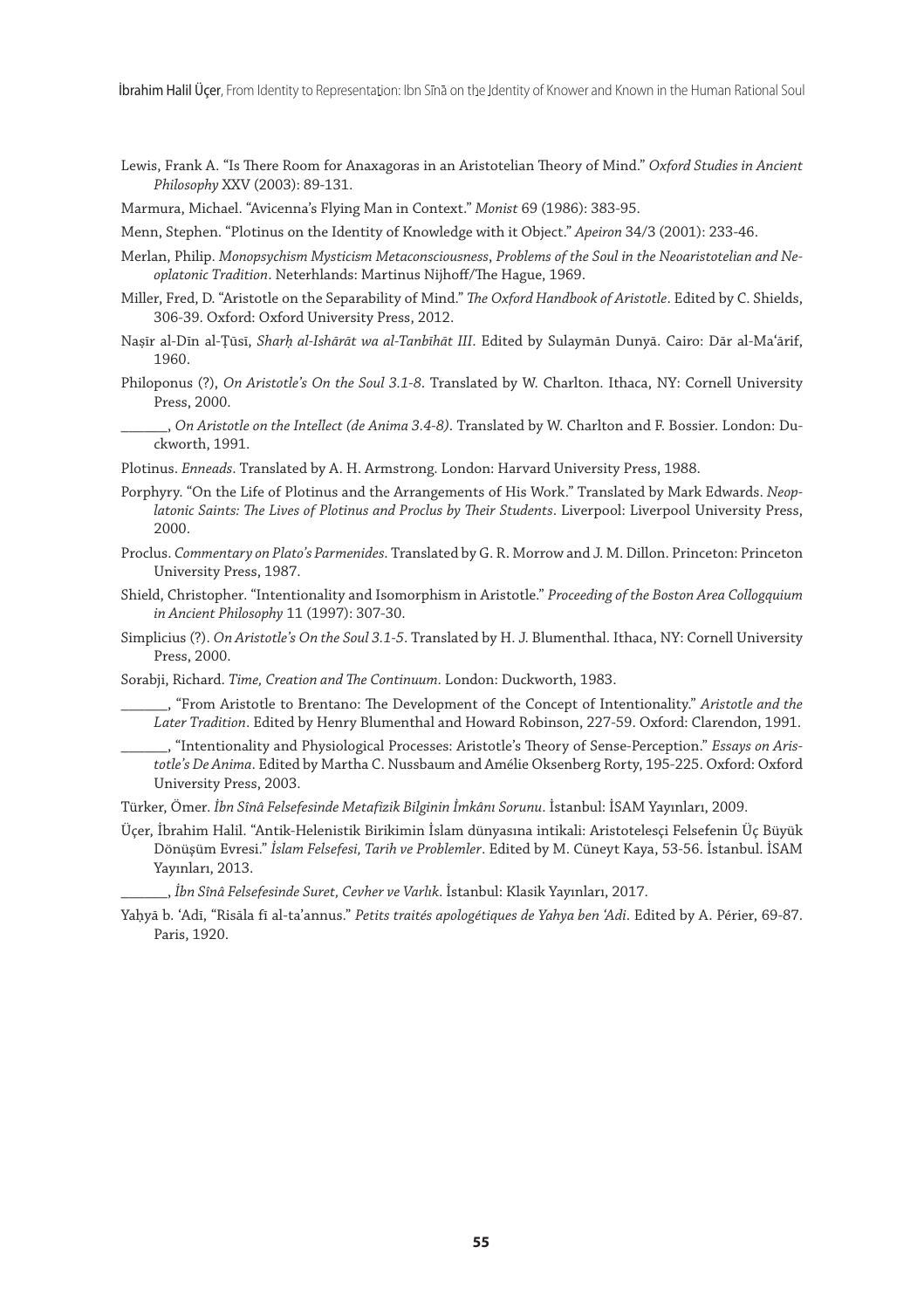Lewis, Frank A. "Is There Room for Anaxagoras in an Aristotelian Theory of Mind." *Oxford Studies in Ancient Philosophy* XXV (2003): 89-131.

Marmura, Michael. "Avicenna's Flying Man in Context." *Monist* 69 (1986): 383-95.

Menn, Stephen. "Plotinus on the Identity of Knowledge with it Object." *Apeiron* 34/3 (2001): 233-46.

Merlan, Philip. *Monopsychism Mysticism Metaconsciousness*, *Problems of the Soul in the Neoaristotelian and Neoplatonic Tradition*. Neterhlands: Martinus Nijhoff/The Hague, 1969.

Miller, Fred, D. "Aristotle on the Separability of Mind." *The Oxford Handbook of Aristotle*. Edited by C. Shields, 306-39. Oxford: Oxford University Press, 2012.

Naṣīr al-Dīn al-Ṭūsī, *Sharḥ al-Ishārāt wa al-Tanbīhāt III*. Edited by Sulaymān Dunyā. Cairo: Dār al-Ma'ārif, 1960.

Philoponus (?), *On Aristotle's On the Soul 3.1-8*. Translated by W. Charlton. Ithaca, NY: Cornell University Press, 2000.

______, *On Aristotle on the Intellect (de Anima 3.4-8)*. Translated by W. Charlton and F. Bossier. London: Duckworth, 1991.

Plotinus. *Enneads*. Translated by A. H. Armstrong. London: Harvard University Press, 1988.

Porphyry. "On the Life of Plotinus and the Arrangements of His Work." Translated by Mark Edwards. *Neoplatonic Saints: The Lives of Plotinus and Proclus by Their Students*. Liverpool: Liverpool University Press, 2000.

Proclus. *Commentary on Plato's Parmenides*. Translated by G. R. Morrow and J. M. Dillon. Princeton: Princeton University Press, 1987.

Shield, Christopher. "Intentionality and Isomorphism in Aristotle." *Proceeding of the Boston Area Collogquium in Ancient Philosophy* 11 (1997): 307-30.

Simplicius (?). *On Aristotle's On the Soul 3.1-5*. Translated by H. J. Blumenthal. Ithaca, NY: Cornell University Press, 2000.

Sorabji, Richard. *Time, Creation and The Continuum*. London: Duckworth, 1983.

______, "From Aristotle to Brentano: The Development of the Concept of Intentionality." *Aristotle and the Later Tradition*. Edited by Henry Blumenthal and Howard Robinson, 227-59. Oxford: Clarendon, 1991.

______, "Intentionality and Physiological Processes: Aristotle's Theory of Sense-Perception." *Essays on Aristotle's De Anima*. Edited by Martha C. Nussbaum and Amélie Oksenberg Rorty, 195-225. Oxford: Oxford University Press, 2003.

Türker, Ömer. *İbn Sînâ Felsefesinde Metafizik Bilginin İmkânı Sorunu*. İstanbul: İSAM Yayınları, 2009.

Üçer, İbrahim Halil. "Antik-Helenistik Birikimin İslam dünyasına intikali: Aristotelesçi Felsefenin Üç Büyük Dönüşüm Evresi." *İslam Felsefesi, Tarih ve Problemler*. Edited by M. Cüneyt Kaya, 53-56. İstanbul. İSAM Yayınları, 2013.

______, *İbn Sînâ Felsefesinde Suret, Cevher ve Varlık*. İstanbul: Klasik Yayınları, 2017.

Yaḥyā b. 'Adī, "Risāla fī al-ta'annus." *Petits traités apologétiques de Yahya ben 'Adi*. Edited by A. Périer, 69-87. Paris, 1920.